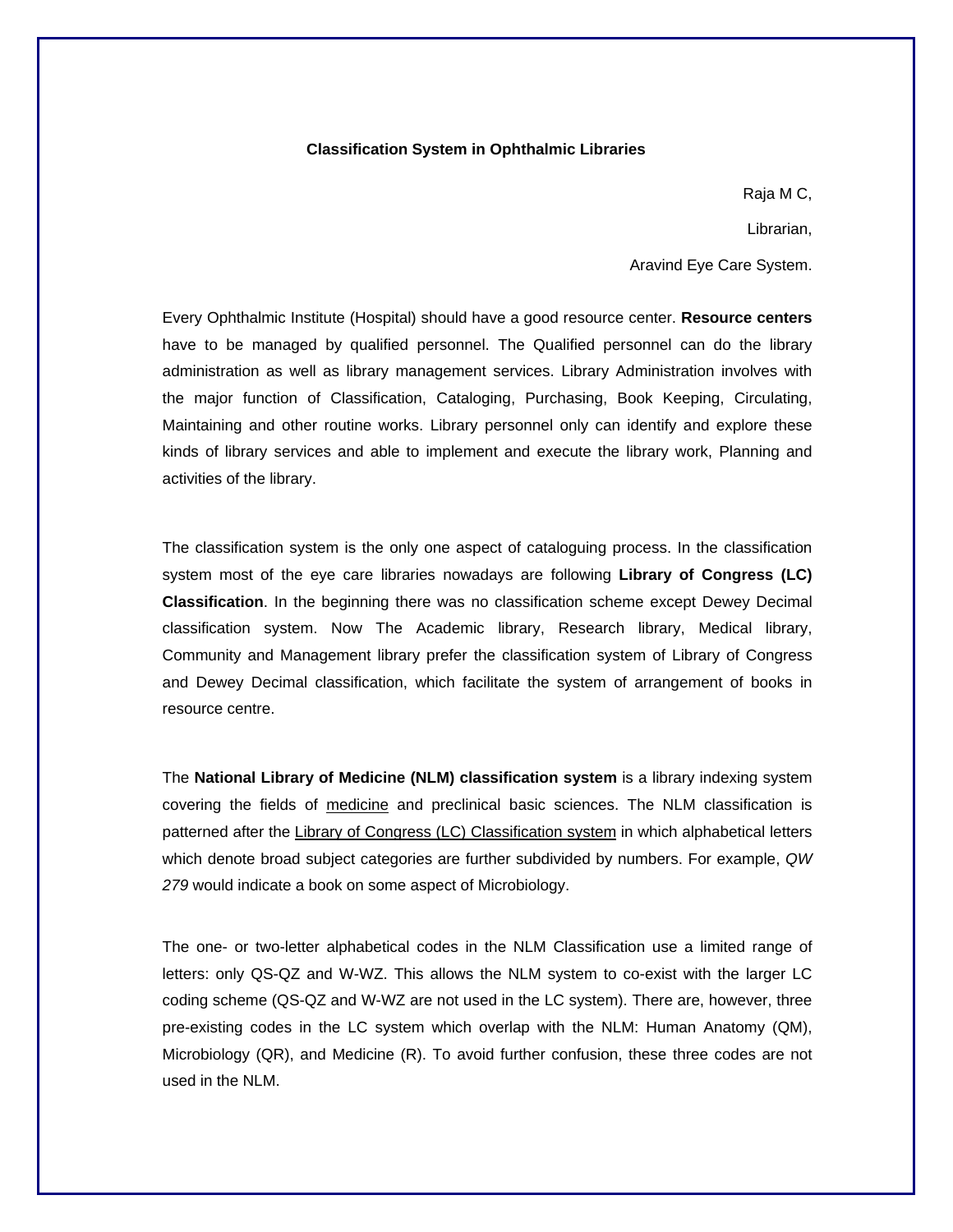# Classification System in Ophthalmic Libraries

Raja M C,

Librarian,

Aravind Eye Care System.

Every Ophthalmic Institute (Hospital) should have a good resource center. **Resource centers** have to be managed by qualified personnel. The Qualified personnel can do the library administration as well as library management services. Library Administration involves with the major function of Classification, Cataloging, Purchasing, Book Keeping, Circulating, Maintaining and other routine works. Library personnel only can identify and explore these kinds of library services and able to implement and execute the library work, Planning and activities of the library.

The classification system is the only one aspect of cataloguing process. In the classification system most of the eye care libraries nowadays are following **Library of Congress (LC) Classification**. In the beginning there was no classification scheme except Dewey Decimal classification system. Now The Academic library, Research library, Medical library, Community and Management library prefer the classification system of Library of Congress and Dewey Decimal classification, which facilitate the system of arrangement of books in resource centre.

The **National Library of Medicine (NLM) classification system** is a library indexing system covering the fields of medicine and preclinical basic sciences. The NLM classification is patterned after the Library of Congress (LC) Classification system in which alphabetical letters which denote broad subject categories are further subdivided by numbers. For example, *QW 279* would indicate a book on some aspect of Microbiology.

The one- or two-letter alphabetical codes in the NLM Classification use a limited range of letters: only QS-QZ and W-WZ. This allows the NLM system to co-exist with the larger LC coding scheme (QS-QZ and W-WZ are not used in the LC system). There are, however, three pre-existing codes in the LC system which overlap with the NLM: Human Anatomy (QM), Microbiology (QR), and Medicine (R). To avoid further confusion, these three codes are not used in the NLM.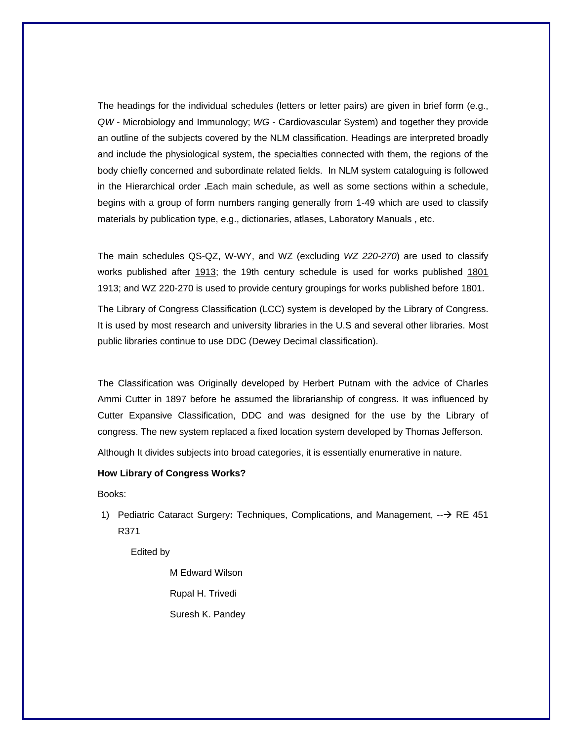The headings for the individual schedules (letters or letter pairs) are given in brief form (e.g., *QW* - Microbiology and Immunology; *WG* - Cardiovascular System) and together they provide an outline of the subjects covered by the NLM classification. Headings are interpreted broadly and include the physiological system, the specialties connected with them, the regions of the body chiefly concerned and subordinate related fields. In NLM system cataloguing is followed in the Hierarchical order **.**Each main schedule, as well as some sections within a schedule, begins with a group of form numbers ranging generally from 1-49 which are used to classify materials by publication type, e.g., dictionaries, atlases, Laboratory Manuals , etc.

The main schedules QS-QZ, W-WY, and WZ (excluding *WZ 220-270*) are used to classify works published after 1913; the 19th century schedule is used for works published 1801 1913; and WZ 220-270 is used to provide century groupings for works published before 1801.

The Library of Congress Classification (LCC) system is developed by the Library of Congress. It is used by most research and university libraries in the U.S and several other libraries. Most public libraries continue to use DDC (Dewey Decimal classification).

The Classification was Originally developed by Herbert Putnam with the advice of Charles Ammi Cutter in 1897 before he assumed the librarianship of congress. It was influenced by Cutter Expansive Classification, DDC and was designed for the use by the Library of congress. The new system replaced a fixed location system developed by Thomas Jefferson.

Although It divides subjects into broad categories, it is essentially enumerative in nature.

**How Library of Congress Works?**

Books:

1) Pediatric Cataract Surgery**:** Techniques, Complications, and Management, --→ RE 451 R371

   Edited by

   M Edward Wilson

   Rupal H. Trivedi

   Suresh K. Pandey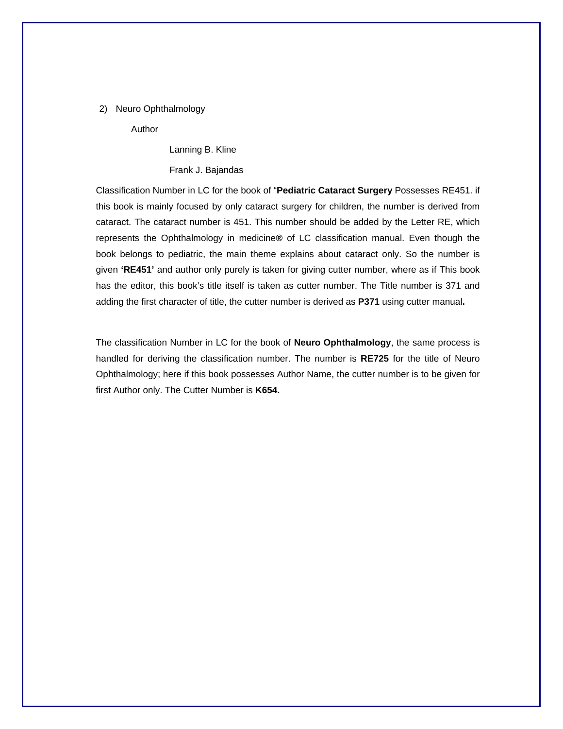2) Neuro Ophthalmology

Author

Lanning B. Kline

Frank J. Bajandas

Classification Number in LC for the book of "**Pediatric Cataract Surgery** Possesses RE451. if this book is mainly focused by only cataract surgery for children, the number is derived from cataract. The cataract number is 451. This number should be added by the Letter RE, which represents the Ophthalmology in medicine**®** of LC classification manual. Even though the book belongs to pediatric, the main theme explains about cataract only. So the number is given **'RE451'** and author only purely is taken for giving cutter number, where as if This book has the editor, this book's title itself is taken as cutter number. The Title number is 371 and adding the first character of title, the cutter number is derived as **P371** using cutter manual**.**

The classification Number in LC for the book of **Neuro Ophthalmology**, the same process is handled for deriving the classification number. The number is **RE725** for the title of Neuro Ophthalmology; here if this book possesses Author Name, the cutter number is to be given for first Author only. The Cutter Number is **K654.**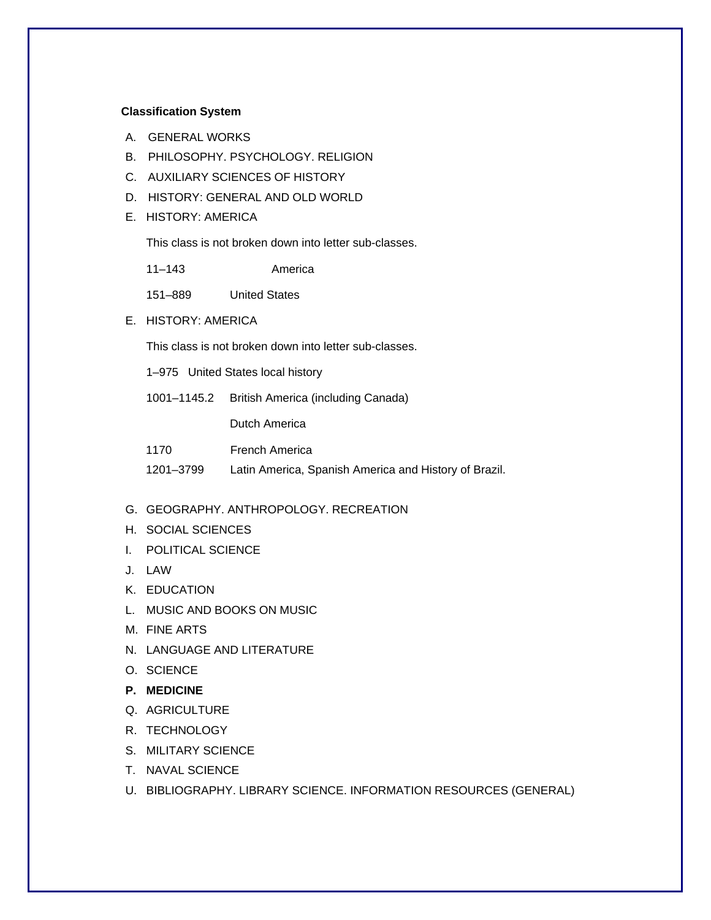**Classification System**

A. GENERAL WORKS

B. PHILOSOPHY. PSYCHOLOGY. RELIGION

C. AUXILIARY SCIENCES OF HISTORY

D. HISTORY: GENERAL AND OLD WORLD

E. HISTORY: AMERICA

This class is not broken down into letter sub-classes.

11–143 America

151–889 United States

E. HISTORY: AMERICA

This class is not broken down into letter sub-classes.

1–975 United States local history

1001–1145.2 British America (including Canada)

Dutch America

1170 French America

1201–3799 Latin America, Spanish America and History of Brazil.

G. GEOGRAPHY. ANTHROPOLOGY. RECREATION

H. SOCIAL SCIENCES

I. POLITICAL SCIENCE

J. LAW

K. EDUCATION

L. MUSIC AND BOOKS ON MUSIC

M. FINE ARTS

N. LANGUAGE AND LITERATURE

O. SCIENCE

**P. MEDICINE**

Q. AGRICULTURE

R. TECHNOLOGY

S. MILITARY SCIENCE

T. NAVAL SCIENCE

U. BIBLIOGRAPHY. LIBRARY SCIENCE. INFORMATION RESOURCES (GENERAL)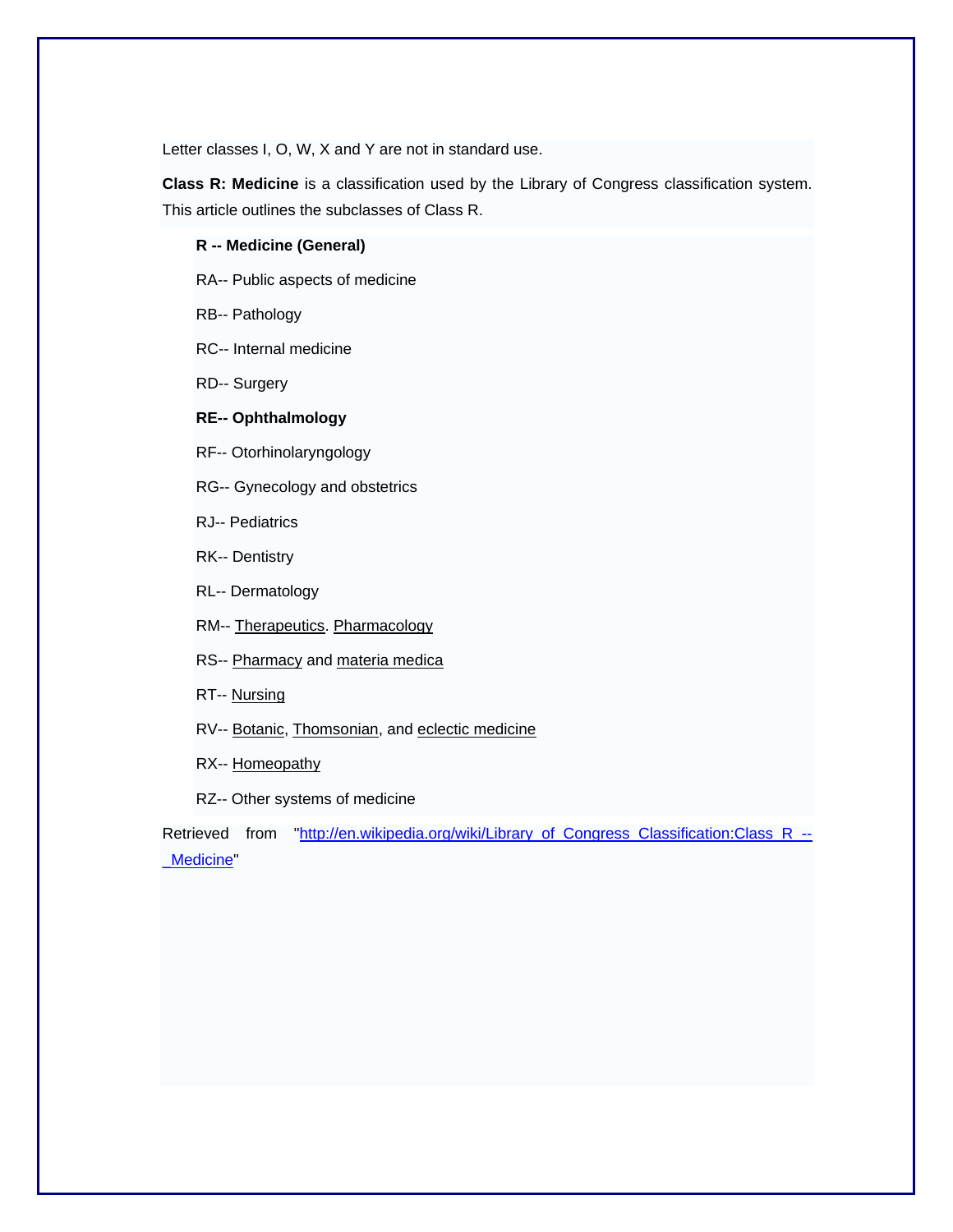Letter classes I, O, W, X and Y are not in standard use.

**Class R: Medicine** is a classification used by the Library of Congress classification system. This article outlines the subclasses of Class R.

**R -- Medicine (General)**

RA-- Public aspects of medicine

RB-- Pathology

RC-- Internal medicine

RD-- Surgery

**RE-- Ophthalmology**

RF-- Otorhinolaryngology

RG-- Gynecology and obstetrics

RJ-- Pediatrics

RK-- Dentistry

RL-- Dermatology

RM-- Therapeutics. Pharmacology

RS-- Pharmacy and materia medica

RT-- Nursing

RV-- Botanic, Thomsonian, and eclectic medicine

RX-- Homeopathy

RZ-- Other systems of medicine

Retrieved from "http://en.wikipedia.org/wiki/Library_of_Congress_Classification:Class_R_--_Medicine"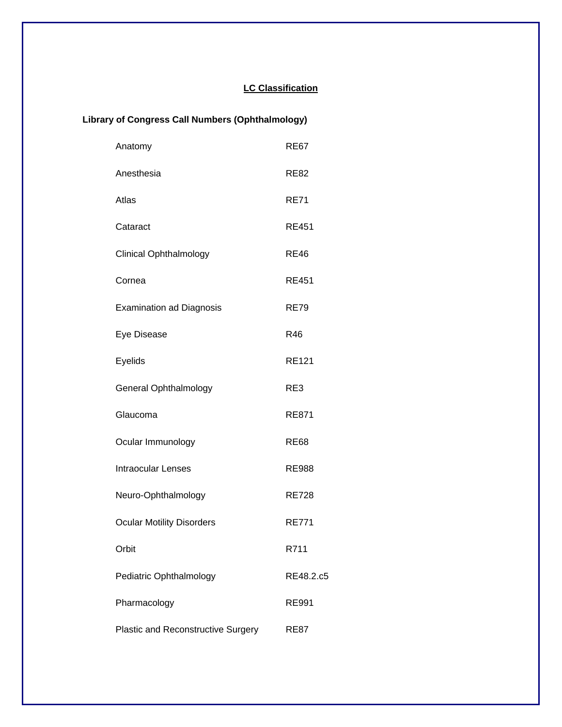# LC Classification

**Library of Congress Call Numbers (Ophthalmology)**

| | |
|---|---|
| Anatomy | RE67 |
| Anesthesia | RE82 |
| Atlas | RE71 |
| Cataract | RE451 |
| Clinical Ophthalmology | RE46 |
| Cornea | RE451 |
| Examination ad Diagnosis | RE79 |
| Eye Disease | R46 |
| Eyelids | RE121 |
| General Ophthalmology | RE3 |
| Glaucoma | RE871 |
| Ocular Immunology | RE68 |
| Intraocular Lenses | RE988 |
| Neuro-Ophthalmology | RE728 |
| Ocular Motility Disorders | RE771 |
| Orbit | R711 |
| Pediatric Ophthalmology | RE48.2.c5 |
| Pharmacology | RE991 |
| Plastic and Reconstructive Surgery | RE87 |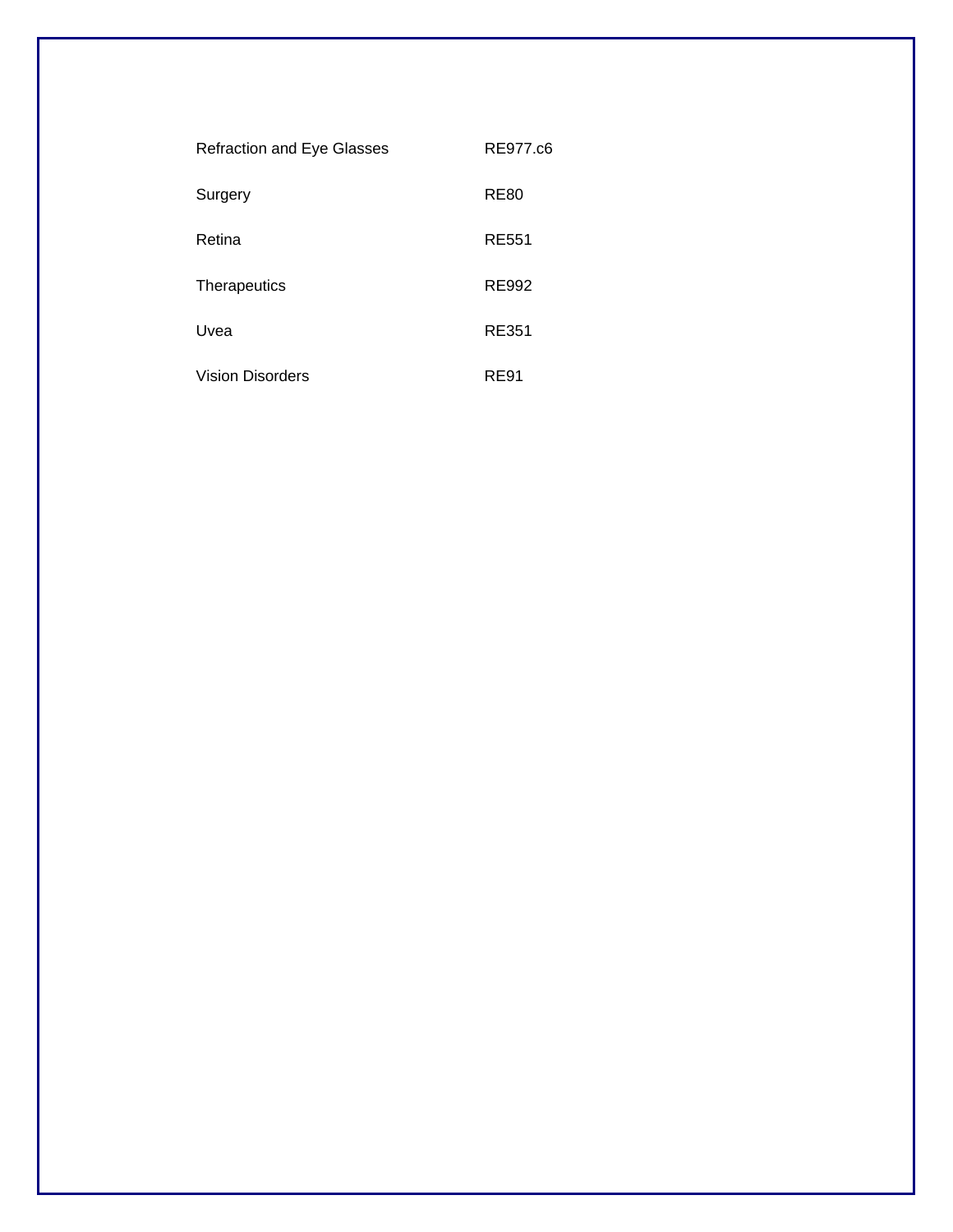| | |
|---|---|
| Refraction and Eye Glasses | RE977.c6 |
| Surgery | RE80 |
| Retina | RE551 |
| Therapeutics | RE992 |
| Uvea | RE351 |
| Vision Disorders | RE91 |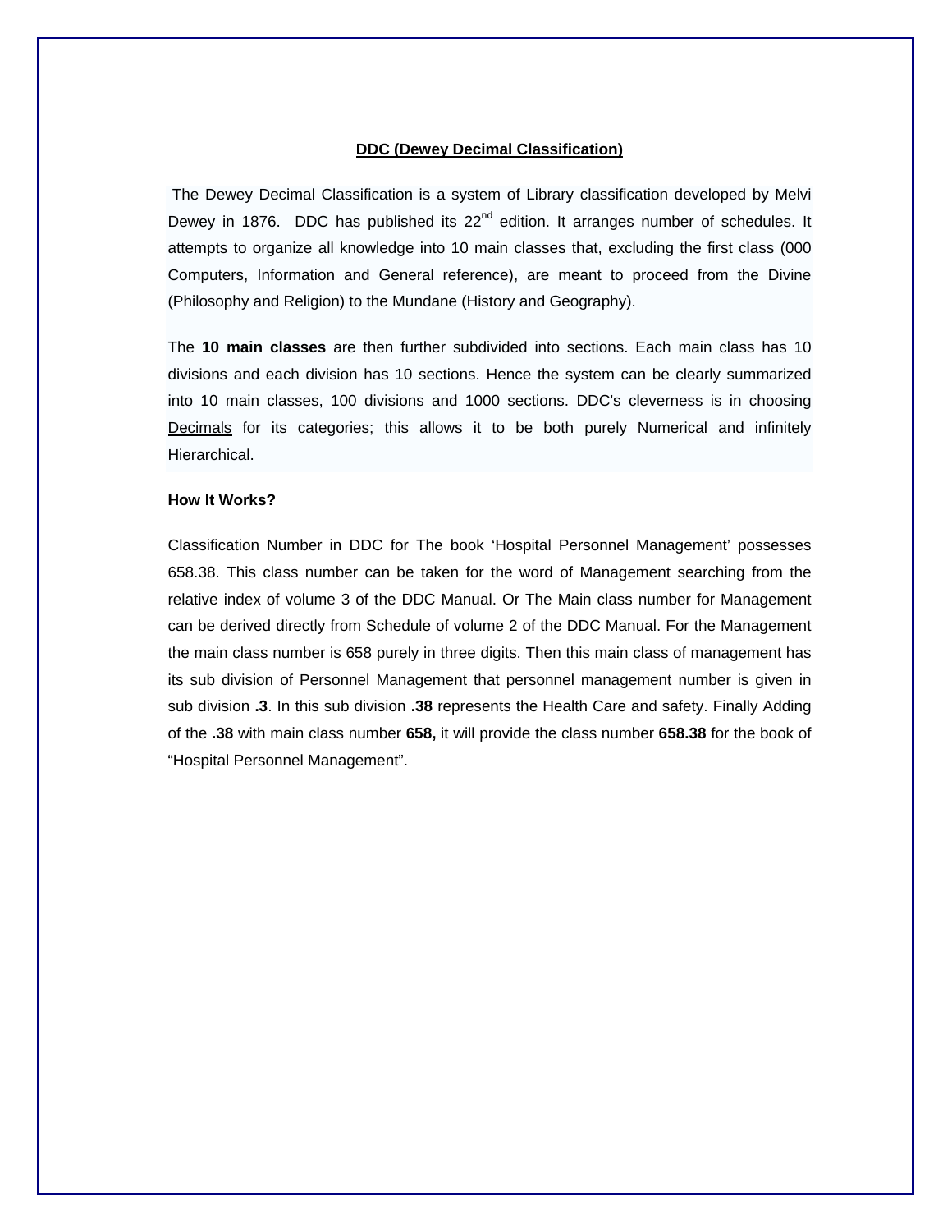## DDC (Dewey Decimal Classification)

The Dewey Decimal Classification is a system of Library classification developed by Melvi Dewey in 1876. DDC has published its 22nd edition. It arranges number of schedules. It attempts to organize all knowledge into 10 main classes that, excluding the first class (000 Computers, Information and General reference), are meant to proceed from the Divine (Philosophy and Religion) to the Mundane (History and Geography).

The **10 main classes** are then further subdivided into sections. Each main class has 10 divisions and each division has 10 sections. Hence the system can be clearly summarized into 10 main classes, 100 divisions and 1000 sections. DDC's cleverness is in choosing Decimals for its categories; this allows it to be both purely Numerical and infinitely Hierarchical.

**How It Works?**

Classification Number in DDC for The book 'Hospital Personnel Management' possesses 658.38. This class number can be taken for the word of Management searching from the relative index of volume 3 of the DDC Manual. Or The Main class number for Management can be derived directly from Schedule of volume 2 of the DDC Manual. For the Management the main class number is 658 purely in three digits. Then this main class of management has its sub division of Personnel Management that personnel management number is given in sub division **.3**. In this sub division **.38** represents the Health Care and safety. Finally Adding of the **.38** with main class number **658,** it will provide the class number **658.38** for the book of "Hospital Personnel Management".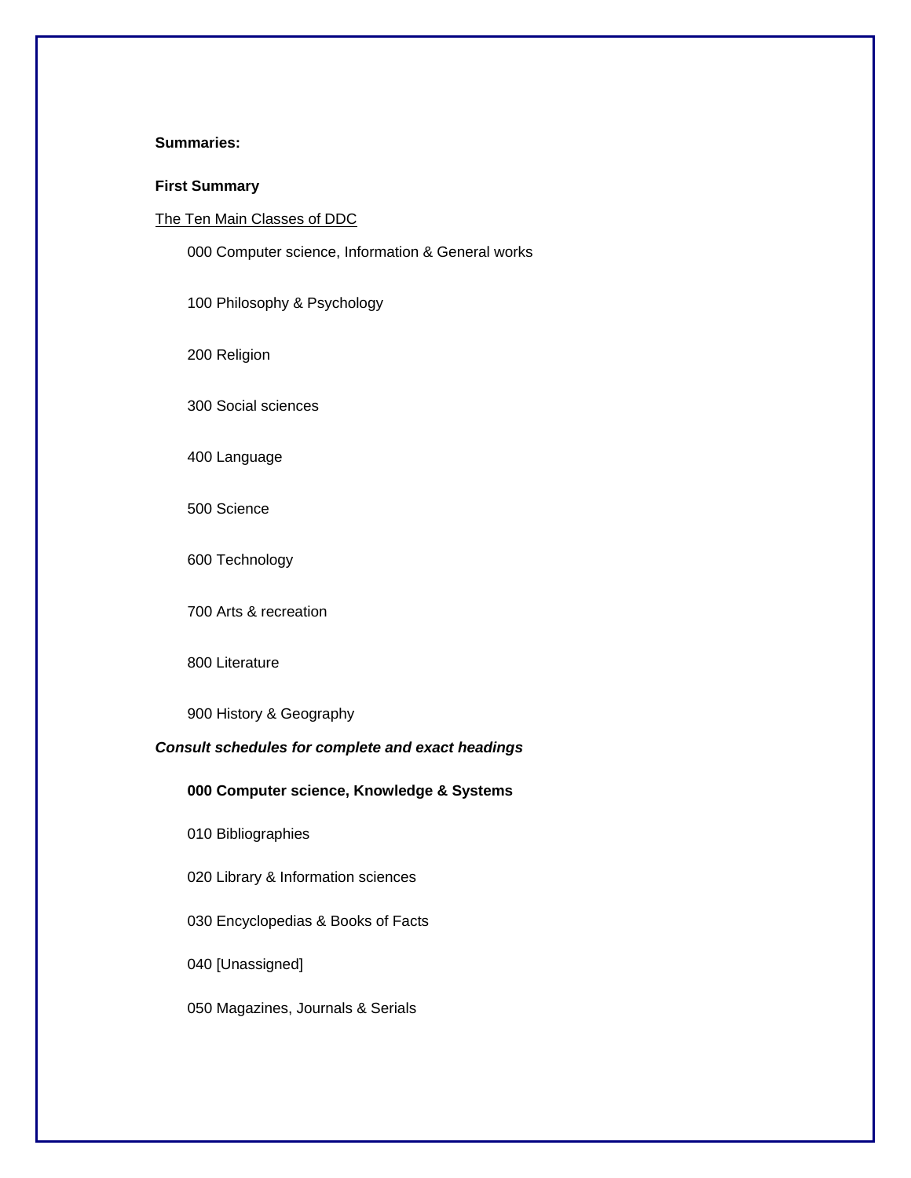**Summaries:**

**First Summary**

The Ten Main Classes of DDC

000 Computer science, Information & General works

100 Philosophy & Psychology

200 Religion

300 Social sciences

400 Language

500 Science

600 Technology

700 Arts & recreation

800 Literature

900 History & Geography

***Consult schedules for complete and exact headings***

**000 Computer science, Knowledge & Systems**

010 Bibliographies

020 Library & Information sciences

030 Encyclopedias & Books of Facts

040 [Unassigned]

050 Magazines, Journals & Serials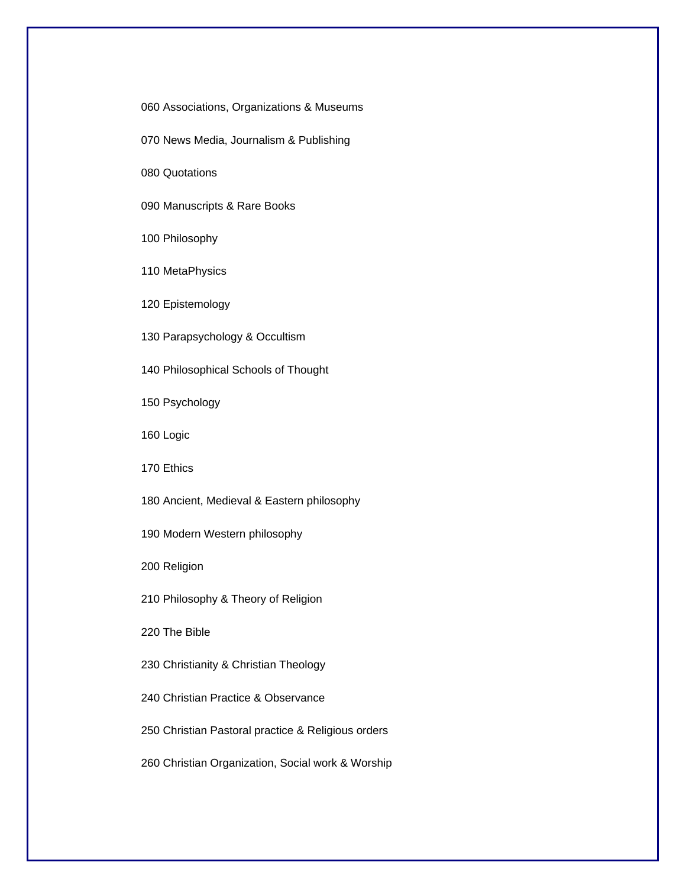060 Associations, Organizations & Museums

070 News Media, Journalism & Publishing

080 Quotations

090 Manuscripts & Rare Books

100 Philosophy

110 MetaPhysics

120 Epistemology

130 Parapsychology & Occultism

140 Philosophical Schools of Thought

150 Psychology

160 Logic

170 Ethics

180 Ancient, Medieval & Eastern philosophy

190 Modern Western philosophy

200 Religion

210 Philosophy & Theory of Religion

220 The Bible

230 Christianity & Christian Theology

240 Christian Practice & Observance

250 Christian Pastoral practice & Religious orders

260 Christian Organization, Social work & Worship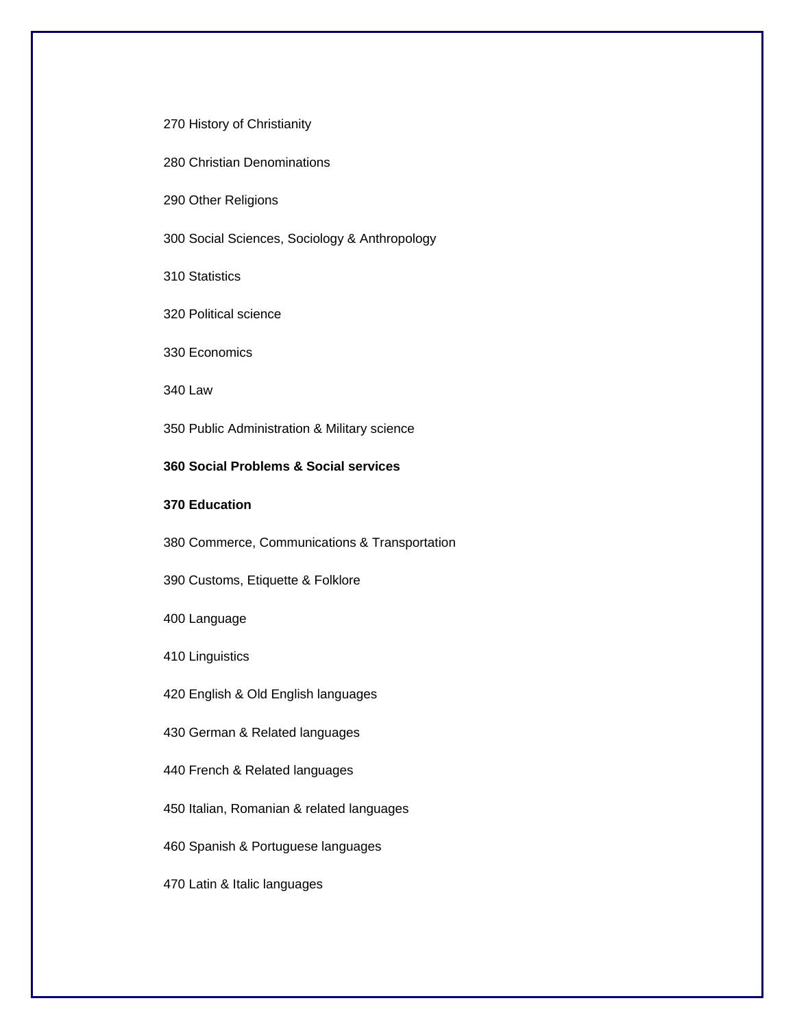270 History of Christianity

280 Christian Denominations

290 Other Religions

300 Social Sciences, Sociology & Anthropology

310 Statistics

320 Political science

330 Economics

340 Law

350 Public Administration & Military science

**360 Social Problems & Social services**

**370 Education**

380 Commerce, Communications & Transportation

390 Customs, Etiquette & Folklore

400 Language

410 Linguistics

420 English & Old English languages

430 German & Related languages

440 French & Related languages

450 Italian, Romanian & related languages

460 Spanish & Portuguese languages

470 Latin & Italic languages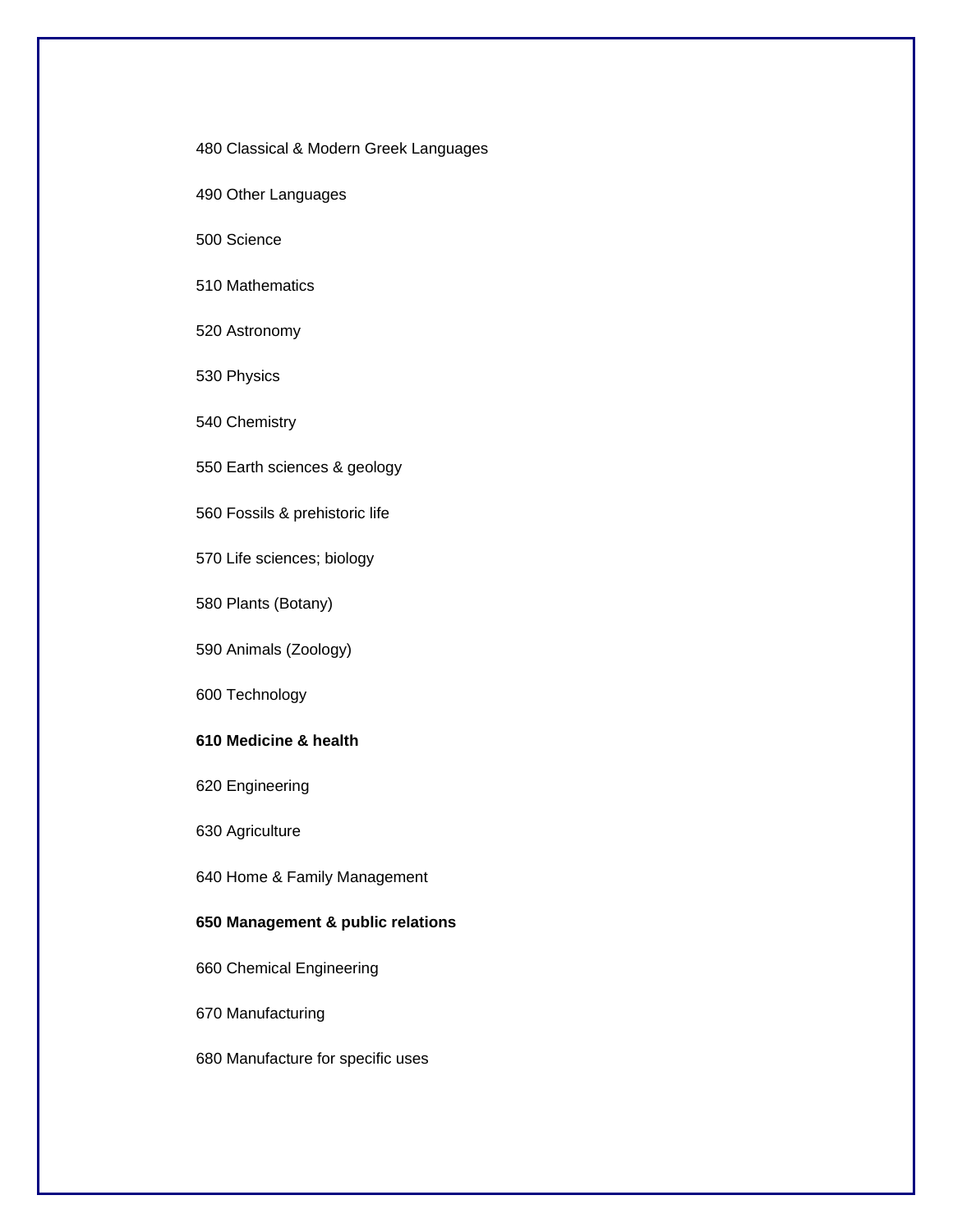480 Classical & Modern Greek Languages

490 Other Languages

500 Science

510 Mathematics

520 Astronomy

530 Physics

540 Chemistry

550 Earth sciences & geology

560 Fossils & prehistoric life

570 Life sciences; biology

580 Plants (Botany)

590 Animals (Zoology)

600 Technology

**610 Medicine & health**

620 Engineering

630 Agriculture

640 Home & Family Management

**650 Management & public relations**

660 Chemical Engineering

670 Manufacturing

680 Manufacture for specific uses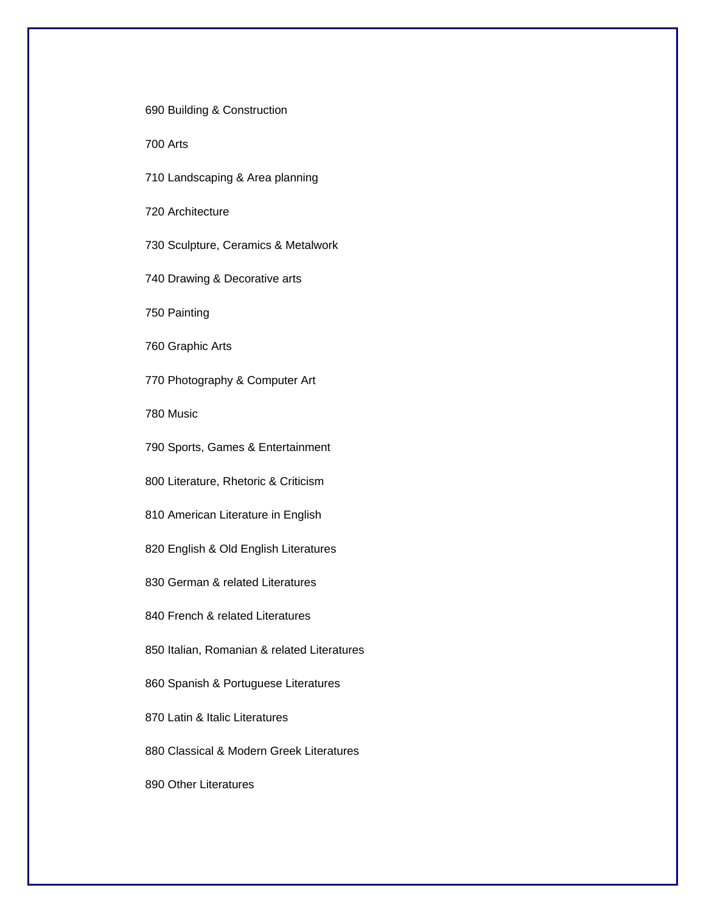690 Building & Construction

700 Arts

710 Landscaping & Area planning

720 Architecture

730 Sculpture, Ceramics & Metalwork

740 Drawing & Decorative arts

750 Painting

760 Graphic Arts

770 Photography & Computer Art

780 Music

790 Sports, Games & Entertainment

800 Literature, Rhetoric & Criticism

810 American Literature in English

820 English & Old English Literatures

830 German & related Literatures

840 French & related Literatures

850 Italian, Romanian & related Literatures

860 Spanish & Portuguese Literatures

870 Latin & Italic Literatures

880 Classical & Modern Greek Literatures

890 Other Literatures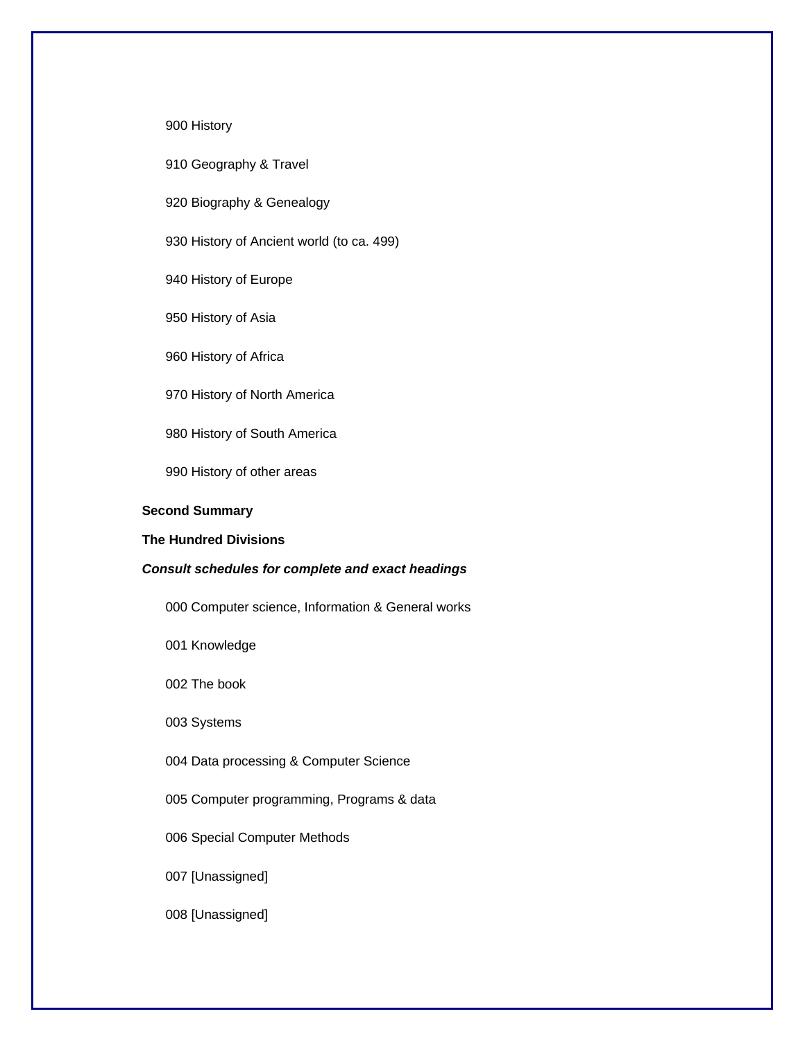900 History

910 Geography & Travel

920 Biography & Genealogy

930 History of Ancient world (to ca. 499)

940 History of Europe

950 History of Asia

960 History of Africa

970 History of North America

980 History of South America

990 History of other areas

**Second Summary**

**The Hundred Divisions**

***Consult schedules for complete and exact headings***

000 Computer science, Information & General works

001 Knowledge

002 The book

003 Systems

004 Data processing & Computer Science

005 Computer programming, Programs & data

006 Special Computer Methods

007 [Unassigned]

008 [Unassigned]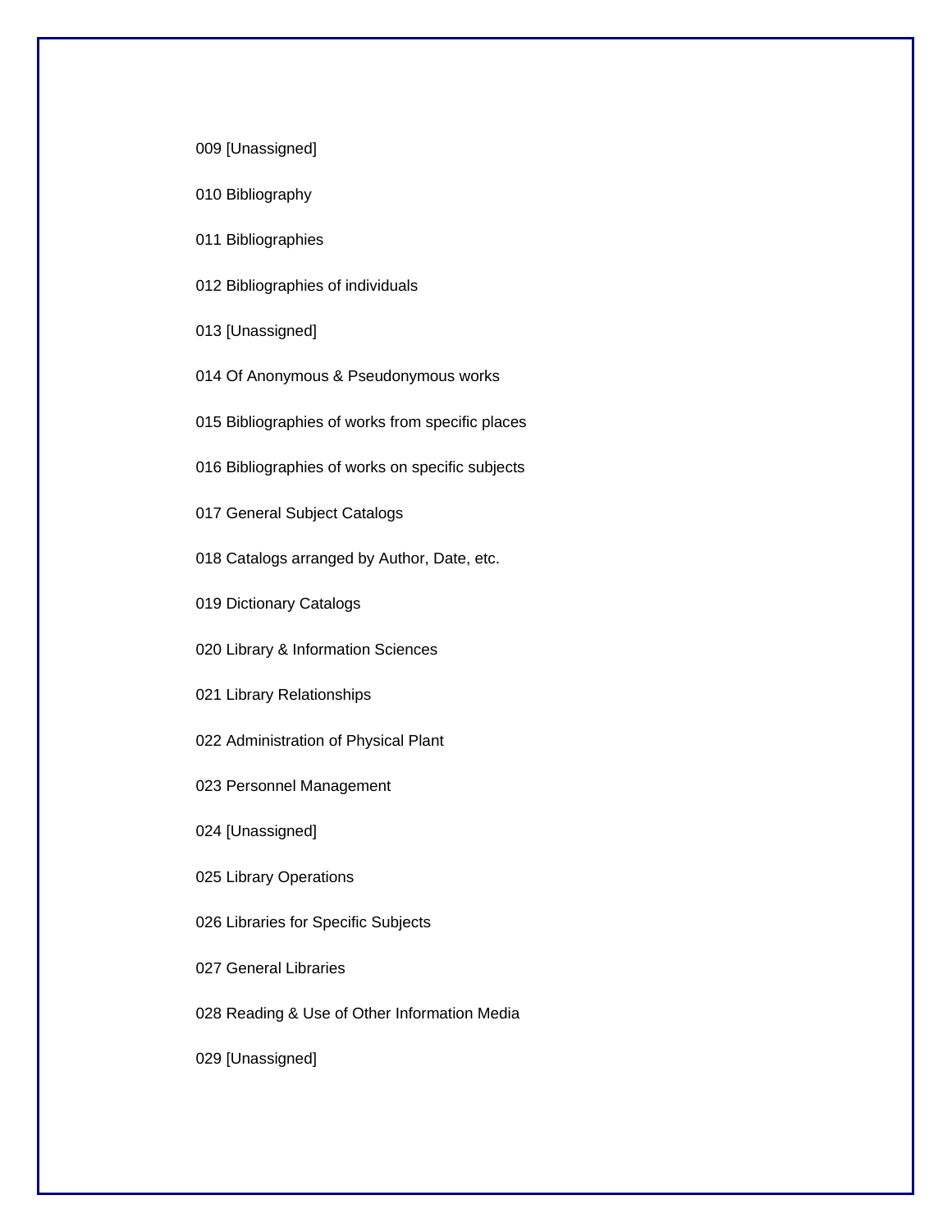009 [Unassigned]

010 Bibliography

011 Bibliographies

012 Bibliographies of individuals

013 [Unassigned]

014 Of Anonymous & Pseudonymous works

015 Bibliographies of works from specific places

016 Bibliographies of works on specific subjects

017 General Subject Catalogs

018 Catalogs arranged by Author, Date, etc.

019 Dictionary Catalogs

020 Library & Information Sciences

021 Library Relationships

022 Administration of Physical Plant

023 Personnel Management

024 [Unassigned]

025 Library Operations

026 Libraries for Specific Subjects

027 General Libraries

028 Reading & Use of Other Information Media

029 [Unassigned]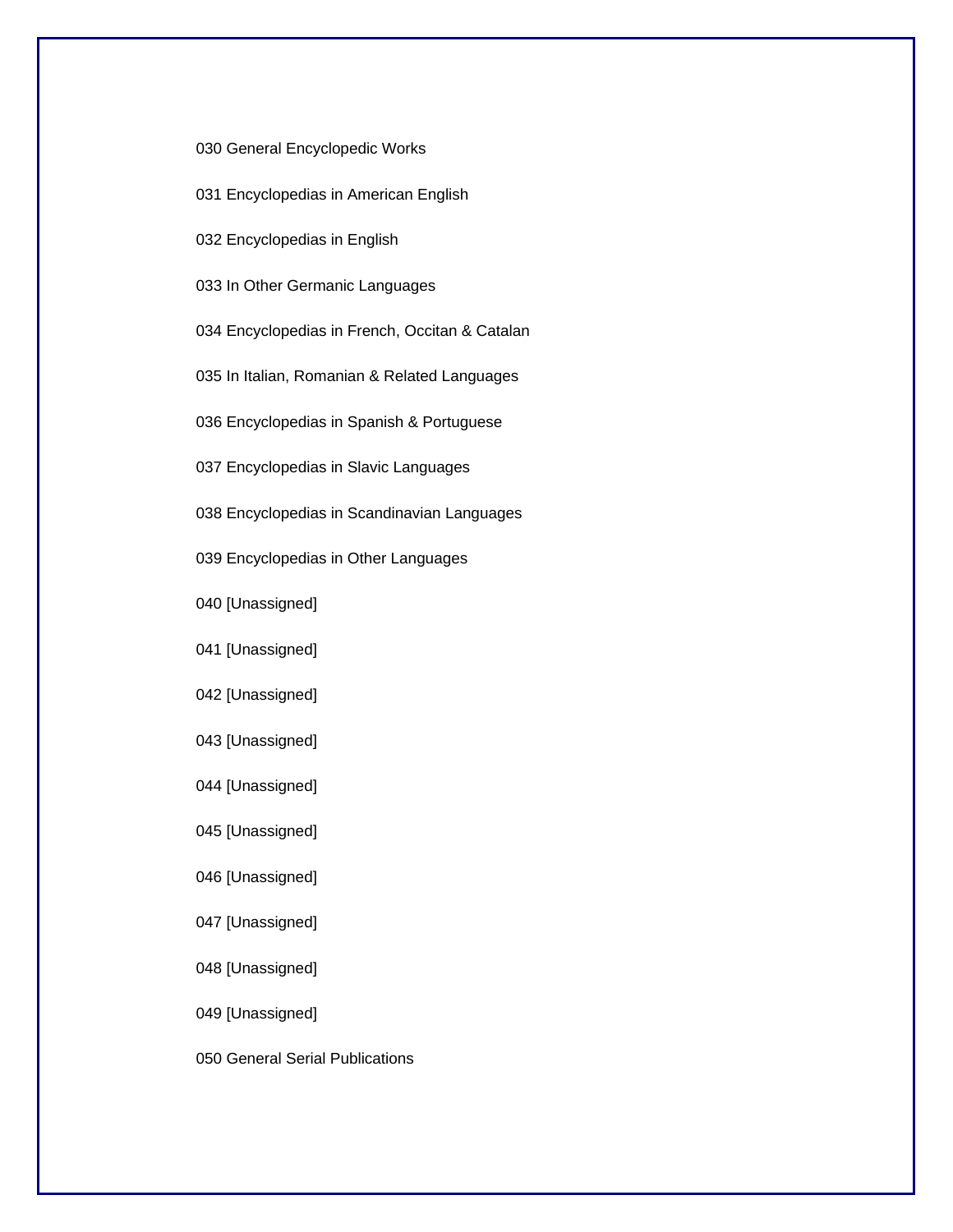030 General Encyclopedic Works

031 Encyclopedias in American English

032 Encyclopedias in English

033 In Other Germanic Languages

034 Encyclopedias in French, Occitan & Catalan

035 In Italian, Romanian & Related Languages

036 Encyclopedias in Spanish & Portuguese

037 Encyclopedias in Slavic Languages

038 Encyclopedias in Scandinavian Languages

039 Encyclopedias in Other Languages

040 [Unassigned]

041 [Unassigned]

042 [Unassigned]

043 [Unassigned]

044 [Unassigned]

045 [Unassigned]

046 [Unassigned]

047 [Unassigned]

048 [Unassigned]

049 [Unassigned]

050 General Serial Publications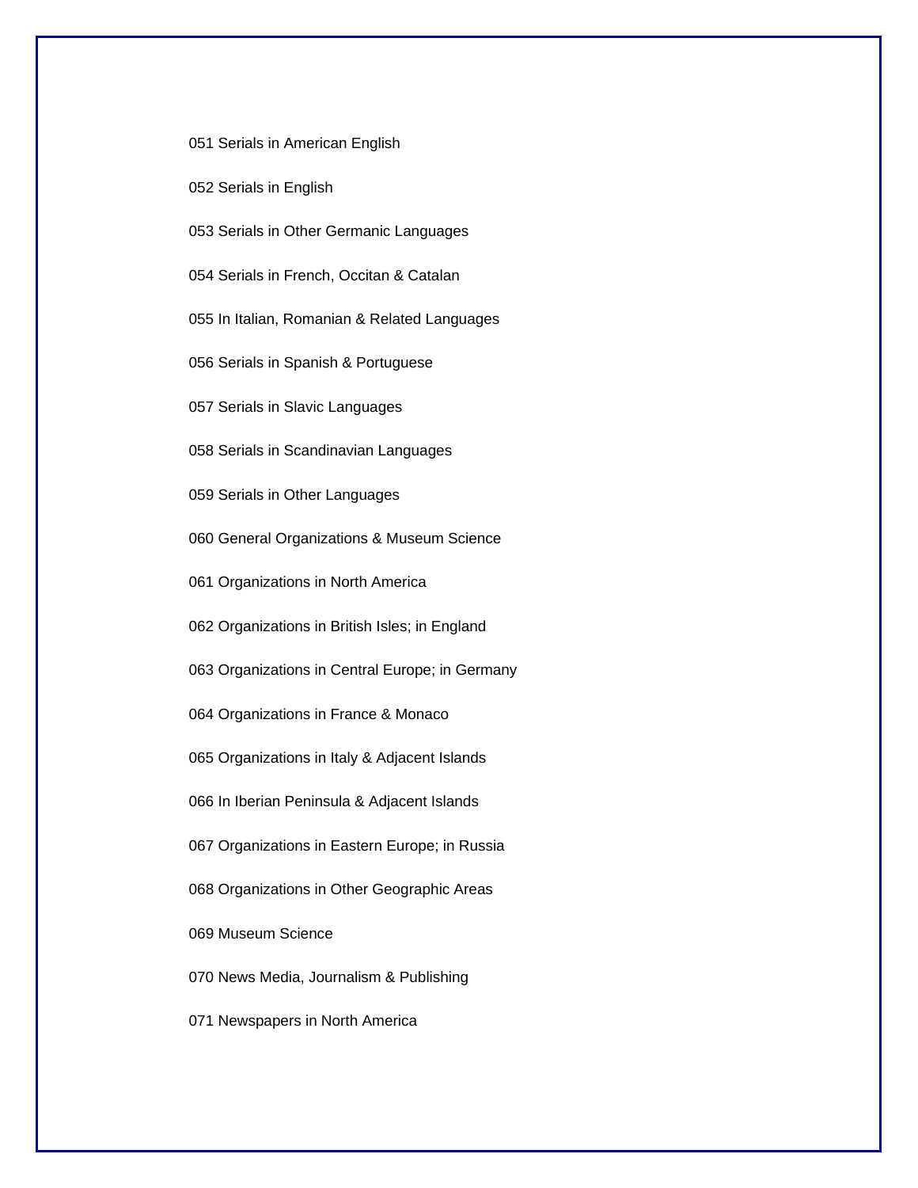051 Serials in American English

052 Serials in English

053 Serials in Other Germanic Languages

054 Serials in French, Occitan & Catalan

055 In Italian, Romanian & Related Languages

056 Serials in Spanish & Portuguese

057 Serials in Slavic Languages

058 Serials in Scandinavian Languages

059 Serials in Other Languages

060 General Organizations & Museum Science

061 Organizations in North America

062 Organizations in British Isles; in England

063 Organizations in Central Europe; in Germany

064 Organizations in France & Monaco

065 Organizations in Italy & Adjacent Islands

066 In Iberian Peninsula & Adjacent Islands

067 Organizations in Eastern Europe; in Russia

068 Organizations in Other Geographic Areas

069 Museum Science

070 News Media, Journalism & Publishing

071 Newspapers in North America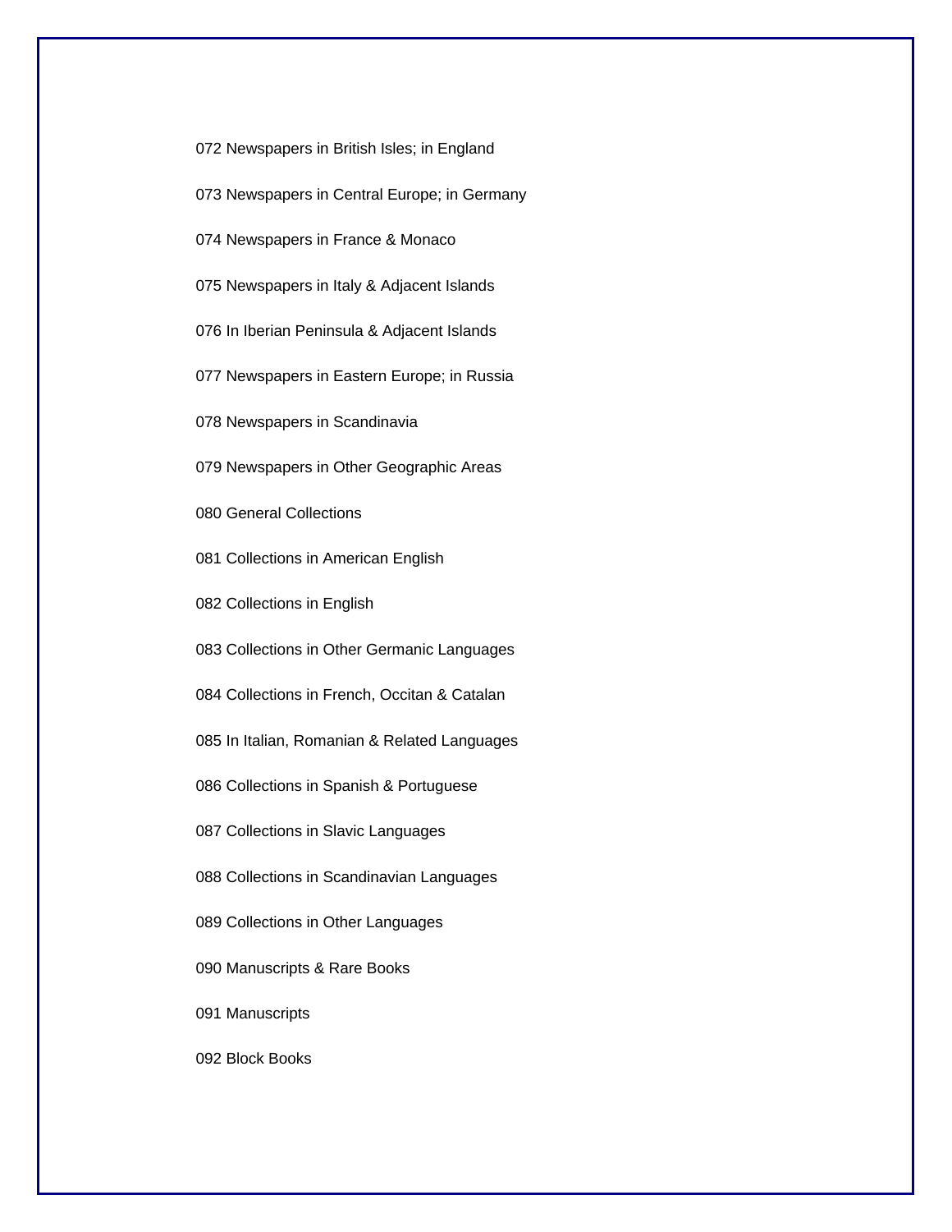072 Newspapers in British Isles; in England

073 Newspapers in Central Europe; in Germany

074 Newspapers in France & Monaco

075 Newspapers in Italy & Adjacent Islands

076 In Iberian Peninsula & Adjacent Islands

077 Newspapers in Eastern Europe; in Russia

078 Newspapers in Scandinavia

079 Newspapers in Other Geographic Areas

080 General Collections

081 Collections in American English

082 Collections in English

083 Collections in Other Germanic Languages

084 Collections in French, Occitan & Catalan

085 In Italian, Romanian & Related Languages

086 Collections in Spanish & Portuguese

087 Collections in Slavic Languages

088 Collections in Scandinavian Languages

089 Collections in Other Languages

090 Manuscripts & Rare Books

091 Manuscripts

092 Block Books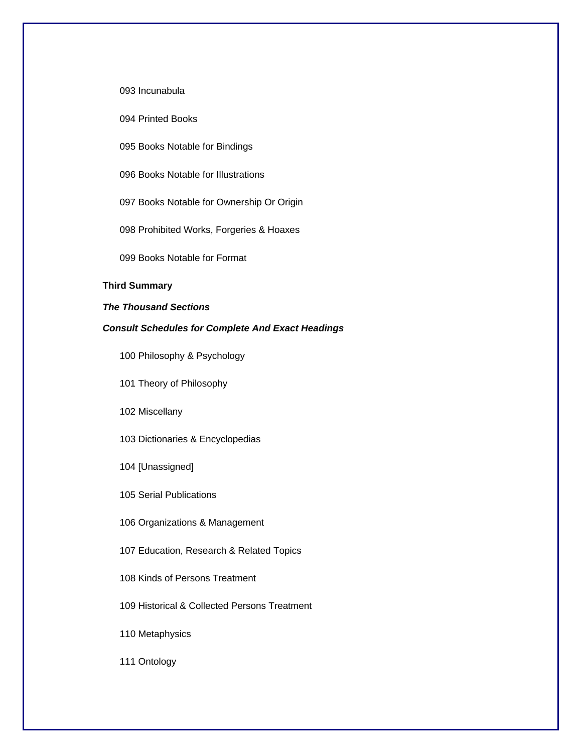093 Incunabula

094 Printed Books

095 Books Notable for Bindings

096 Books Notable for Illustrations

097 Books Notable for Ownership Or Origin

098 Prohibited Works, Forgeries & Hoaxes

099 Books Notable for Format

**Third Summary**

***The Thousand Sections***

***Consult Schedules for Complete And Exact Headings***

100 Philosophy & Psychology

101 Theory of Philosophy

102 Miscellany

103 Dictionaries & Encyclopedias

104 [Unassigned]

105 Serial Publications

106 Organizations & Management

107 Education, Research & Related Topics

108 Kinds of Persons Treatment

109 Historical & Collected Persons Treatment

110 Metaphysics

111 Ontology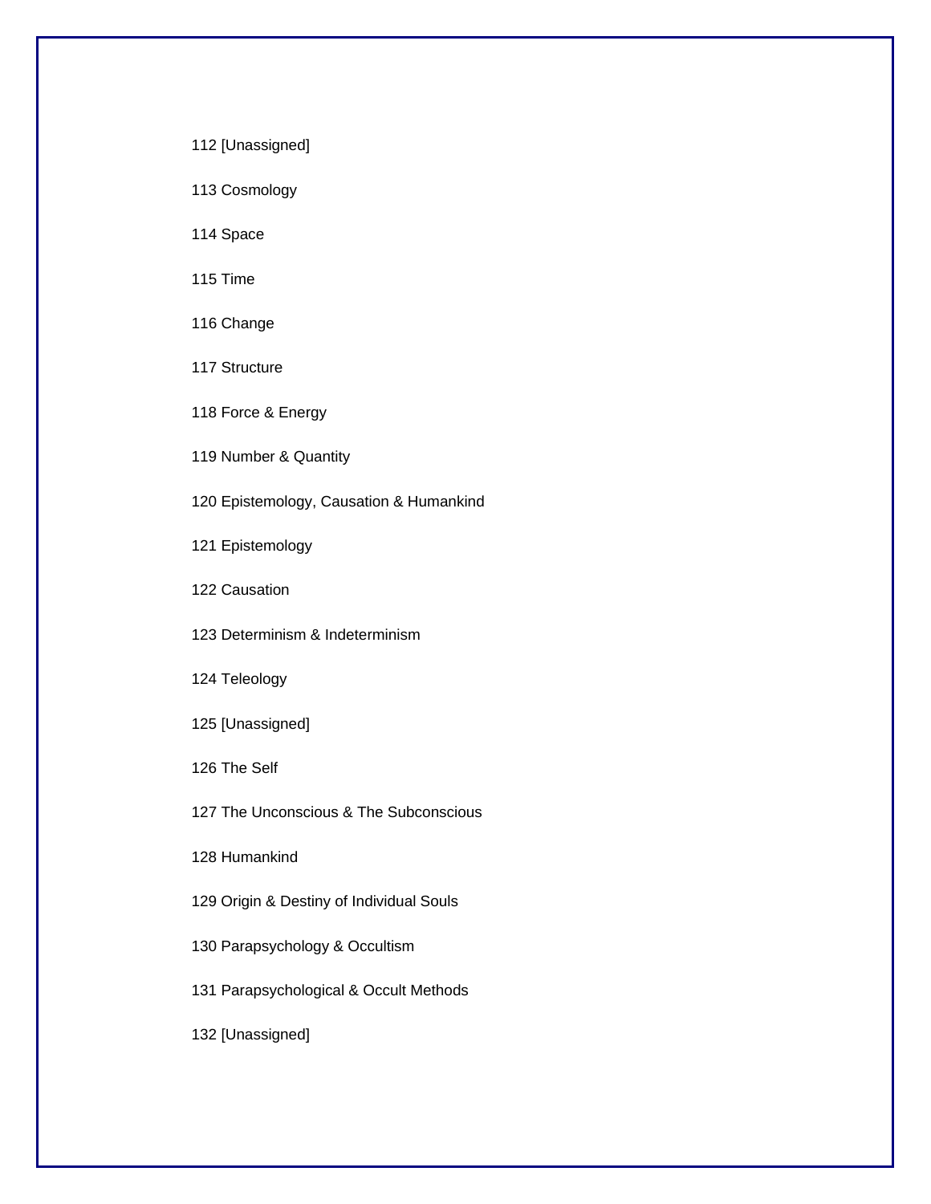112 [Unassigned]

113 Cosmology

114 Space

115 Time

116 Change

117 Structure

118 Force & Energy

119 Number & Quantity

120 Epistemology, Causation & Humankind

121 Epistemology

122 Causation

123 Determinism & Indeterminism

124 Teleology

125 [Unassigned]

126 The Self

127 The Unconscious & The Subconscious

128 Humankind

129 Origin & Destiny of Individual Souls

130 Parapsychology & Occultism

131 Parapsychological & Occult Methods

132 [Unassigned]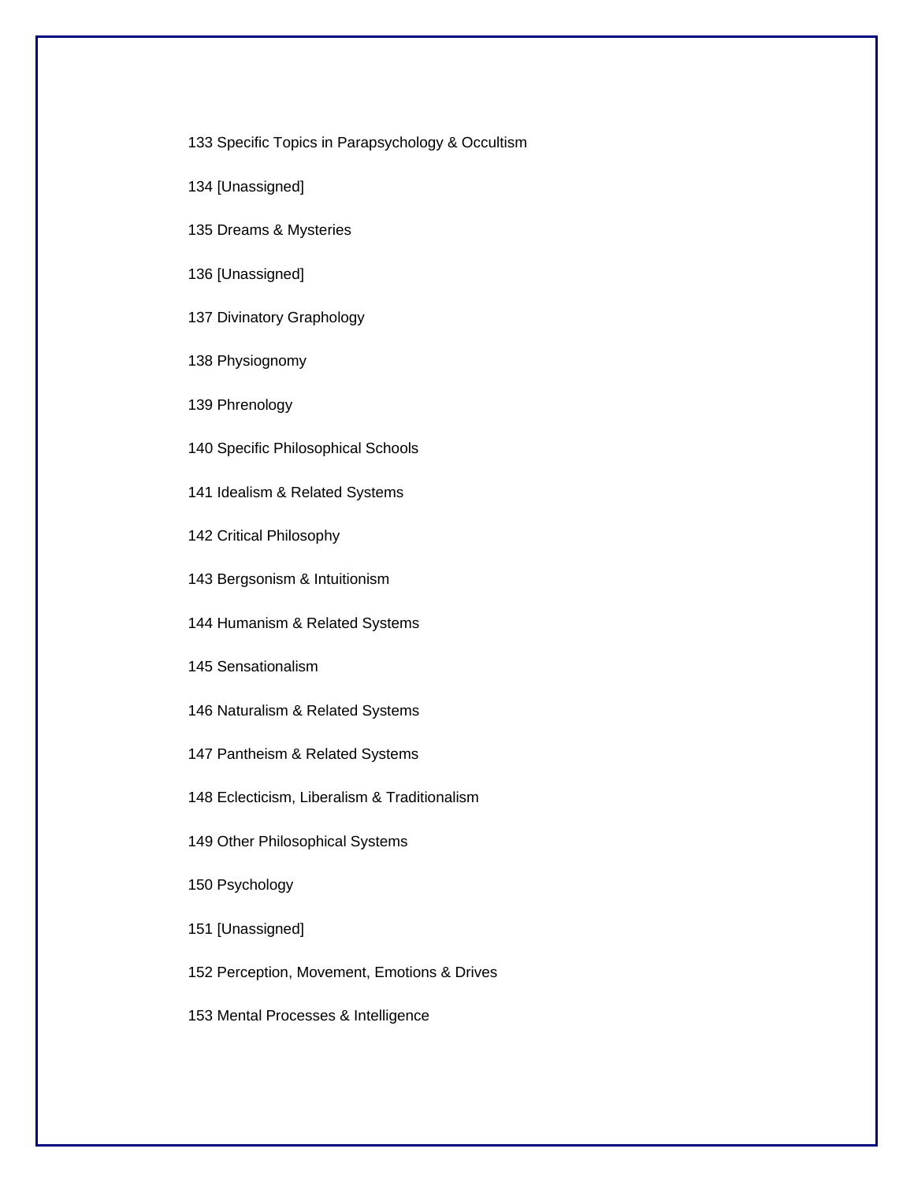133 Specific Topics in Parapsychology & Occultism

134 [Unassigned]

135 Dreams & Mysteries

136 [Unassigned]

137 Divinatory Graphology

138 Physiognomy

139 Phrenology

140 Specific Philosophical Schools

141 Idealism & Related Systems

142 Critical Philosophy

143 Bergsonism & Intuitionism

144 Humanism & Related Systems

145 Sensationalism

146 Naturalism & Related Systems

147 Pantheism & Related Systems

148 Eclecticism, Liberalism & Traditionalism

149 Other Philosophical Systems

150 Psychology

151 [Unassigned]

152 Perception, Movement, Emotions & Drives

153 Mental Processes & Intelligence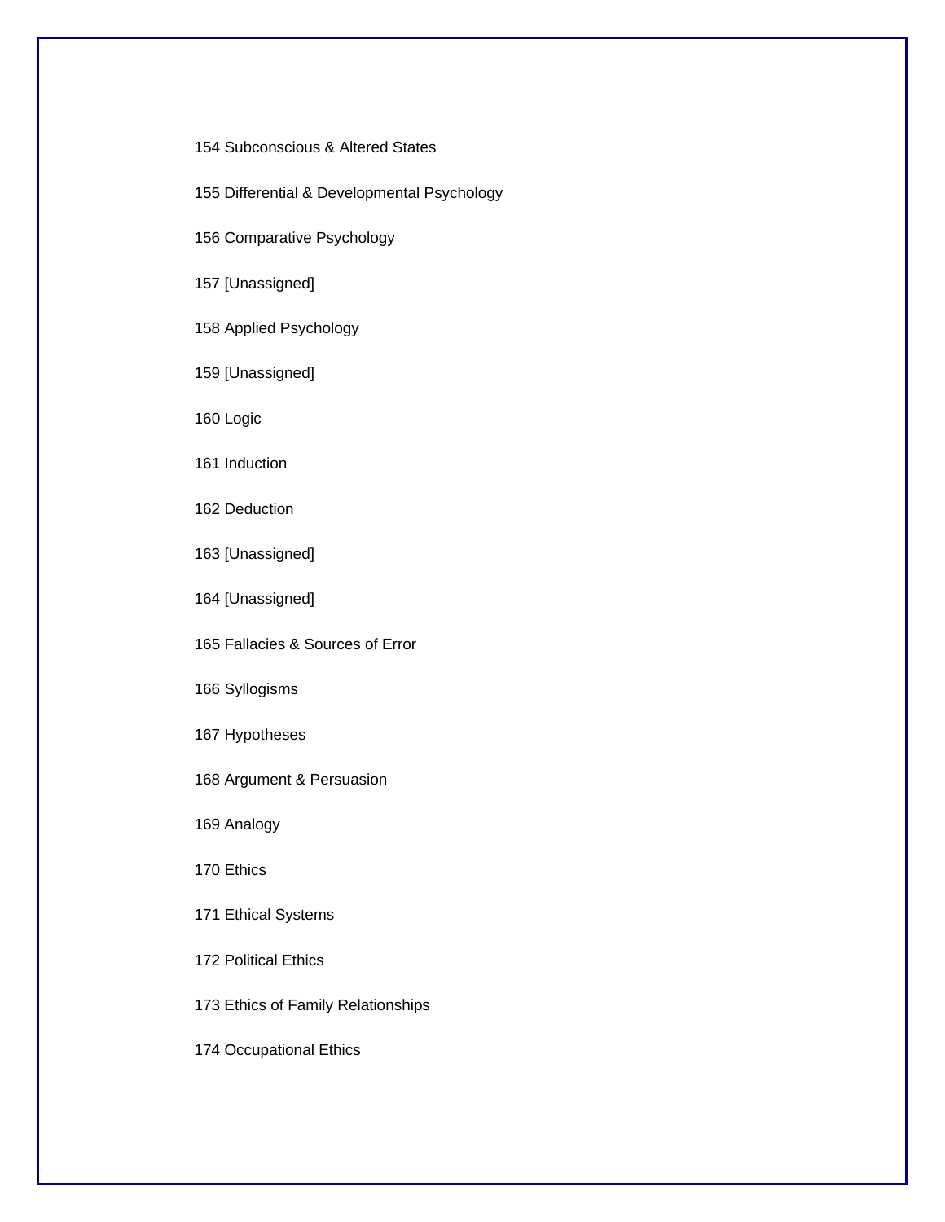154 Subconscious & Altered States

155 Differential & Developmental Psychology

156 Comparative Psychology

157 [Unassigned]

158 Applied Psychology

159 [Unassigned]

160 Logic

161 Induction

162 Deduction

163 [Unassigned]

164 [Unassigned]

165 Fallacies & Sources of Error

166 Syllogisms

167 Hypotheses

168 Argument & Persuasion

169 Analogy

170 Ethics

171 Ethical Systems

172 Political Ethics

173 Ethics of Family Relationships

174 Occupational Ethics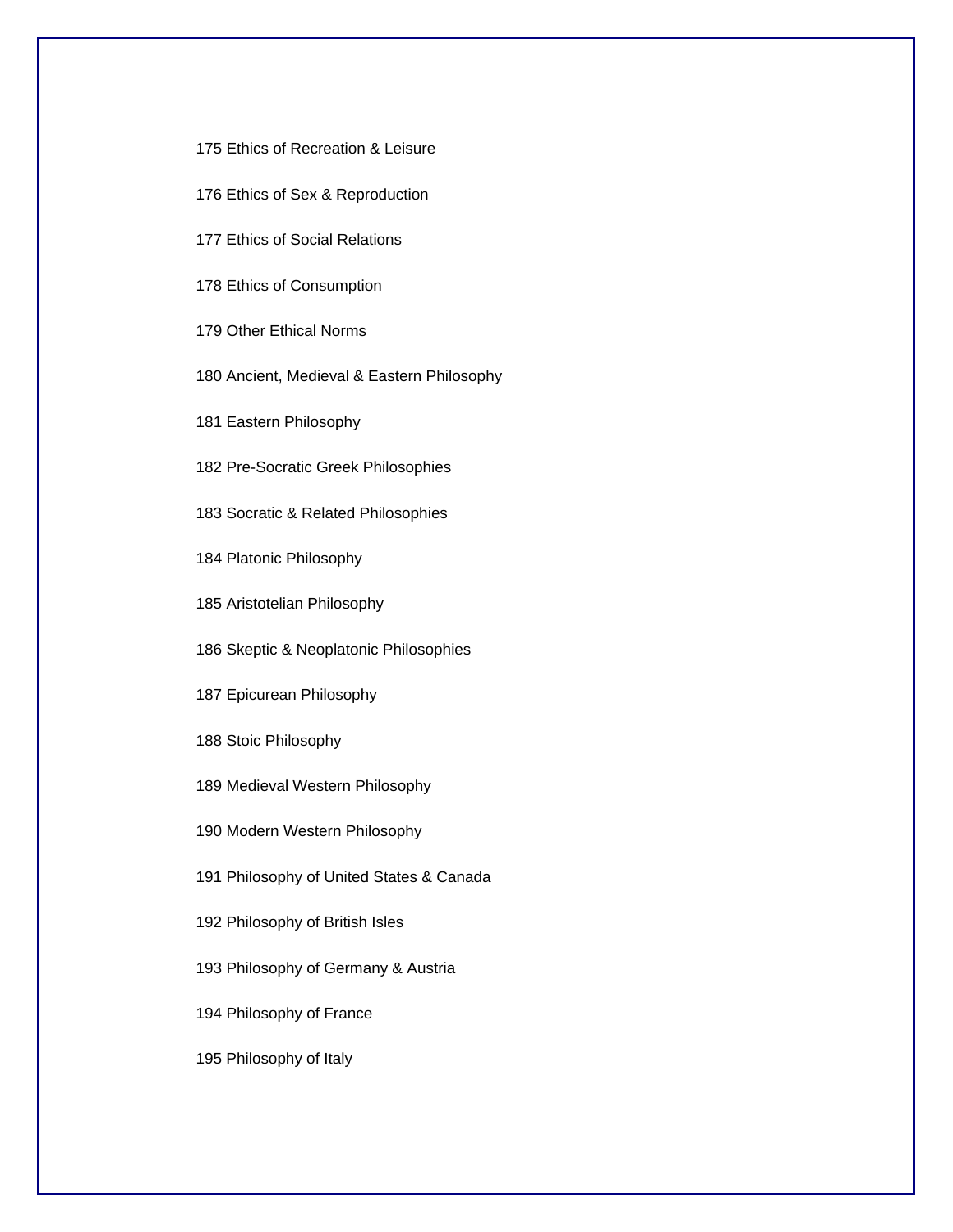175 Ethics of Recreation & Leisure

176 Ethics of Sex & Reproduction

177 Ethics of Social Relations

178 Ethics of Consumption

179 Other Ethical Norms

180 Ancient, Medieval & Eastern Philosophy

181 Eastern Philosophy

182 Pre-Socratic Greek Philosophies

183 Socratic & Related Philosophies

184 Platonic Philosophy

185 Aristotelian Philosophy

186 Skeptic & Neoplatonic Philosophies

187 Epicurean Philosophy

188 Stoic Philosophy

189 Medieval Western Philosophy

190 Modern Western Philosophy

191 Philosophy of United States & Canada

192 Philosophy of British Isles

193 Philosophy of Germany & Austria

194 Philosophy of France

195 Philosophy of Italy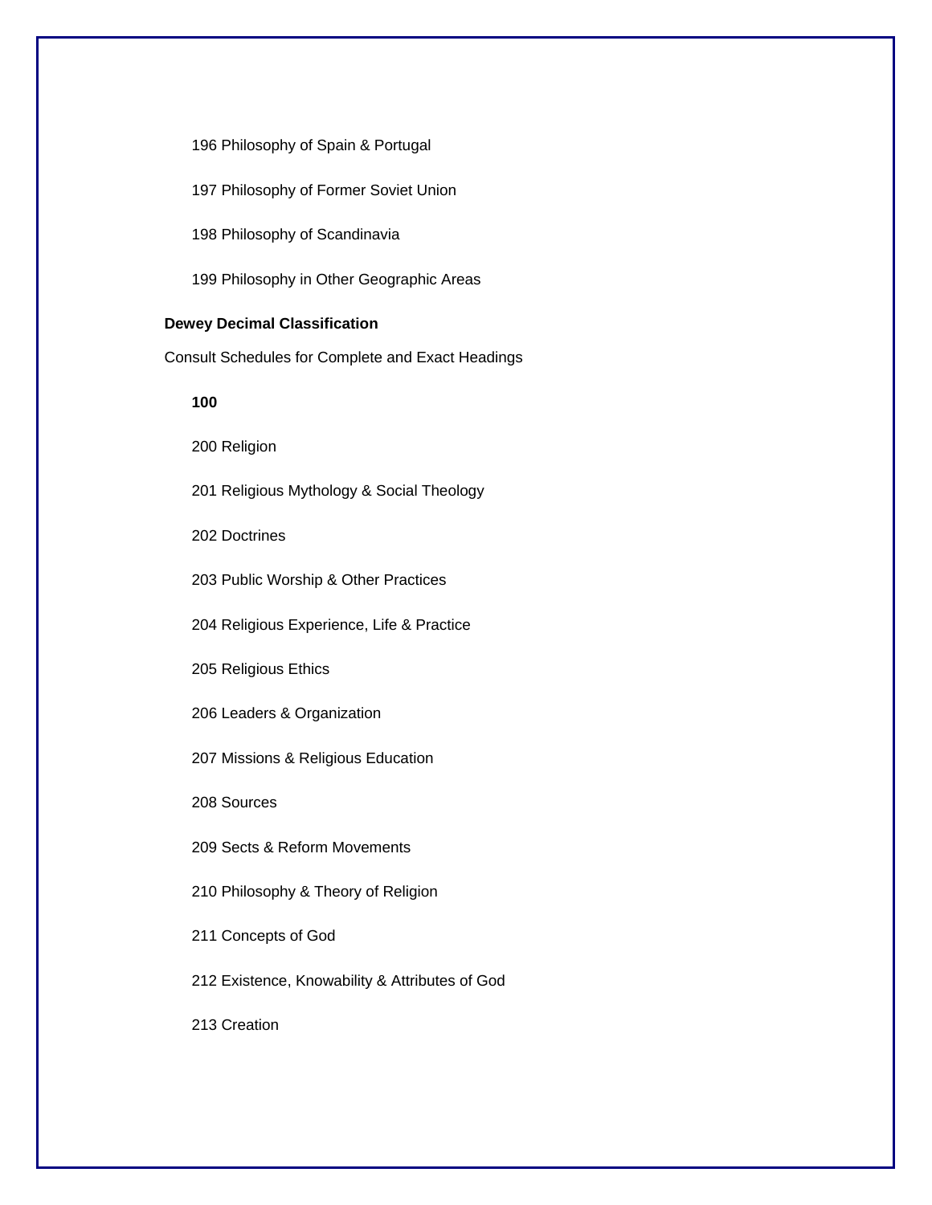196 Philosophy of Spain & Portugal

197 Philosophy of Former Soviet Union

198 Philosophy of Scandinavia

199 Philosophy in Other Geographic Areas

**Dewey Decimal Classification**

Consult Schedules for Complete and Exact Headings

**100**

200 Religion

201 Religious Mythology & Social Theology

202 Doctrines

203 Public Worship & Other Practices

204 Religious Experience, Life & Practice

205 Religious Ethics

206 Leaders & Organization

207 Missions & Religious Education

208 Sources

209 Sects & Reform Movements

210 Philosophy & Theory of Religion

211 Concepts of God

212 Existence, Knowability & Attributes of God

213 Creation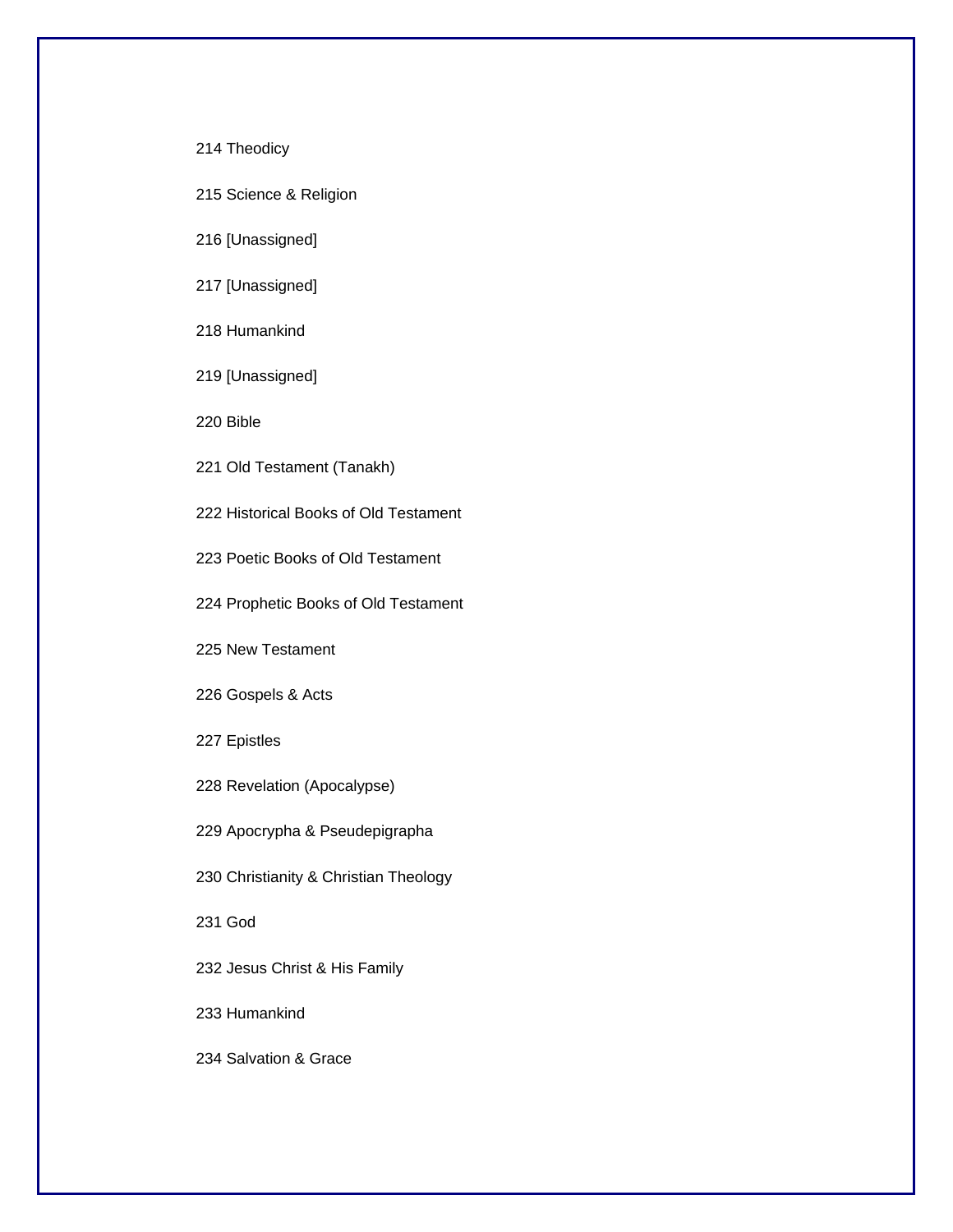214 Theodicy

215 Science & Religion

216 [Unassigned]

217 [Unassigned]

218 Humankind

219 [Unassigned]

220 Bible

221 Old Testament (Tanakh)

222 Historical Books of Old Testament

223 Poetic Books of Old Testament

224 Prophetic Books of Old Testament

225 New Testament

226 Gospels & Acts

227 Epistles

228 Revelation (Apocalypse)

229 Apocrypha & Pseudepigrapha

230 Christianity & Christian Theology

231 God

232 Jesus Christ & His Family

233 Humankind

234 Salvation & Grace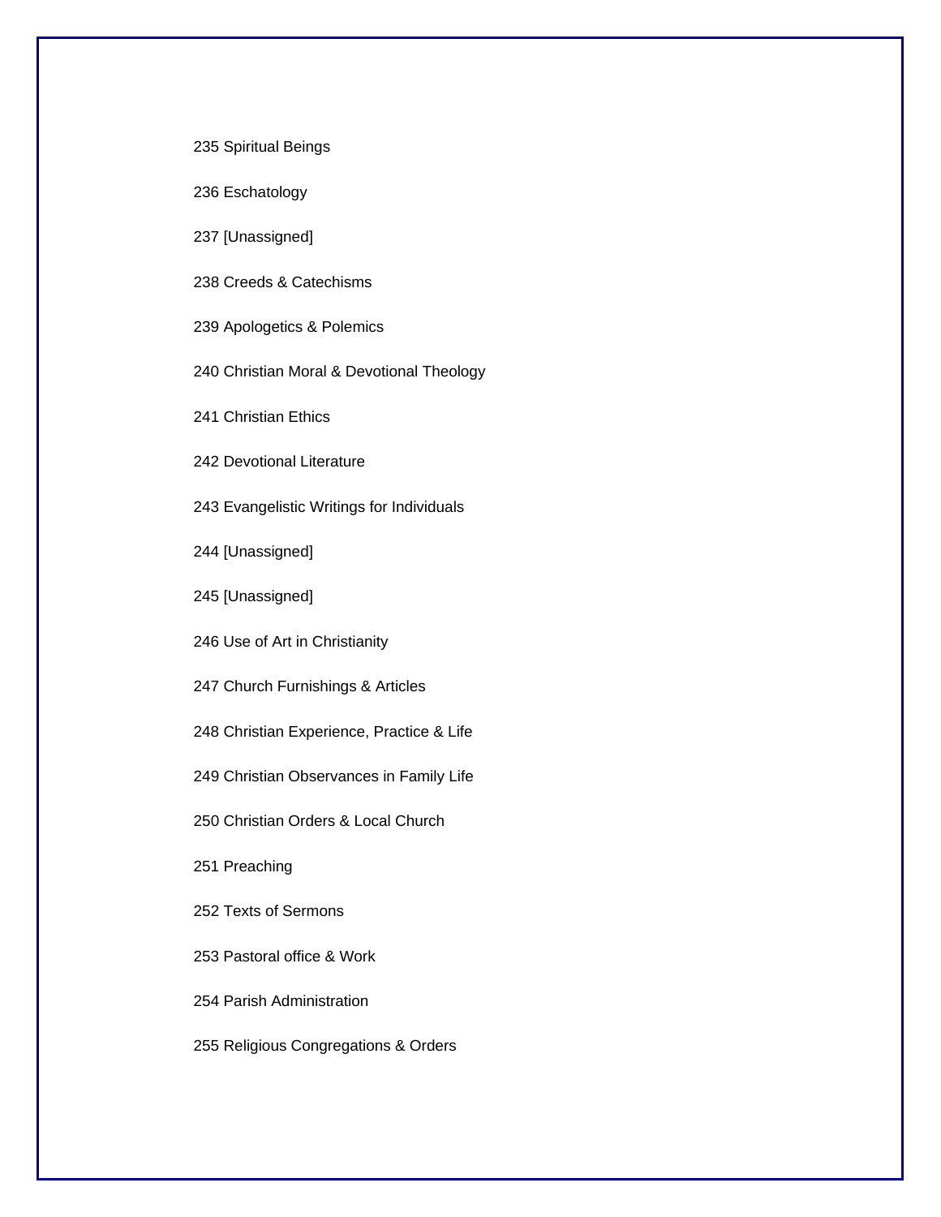235 Spiritual Beings

236 Eschatology

237 [Unassigned]

238 Creeds & Catechisms

239 Apologetics & Polemics

240 Christian Moral & Devotional Theology

241 Christian Ethics

242 Devotional Literature

243 Evangelistic Writings for Individuals

244 [Unassigned]

245 [Unassigned]

246 Use of Art in Christianity

247 Church Furnishings & Articles

248 Christian Experience, Practice & Life

249 Christian Observances in Family Life

250 Christian Orders & Local Church

251 Preaching

252 Texts of Sermons

253 Pastoral office & Work

254 Parish Administration

255 Religious Congregations & Orders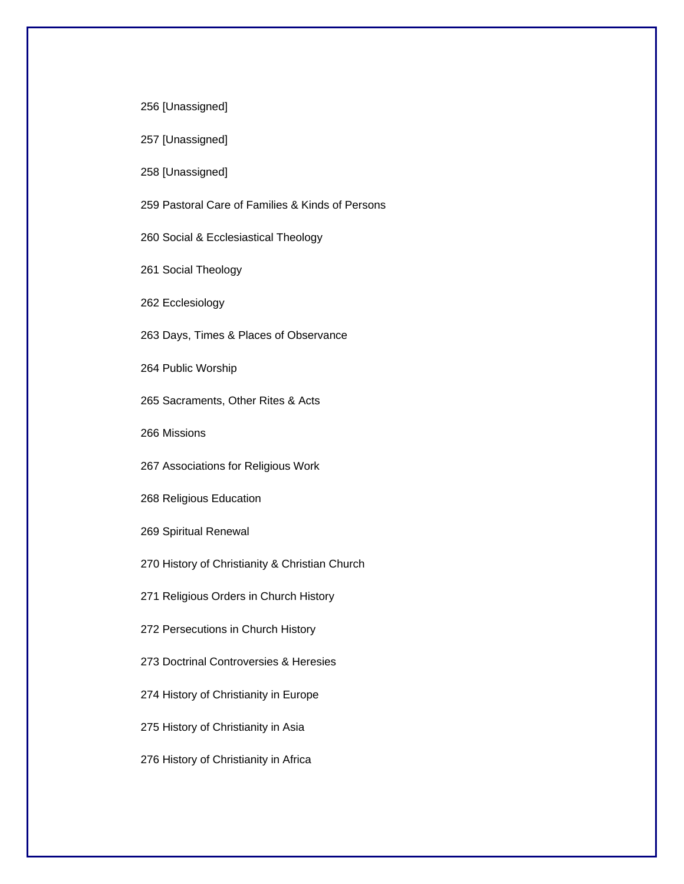256 [Unassigned]

257 [Unassigned]

258 [Unassigned]

259 Pastoral Care of Families & Kinds of Persons

260 Social & Ecclesiastical Theology

261 Social Theology

262 Ecclesiology

263 Days, Times & Places of Observance

264 Public Worship

265 Sacraments, Other Rites & Acts

266 Missions

267 Associations for Religious Work

268 Religious Education

269 Spiritual Renewal

270 History of Christianity & Christian Church

271 Religious Orders in Church History

272 Persecutions in Church History

273 Doctrinal Controversies & Heresies

274 History of Christianity in Europe

275 History of Christianity in Asia

276 History of Christianity in Africa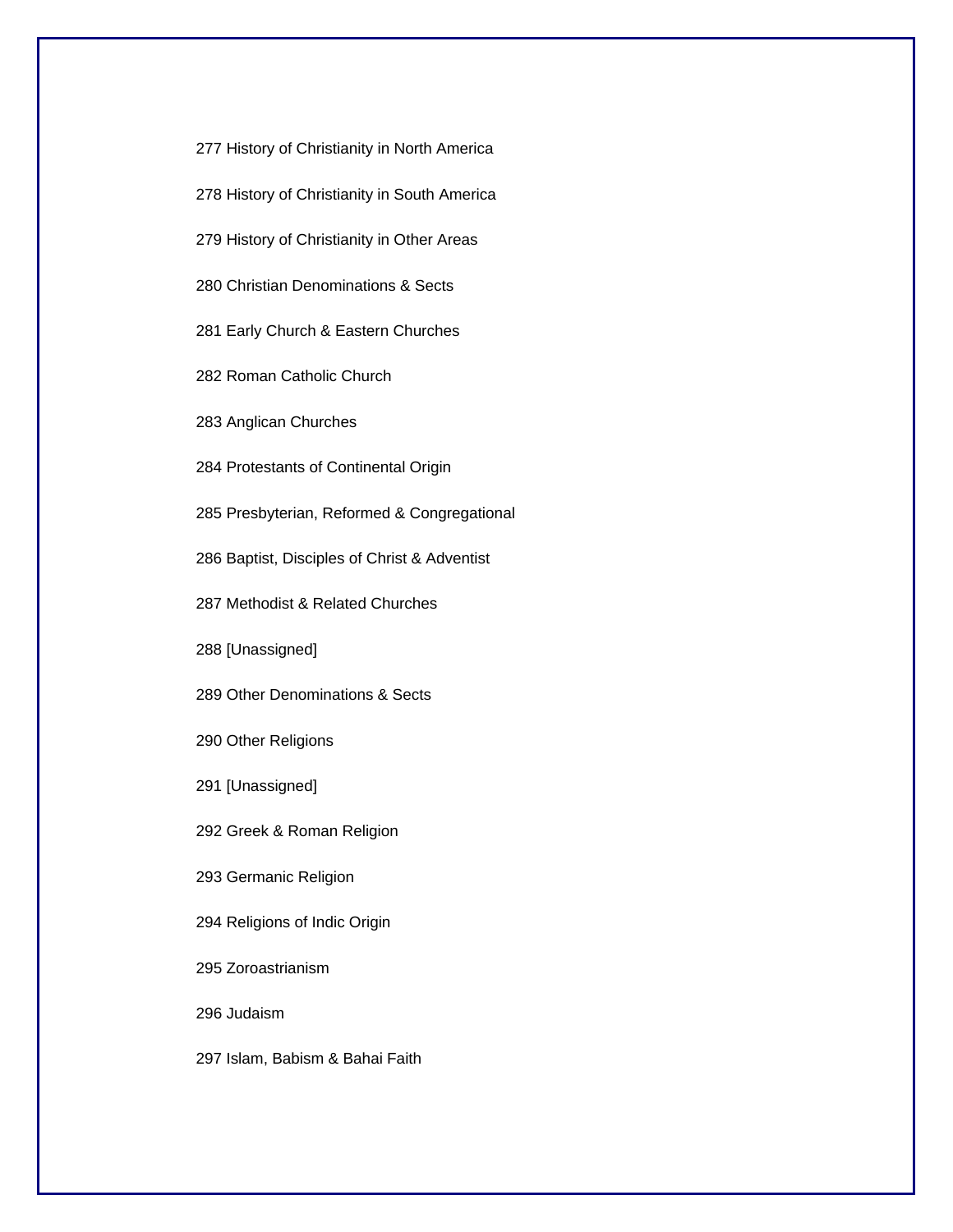277 History of Christianity in North America

278 History of Christianity in South America

279 History of Christianity in Other Areas

280 Christian Denominations & Sects

281 Early Church & Eastern Churches

282 Roman Catholic Church

283 Anglican Churches

284 Protestants of Continental Origin

285 Presbyterian, Reformed & Congregational

286 Baptist, Disciples of Christ & Adventist

287 Methodist & Related Churches

288 [Unassigned]

289 Other Denominations & Sects

290 Other Religions

291 [Unassigned]

292 Greek & Roman Religion

293 Germanic Religion

294 Religions of Indic Origin

295 Zoroastrianism

296 Judaism

297 Islam, Babism & Bahai Faith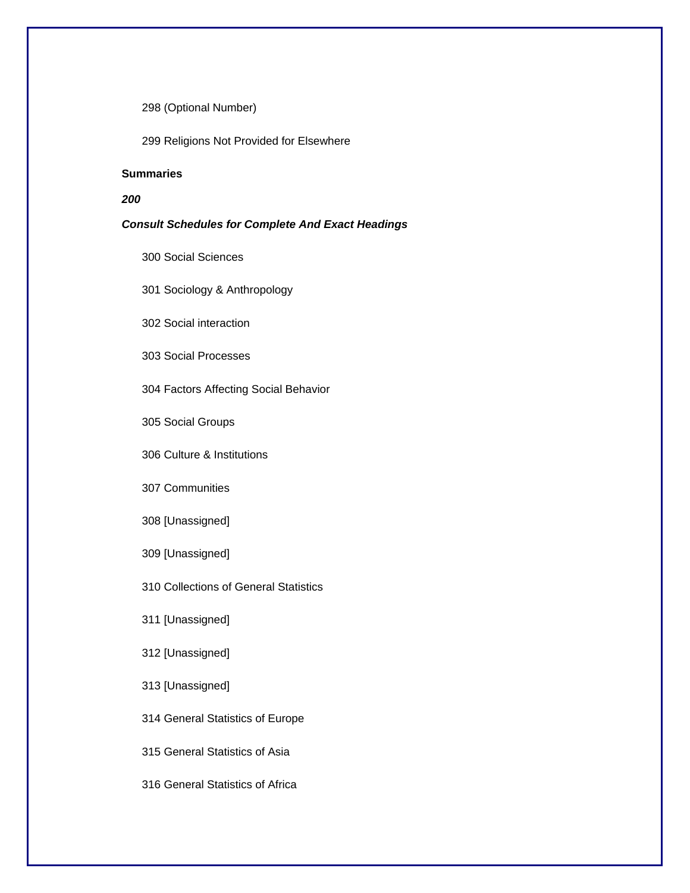298 (Optional Number)

299 Religions Not Provided for Elsewhere

**Summaries**

***200***

***Consult Schedules for Complete And Exact Headings***

300 Social Sciences

301 Sociology & Anthropology

302 Social interaction

303 Social Processes

304 Factors Affecting Social Behavior

305 Social Groups

306 Culture & Institutions

307 Communities

308 [Unassigned]

309 [Unassigned]

310 Collections of General Statistics

311 [Unassigned]

312 [Unassigned]

313 [Unassigned]

314 General Statistics of Europe

315 General Statistics of Asia

316 General Statistics of Africa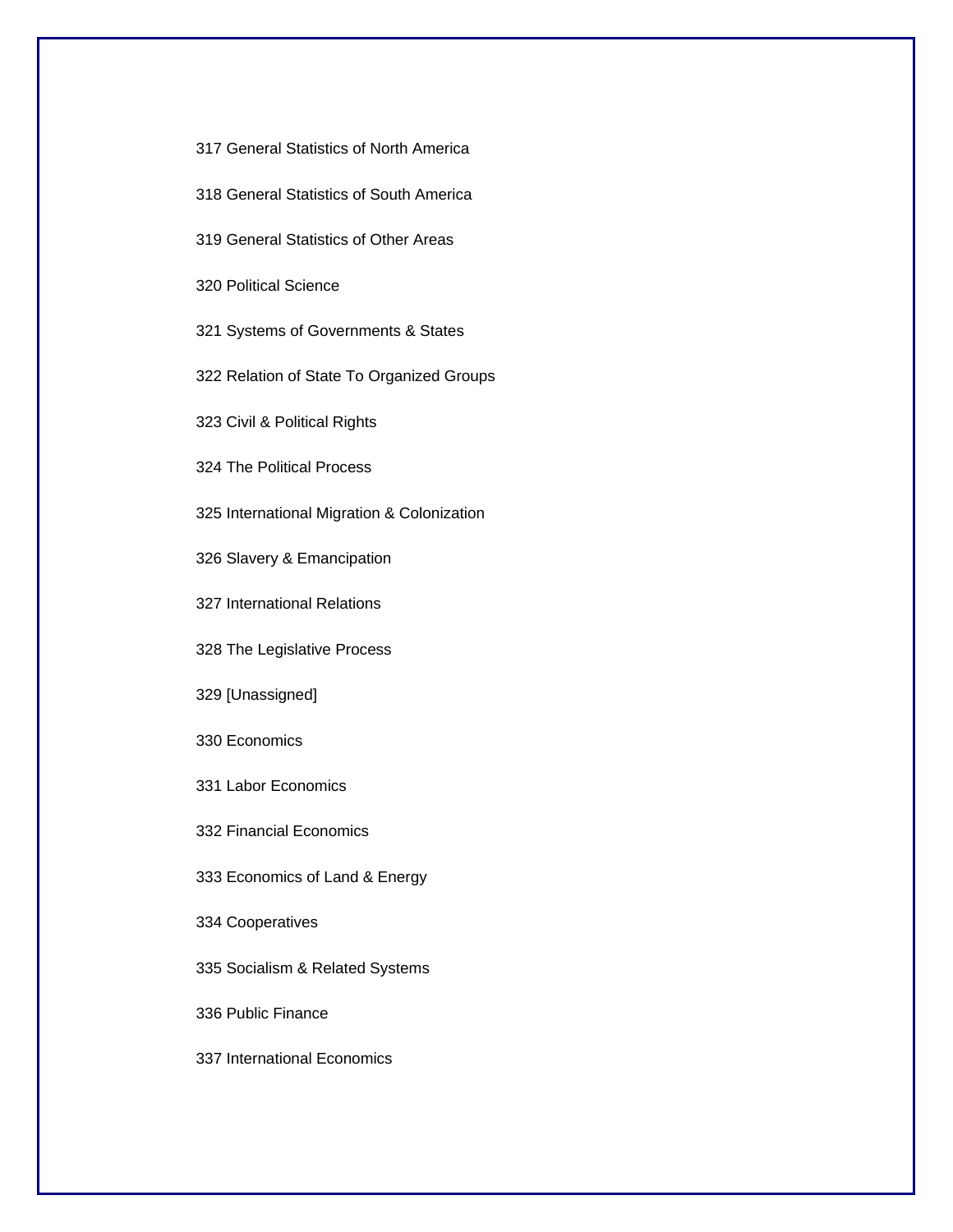317 General Statistics of North America

318 General Statistics of South America

319 General Statistics of Other Areas

320 Political Science

321 Systems of Governments & States

322 Relation of State To Organized Groups

323 Civil & Political Rights

324 The Political Process

325 International Migration & Colonization

326 Slavery & Emancipation

327 International Relations

328 The Legislative Process

329 [Unassigned]

330 Economics

331 Labor Economics

332 Financial Economics

333 Economics of Land & Energy

334 Cooperatives

335 Socialism & Related Systems

336 Public Finance

337 International Economics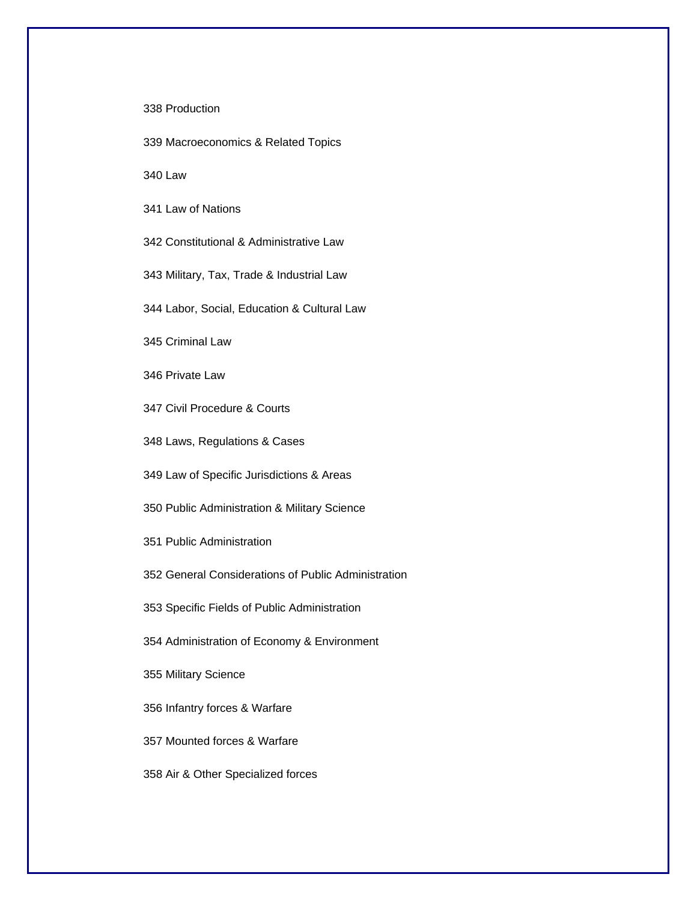338 Production

339 Macroeconomics & Related Topics

340 Law

341 Law of Nations

342 Constitutional & Administrative Law

343 Military, Tax, Trade & Industrial Law

344 Labor, Social, Education & Cultural Law

345 Criminal Law

346 Private Law

347 Civil Procedure & Courts

348 Laws, Regulations & Cases

349 Law of Specific Jurisdictions & Areas

350 Public Administration & Military Science

351 Public Administration

352 General Considerations of Public Administration

353 Specific Fields of Public Administration

354 Administration of Economy & Environment

355 Military Science

356 Infantry forces & Warfare

357 Mounted forces & Warfare

358 Air & Other Specialized forces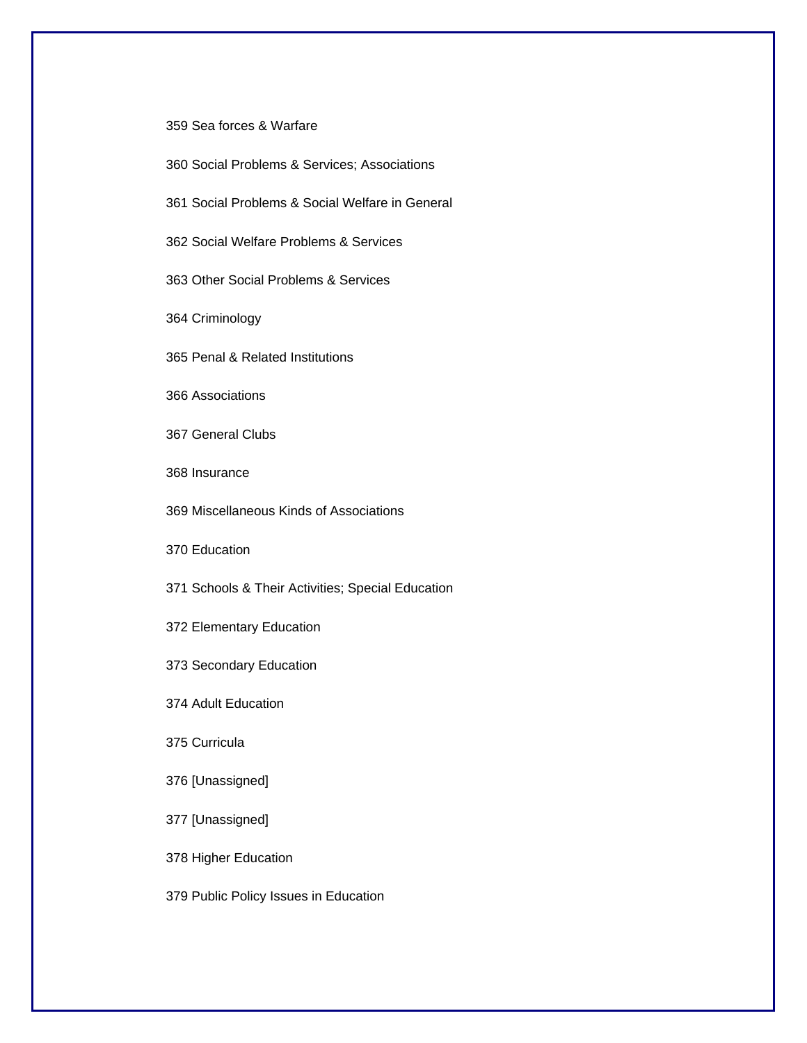359 Sea forces & Warfare

360 Social Problems & Services; Associations

361 Social Problems & Social Welfare in General

362 Social Welfare Problems & Services

363 Other Social Problems & Services

364 Criminology

365 Penal & Related Institutions

366 Associations

367 General Clubs

368 Insurance

369 Miscellaneous Kinds of Associations

370 Education

371 Schools & Their Activities; Special Education

372 Elementary Education

373 Secondary Education

374 Adult Education

375 Curricula

376 [Unassigned]

377 [Unassigned]

378 Higher Education

379 Public Policy Issues in Education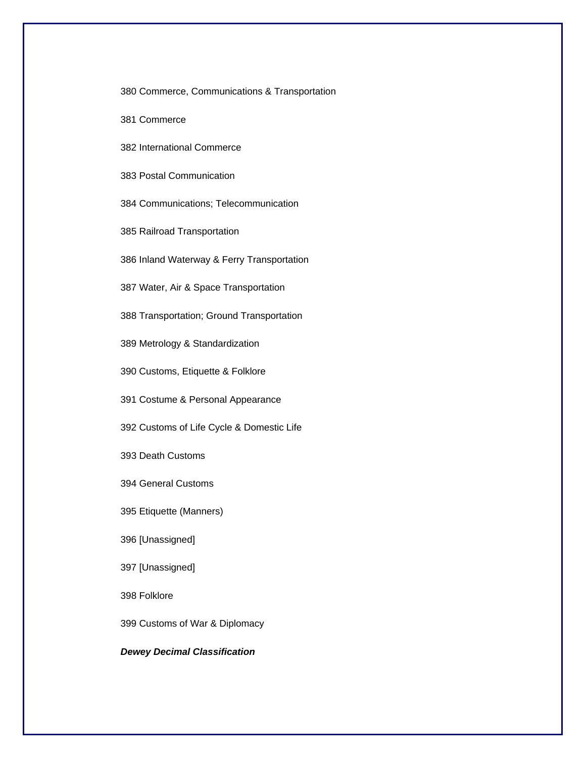380 Commerce, Communications & Transportation

381 Commerce

382 International Commerce

383 Postal Communication

384 Communications; Telecommunication

385 Railroad Transportation

386 Inland Waterway & Ferry Transportation

387 Water, Air & Space Transportation

388 Transportation; Ground Transportation

389 Metrology & Standardization

390 Customs, Etiquette & Folklore

391 Costume & Personal Appearance

392 Customs of Life Cycle & Domestic Life

393 Death Customs

394 General Customs

395 Etiquette (Manners)

396 [Unassigned]

397 [Unassigned]

398 Folklore

399 Customs of War & Diplomacy

***Dewey Decimal Classification***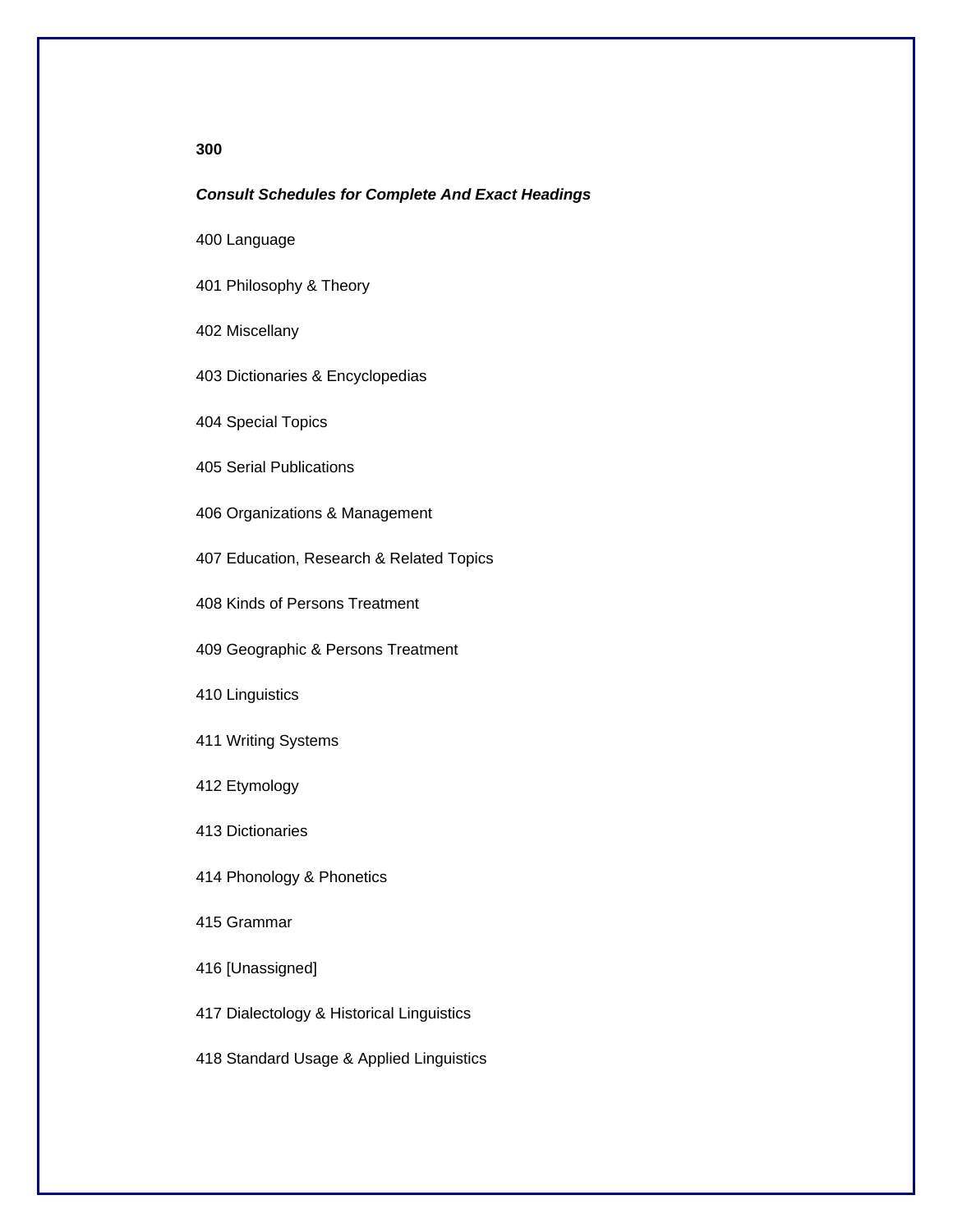**300**

***Consult Schedules for Complete And Exact Headings***

400 Language

401 Philosophy & Theory

402 Miscellany

403 Dictionaries & Encyclopedias

404 Special Topics

405 Serial Publications

406 Organizations & Management

407 Education, Research & Related Topics

408 Kinds of Persons Treatment

409 Geographic & Persons Treatment

410 Linguistics

411 Writing Systems

412 Etymology

413 Dictionaries

414 Phonology & Phonetics

415 Grammar

416 [Unassigned]

417 Dialectology & Historical Linguistics

418 Standard Usage & Applied Linguistics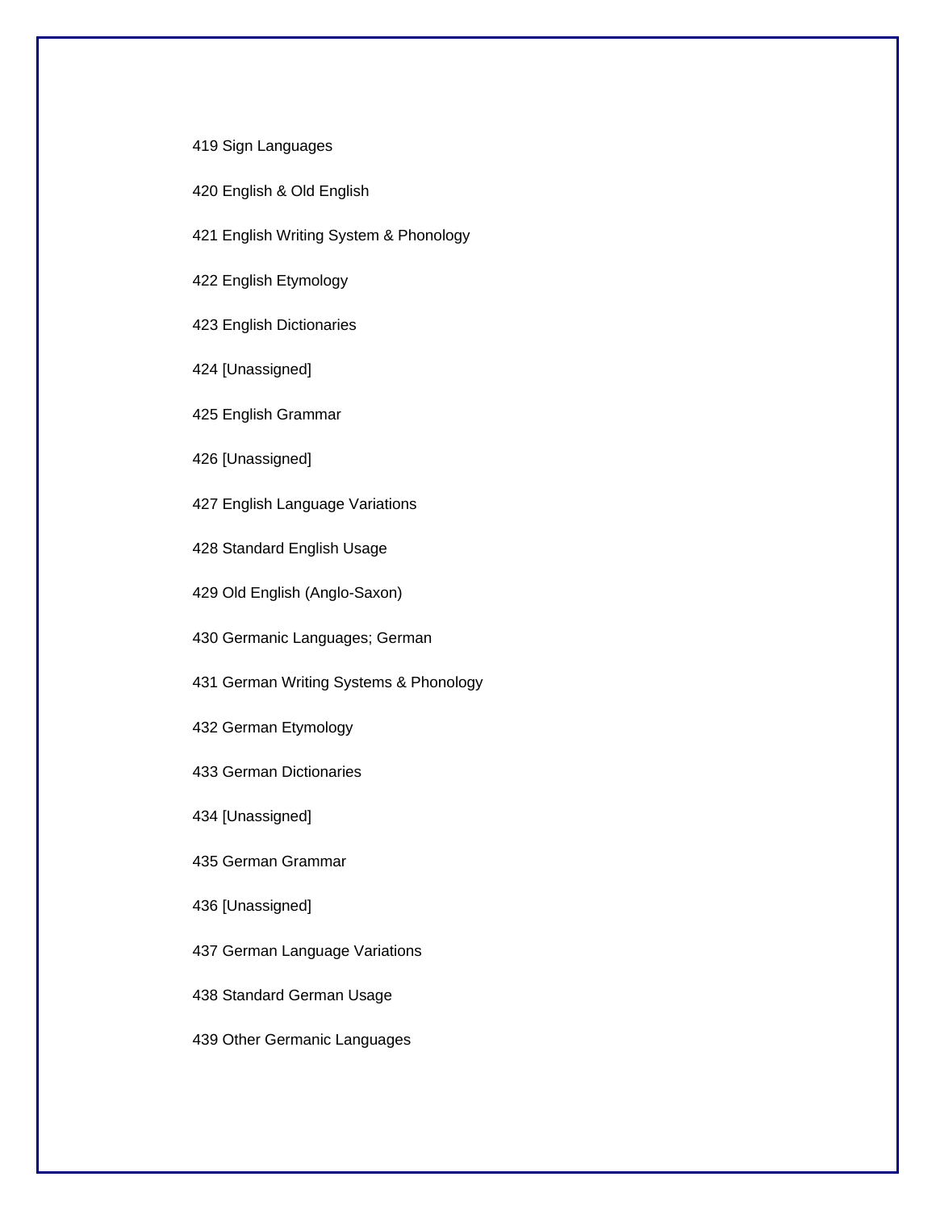419 Sign Languages

420 English & Old English

421 English Writing System & Phonology

422 English Etymology

423 English Dictionaries

424 [Unassigned]

425 English Grammar

426 [Unassigned]

427 English Language Variations

428 Standard English Usage

429 Old English (Anglo-Saxon)

430 Germanic Languages; German

431 German Writing Systems & Phonology

432 German Etymology

433 German Dictionaries

434 [Unassigned]

435 German Grammar

436 [Unassigned]

437 German Language Variations

438 Standard German Usage

439 Other Germanic Languages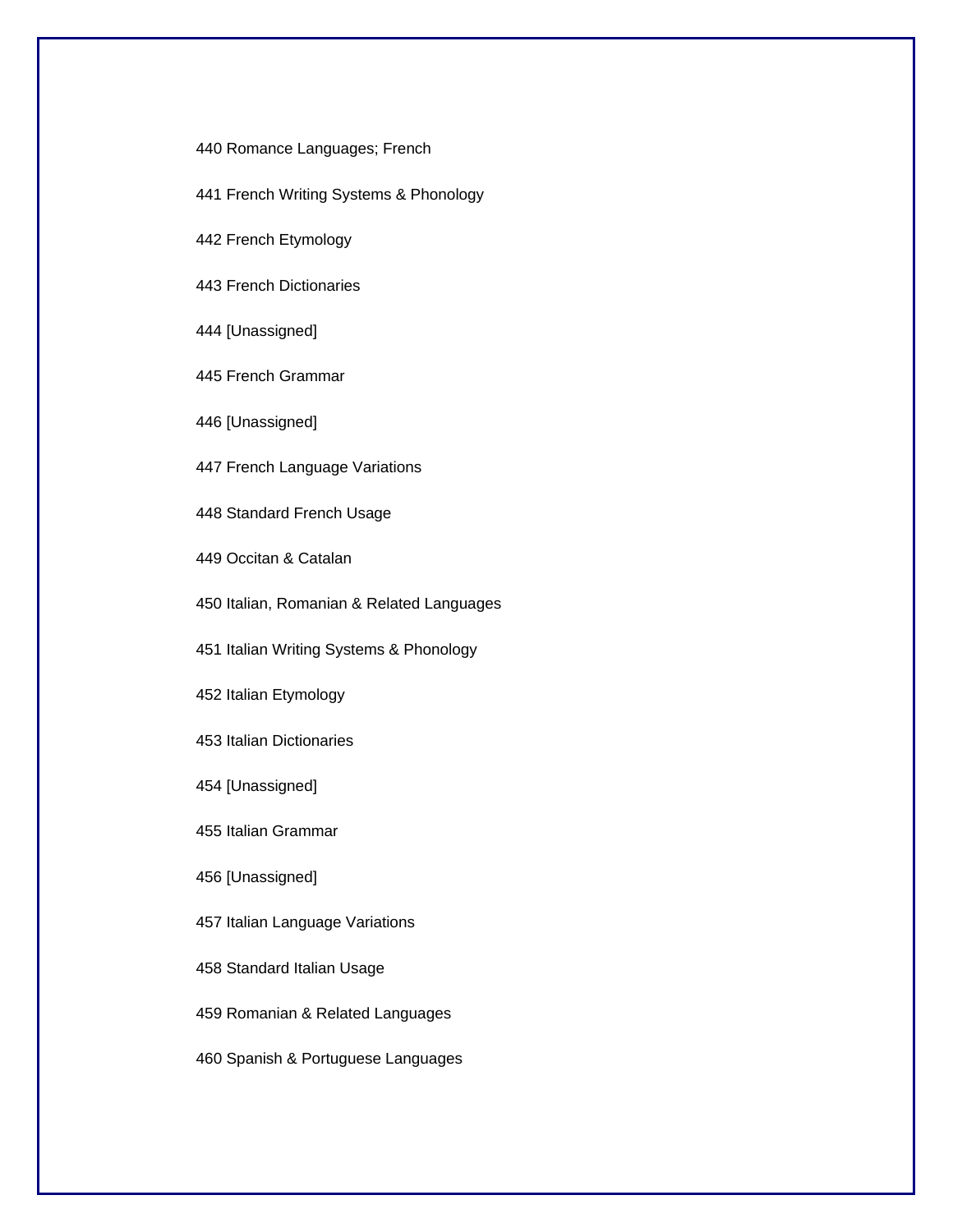440 Romance Languages; French

441 French Writing Systems & Phonology

442 French Etymology

443 French Dictionaries

444 [Unassigned]

445 French Grammar

446 [Unassigned]

447 French Language Variations

448 Standard French Usage

449 Occitan & Catalan

450 Italian, Romanian & Related Languages

451 Italian Writing Systems & Phonology

452 Italian Etymology

453 Italian Dictionaries

454 [Unassigned]

455 Italian Grammar

456 [Unassigned]

457 Italian Language Variations

458 Standard Italian Usage

459 Romanian & Related Languages

460 Spanish & Portuguese Languages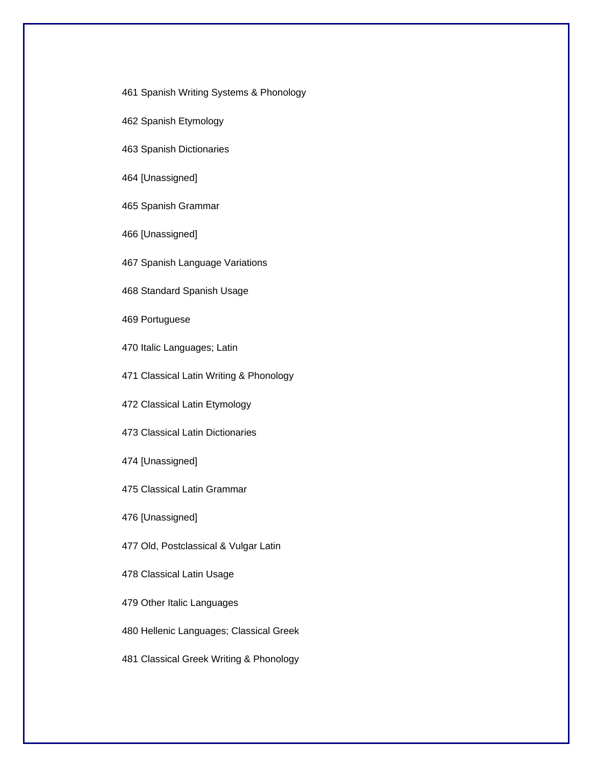461 Spanish Writing Systems & Phonology

462 Spanish Etymology

463 Spanish Dictionaries

464 [Unassigned]

465 Spanish Grammar

466 [Unassigned]

467 Spanish Language Variations

468 Standard Spanish Usage

469 Portuguese

470 Italic Languages; Latin

471 Classical Latin Writing & Phonology

472 Classical Latin Etymology

473 Classical Latin Dictionaries

474 [Unassigned]

475 Classical Latin Grammar

476 [Unassigned]

477 Old, Postclassical & Vulgar Latin

478 Classical Latin Usage

479 Other Italic Languages

480 Hellenic Languages; Classical Greek

481 Classical Greek Writing & Phonology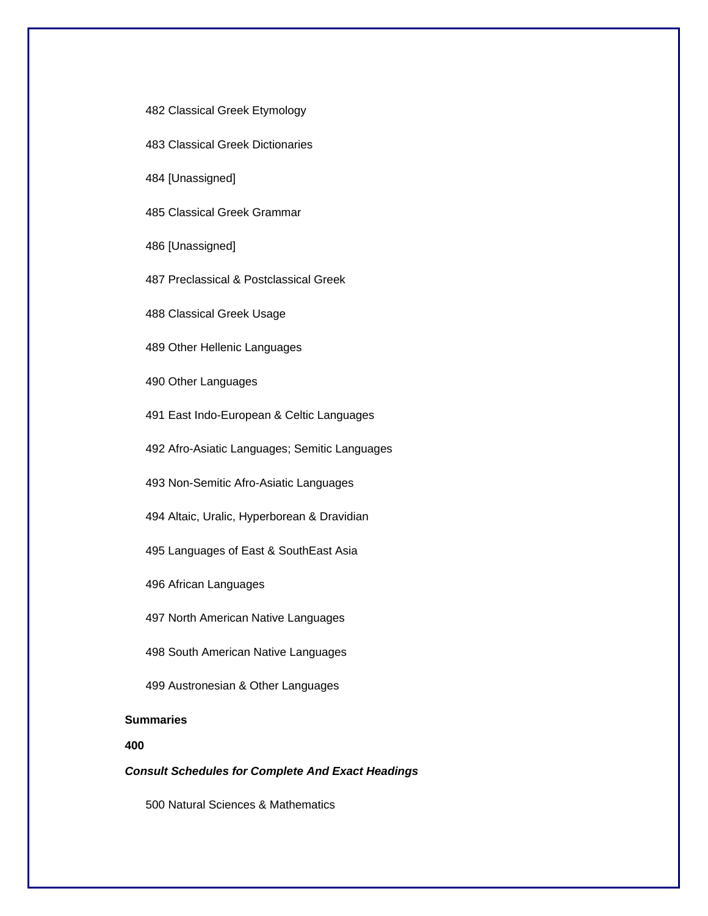482 Classical Greek Etymology

483 Classical Greek Dictionaries

484 [Unassigned]

485 Classical Greek Grammar

486 [Unassigned]

487 Preclassical & Postclassical Greek

488 Classical Greek Usage

489 Other Hellenic Languages

490 Other Languages

491 East Indo-European & Celtic Languages

492 Afro-Asiatic Languages; Semitic Languages

493 Non-Semitic Afro-Asiatic Languages

494 Altaic, Uralic, Hyperborean & Dravidian

495 Languages of East & SouthEast Asia

496 African Languages

497 North American Native Languages

498 South American Native Languages

499 Austronesian & Other Languages

**Summaries**

**400**

***Consult Schedules for Complete And Exact Headings***

500 Natural Sciences & Mathematics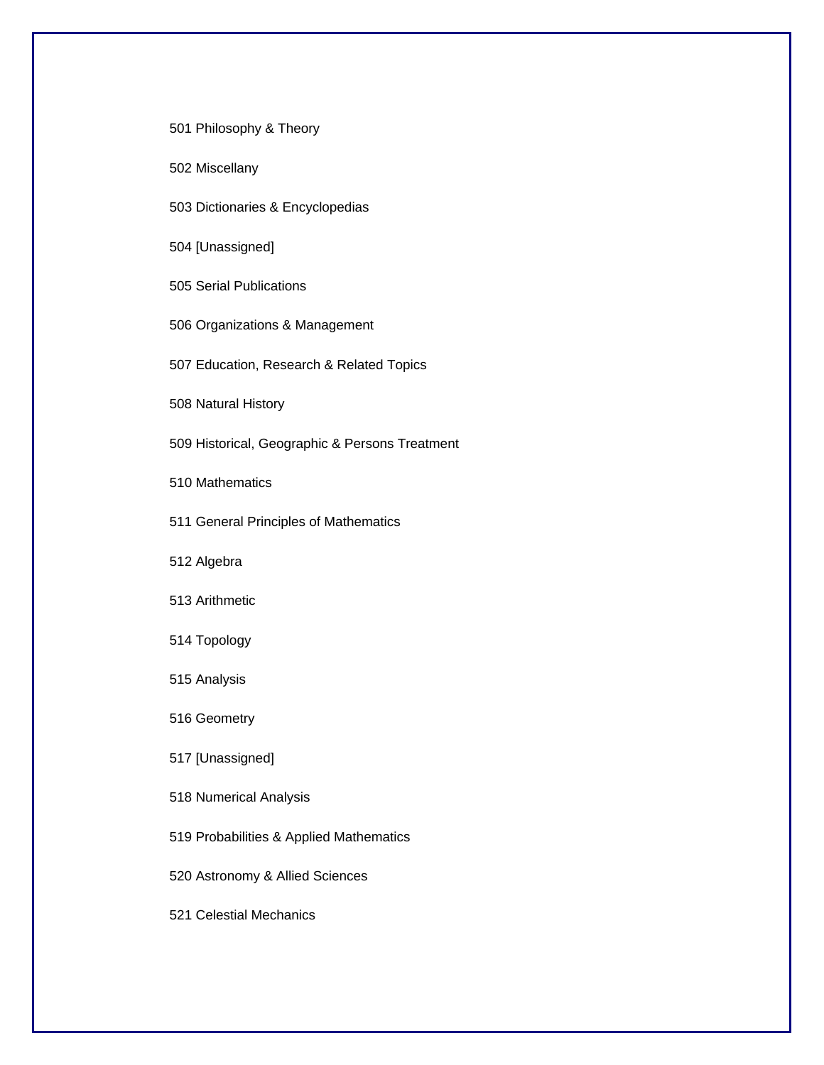501 Philosophy & Theory

502 Miscellany

503 Dictionaries & Encyclopedias

504 [Unassigned]

505 Serial Publications

506 Organizations & Management

507 Education, Research & Related Topics

508 Natural History

509 Historical, Geographic & Persons Treatment

510 Mathematics

511 General Principles of Mathematics

512 Algebra

513 Arithmetic

514 Topology

515 Analysis

516 Geometry

517 [Unassigned]

518 Numerical Analysis

519 Probabilities & Applied Mathematics

520 Astronomy & Allied Sciences

521 Celestial Mechanics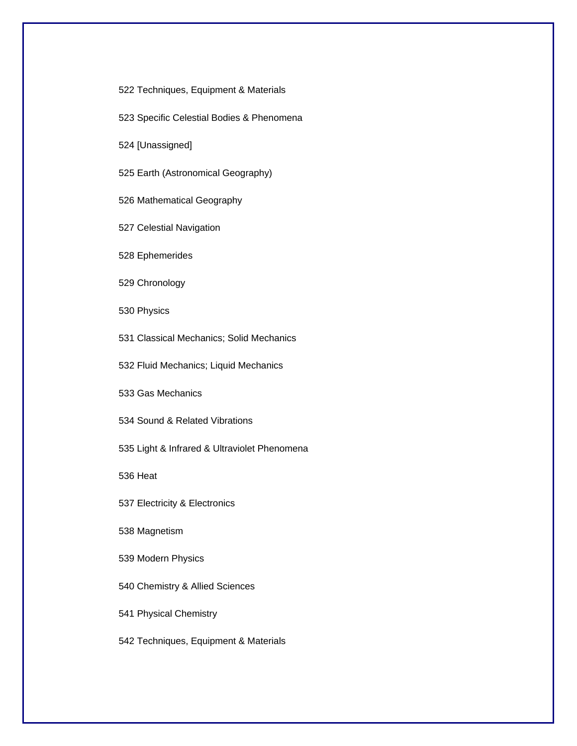522 Techniques, Equipment & Materials

523 Specific Celestial Bodies & Phenomena

524 [Unassigned]

525 Earth (Astronomical Geography)

526 Mathematical Geography

527 Celestial Navigation

528 Ephemerides

529 Chronology

530 Physics

531 Classical Mechanics; Solid Mechanics

532 Fluid Mechanics; Liquid Mechanics

533 Gas Mechanics

534 Sound & Related Vibrations

535 Light & Infrared & Ultraviolet Phenomena

536 Heat

537 Electricity & Electronics

538 Magnetism

539 Modern Physics

540 Chemistry & Allied Sciences

541 Physical Chemistry

542 Techniques, Equipment & Materials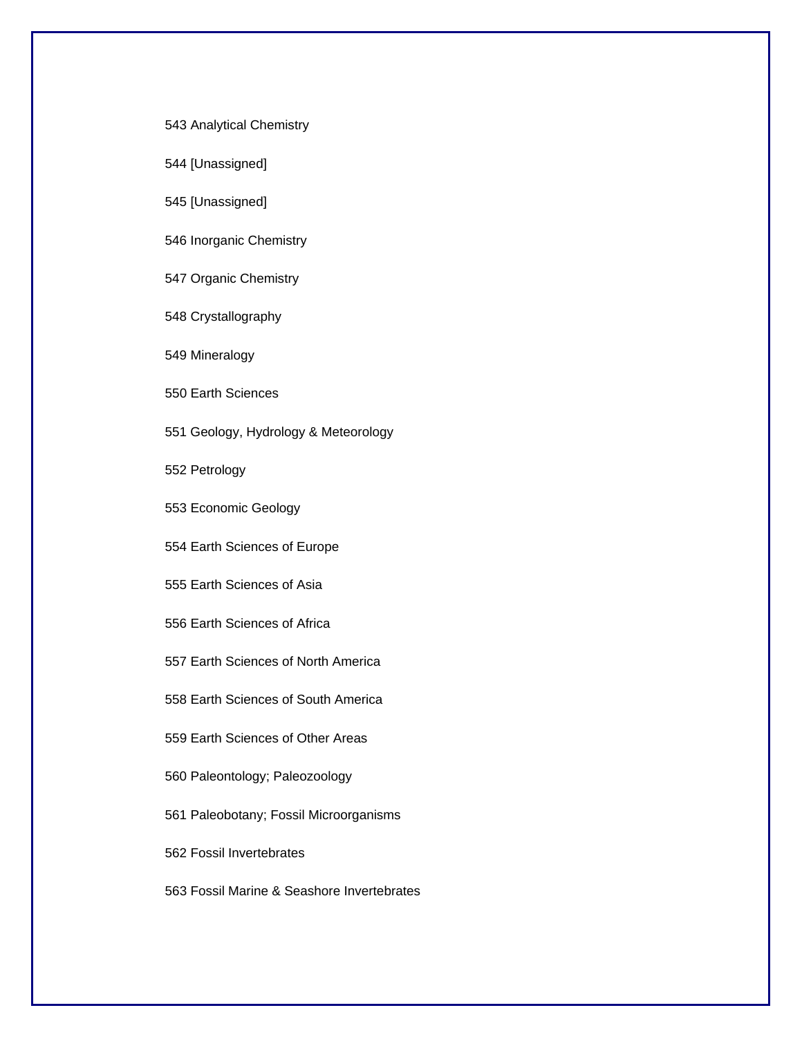543 Analytical Chemistry

544 [Unassigned]

545 [Unassigned]

546 Inorganic Chemistry

547 Organic Chemistry

548 Crystallography

549 Mineralogy

550 Earth Sciences

551 Geology, Hydrology & Meteorology

552 Petrology

553 Economic Geology

554 Earth Sciences of Europe

555 Earth Sciences of Asia

556 Earth Sciences of Africa

557 Earth Sciences of North America

558 Earth Sciences of South America

559 Earth Sciences of Other Areas

560 Paleontology; Paleozoology

561 Paleobotany; Fossil Microorganisms

562 Fossil Invertebrates

563 Fossil Marine & Seashore Invertebrates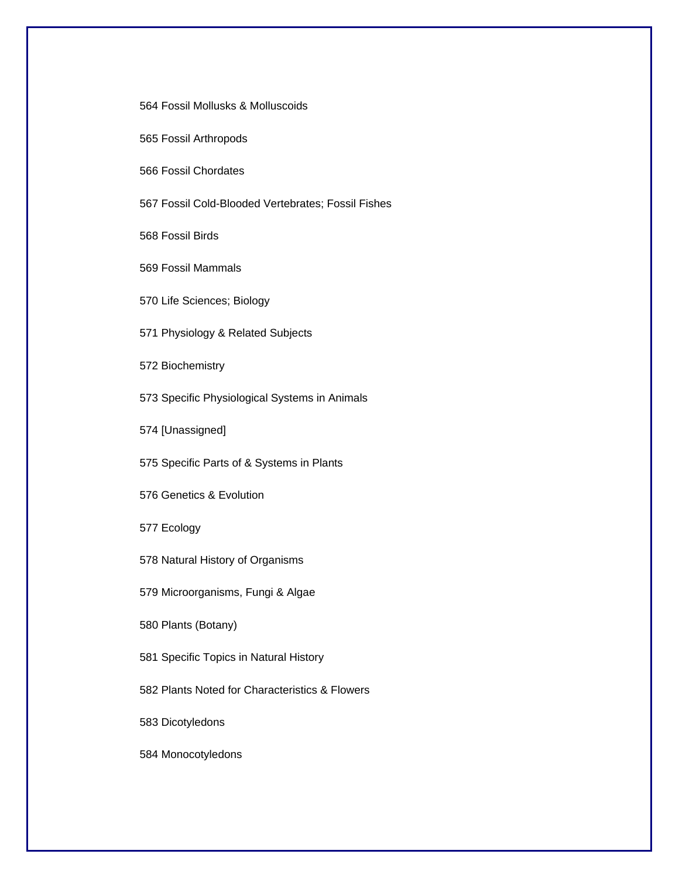564 Fossil Mollusks & Molluscoids

565 Fossil Arthropods

566 Fossil Chordates

567 Fossil Cold-Blooded Vertebrates; Fossil Fishes

568 Fossil Birds

569 Fossil Mammals

570 Life Sciences; Biology

571 Physiology & Related Subjects

572 Biochemistry

573 Specific Physiological Systems in Animals

574 [Unassigned]

575 Specific Parts of & Systems in Plants

576 Genetics & Evolution

577 Ecology

578 Natural History of Organisms

579 Microorganisms, Fungi & Algae

580 Plants (Botany)

581 Specific Topics in Natural History

582 Plants Noted for Characteristics & Flowers

583 Dicotyledons

584 Monocotyledons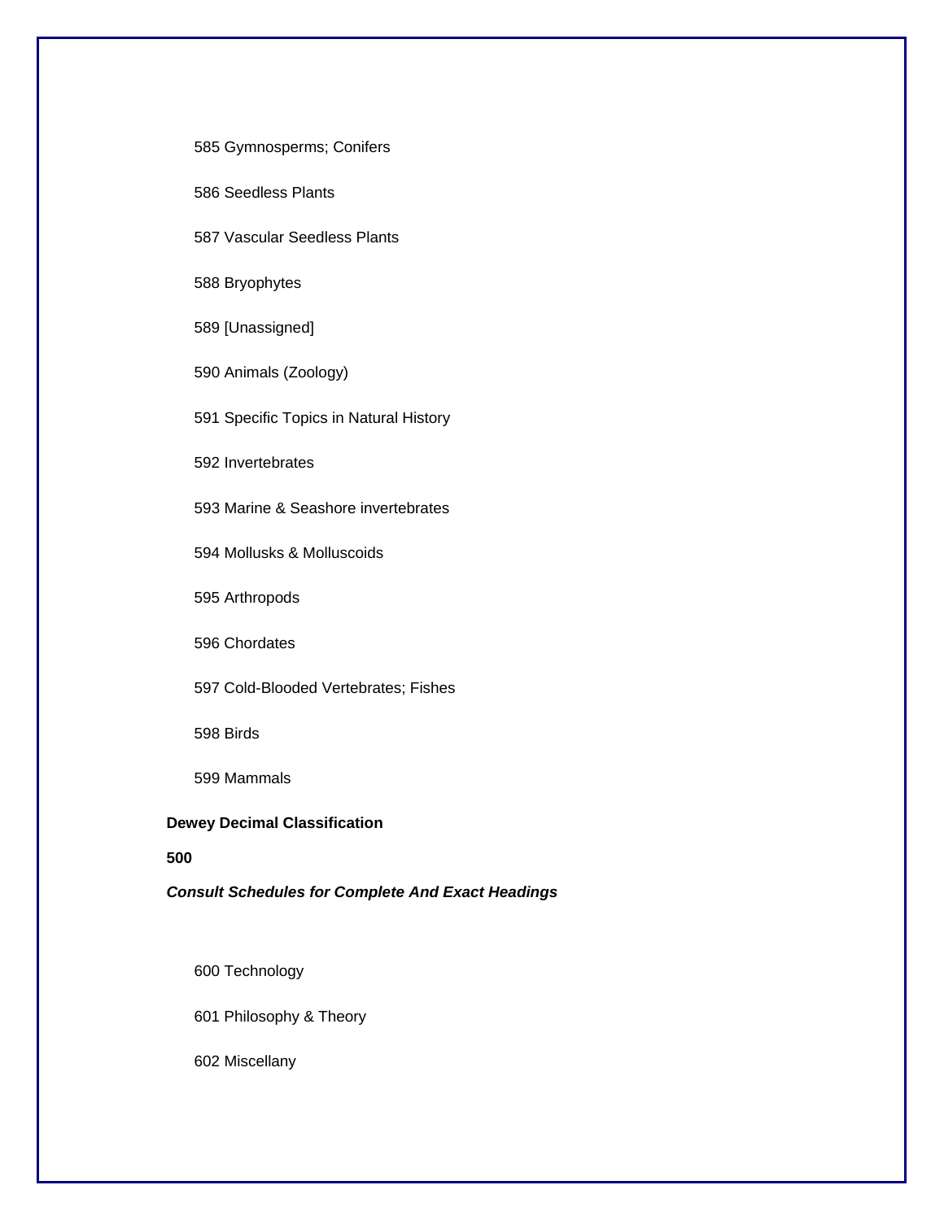585 Gymnosperms; Conifers

586 Seedless Plants

587 Vascular Seedless Plants

588 Bryophytes

589 [Unassigned]

590 Animals (Zoology)

591 Specific Topics in Natural History

592 Invertebrates

593 Marine & Seashore invertebrates

594 Mollusks & Molluscoids

595 Arthropods

596 Chordates

597 Cold-Blooded Vertebrates; Fishes

598 Birds

599 Mammals

**Dewey Decimal Classification**

**500**

***Consult Schedules for Complete And Exact Headings***

600 Technology

601 Philosophy & Theory

602 Miscellany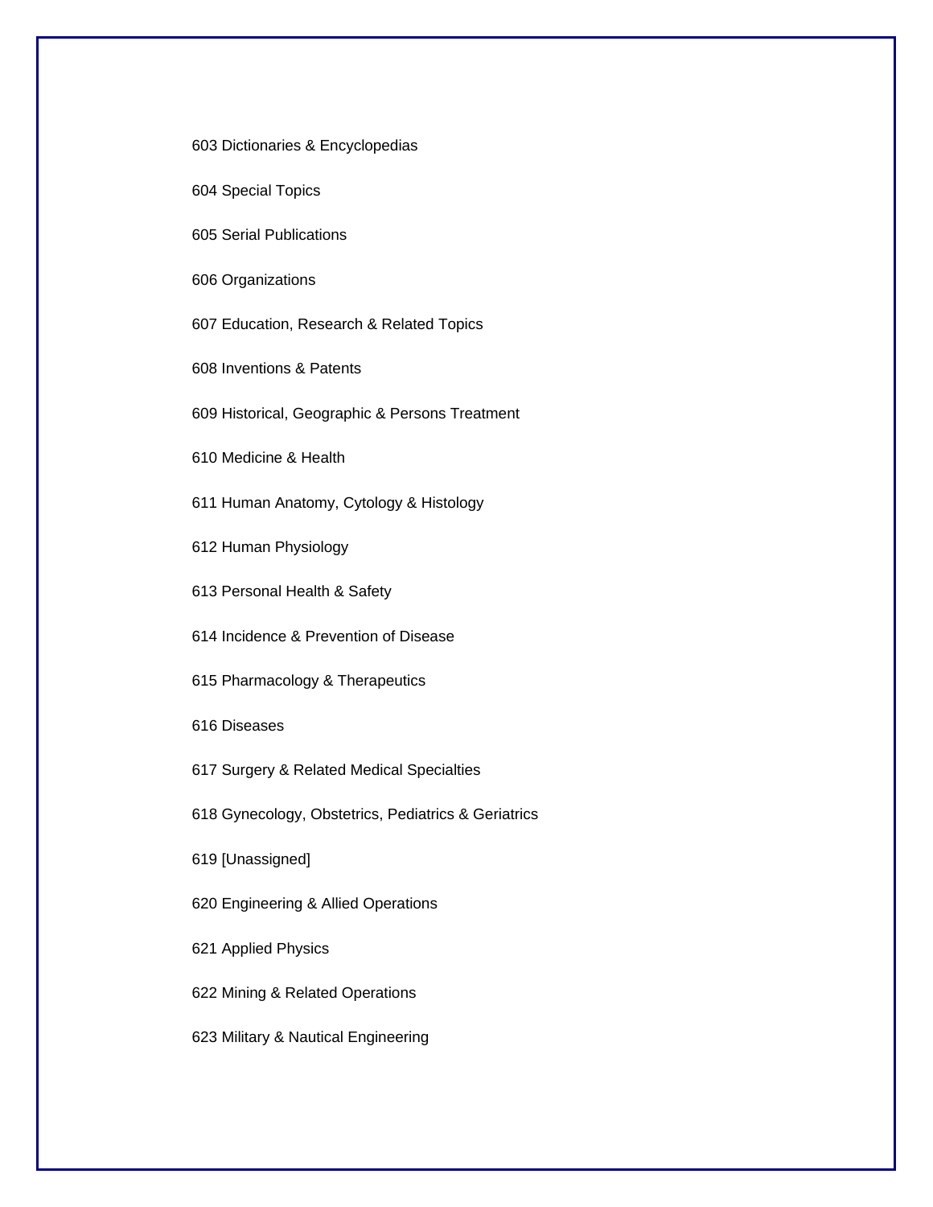603 Dictionaries & Encyclopedias

604 Special Topics

605 Serial Publications

606 Organizations

607 Education, Research & Related Topics

608 Inventions & Patents

609 Historical, Geographic & Persons Treatment

610 Medicine & Health

611 Human Anatomy, Cytology & Histology

612 Human Physiology

613 Personal Health & Safety

614 Incidence & Prevention of Disease

615 Pharmacology & Therapeutics

616 Diseases

617 Surgery & Related Medical Specialties

618 Gynecology, Obstetrics, Pediatrics & Geriatrics

619 [Unassigned]

620 Engineering & Allied Operations

621 Applied Physics

622 Mining & Related Operations

623 Military & Nautical Engineering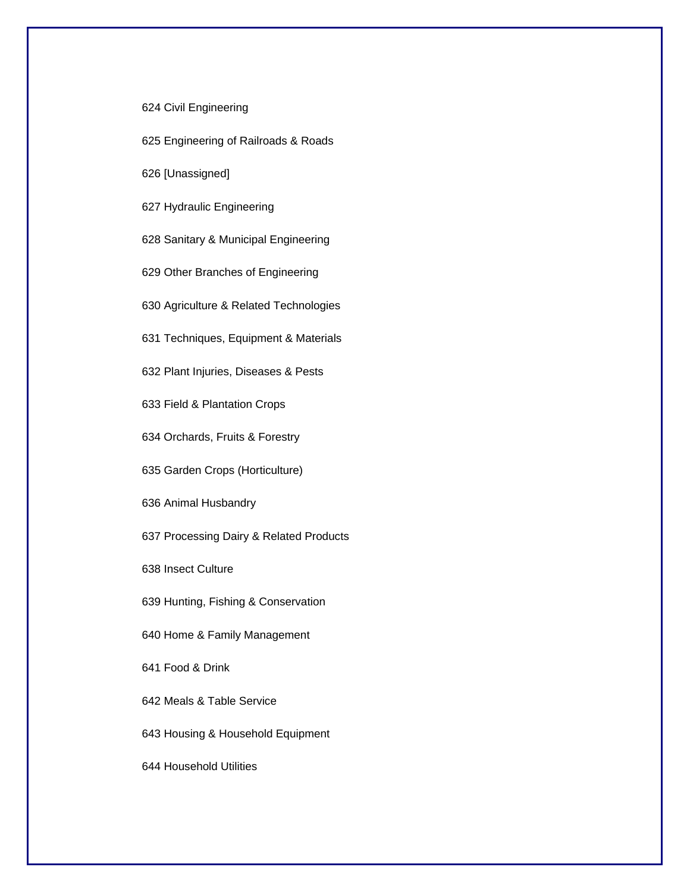624 Civil Engineering

625 Engineering of Railroads & Roads

626 [Unassigned]

627 Hydraulic Engineering

628 Sanitary & Municipal Engineering

629 Other Branches of Engineering

630 Agriculture & Related Technologies

631 Techniques, Equipment & Materials

632 Plant Injuries, Diseases & Pests

633 Field & Plantation Crops

634 Orchards, Fruits & Forestry

635 Garden Crops (Horticulture)

636 Animal Husbandry

637 Processing Dairy & Related Products

638 Insect Culture

639 Hunting, Fishing & Conservation

640 Home & Family Management

641 Food & Drink

642 Meals & Table Service

643 Housing & Household Equipment

644 Household Utilities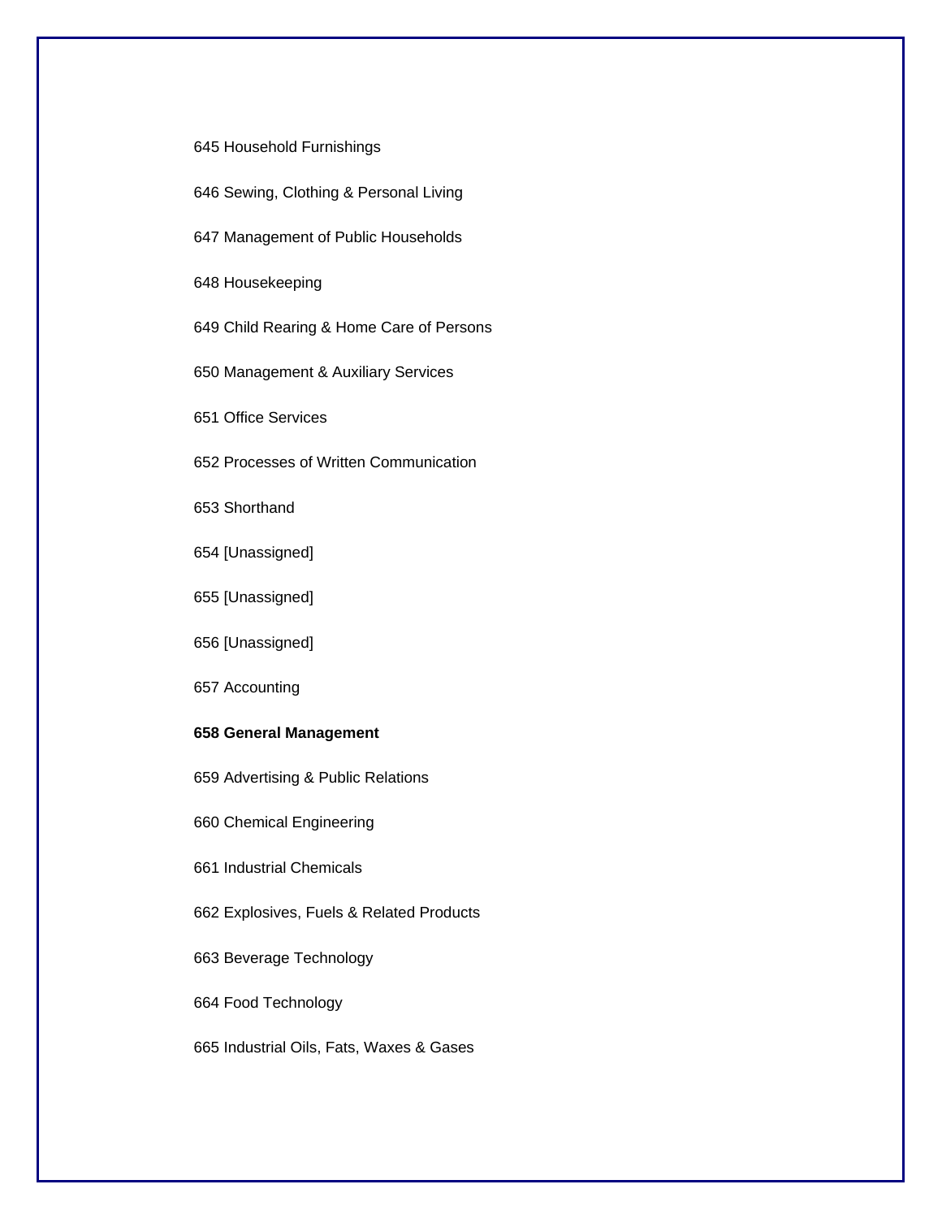645 Household Furnishings

646 Sewing, Clothing & Personal Living

647 Management of Public Households

648 Housekeeping

649 Child Rearing & Home Care of Persons

650 Management & Auxiliary Services

651 Office Services

652 Processes of Written Communication

653 Shorthand

654 [Unassigned]

655 [Unassigned]

656 [Unassigned]

657 Accounting

**658 General Management**

659 Advertising & Public Relations

660 Chemical Engineering

661 Industrial Chemicals

662 Explosives, Fuels & Related Products

663 Beverage Technology

664 Food Technology

665 Industrial Oils, Fats, Waxes & Gases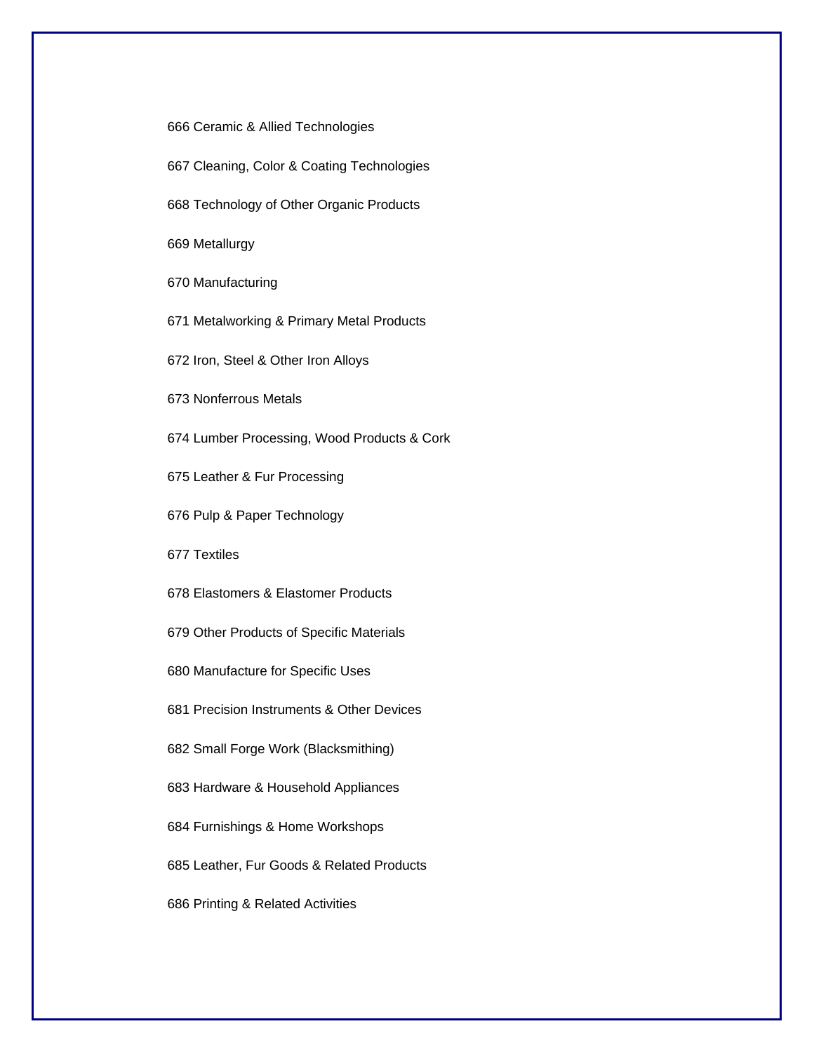666 Ceramic & Allied Technologies

667 Cleaning, Color & Coating Technologies

668 Technology of Other Organic Products

669 Metallurgy

670 Manufacturing

671 Metalworking & Primary Metal Products

672 Iron, Steel & Other Iron Alloys

673 Nonferrous Metals

674 Lumber Processing, Wood Products & Cork

675 Leather & Fur Processing

676 Pulp & Paper Technology

677 Textiles

678 Elastomers & Elastomer Products

679 Other Products of Specific Materials

680 Manufacture for Specific Uses

681 Precision Instruments & Other Devices

682 Small Forge Work (Blacksmithing)

683 Hardware & Household Appliances

684 Furnishings & Home Workshops

685 Leather, Fur Goods & Related Products

686 Printing & Related Activities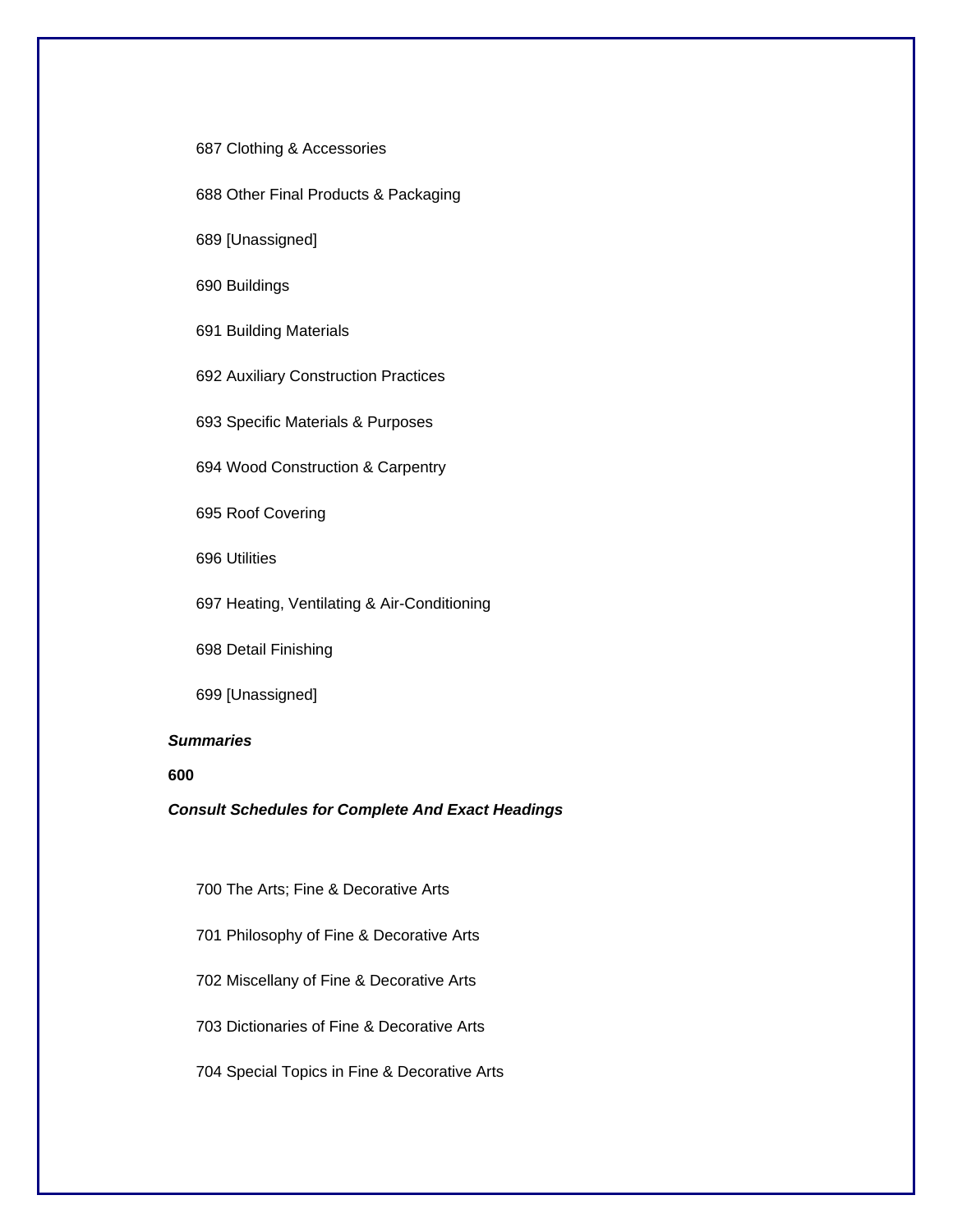687 Clothing & Accessories

688 Other Final Products & Packaging

689 [Unassigned]

690 Buildings

691 Building Materials

692 Auxiliary Construction Practices

693 Specific Materials & Purposes

694 Wood Construction & Carpentry

695 Roof Covering

696 Utilities

697 Heating, Ventilating & Air-Conditioning

698 Detail Finishing

699 [Unassigned]

***Summaries***

**600**

***Consult Schedules for Complete And Exact Headings***

700 The Arts; Fine & Decorative Arts

701 Philosophy of Fine & Decorative Arts

702 Miscellany of Fine & Decorative Arts

703 Dictionaries of Fine & Decorative Arts

704 Special Topics in Fine & Decorative Arts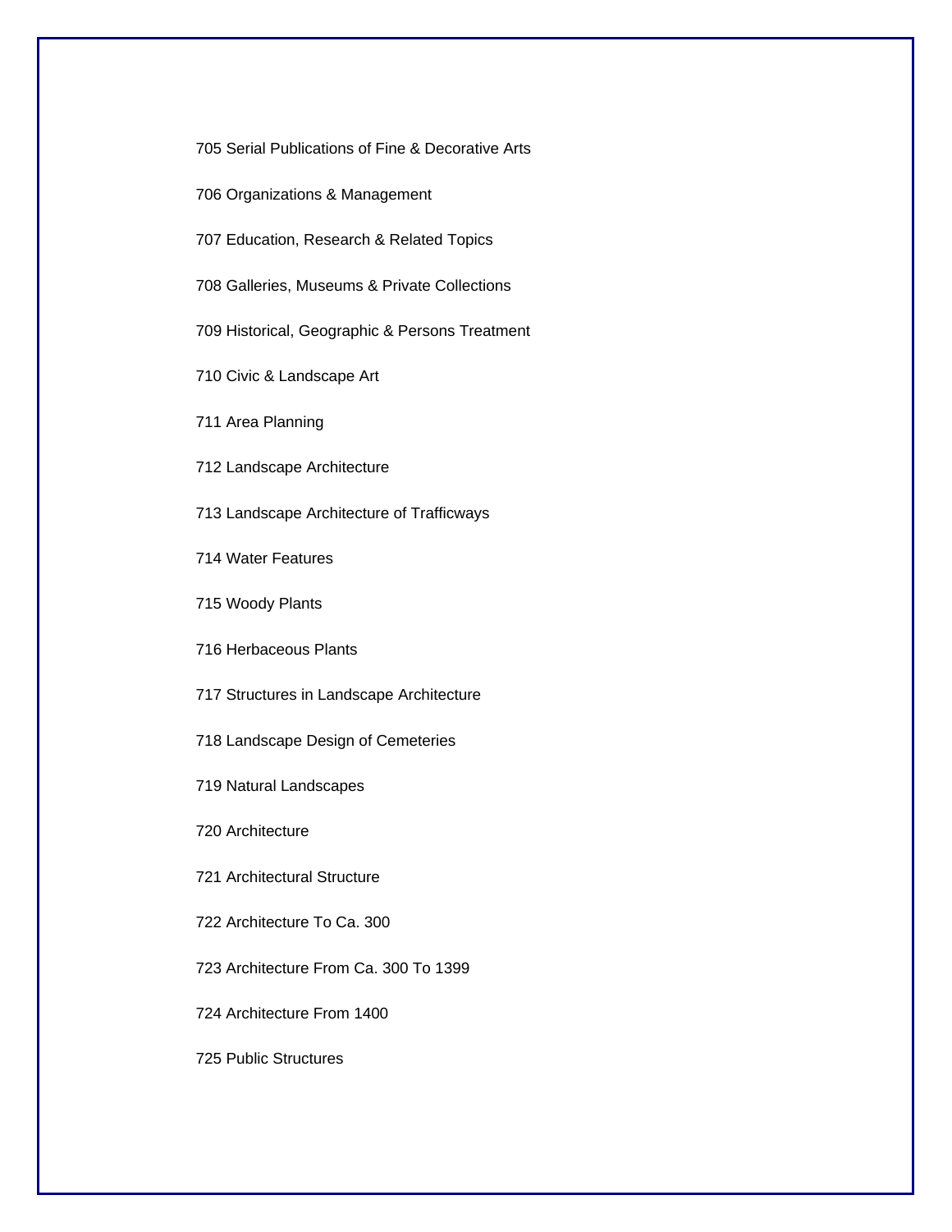705 Serial Publications of Fine & Decorative Arts

706 Organizations & Management

707 Education, Research & Related Topics

708 Galleries, Museums & Private Collections

709 Historical, Geographic & Persons Treatment

710 Civic & Landscape Art

711 Area Planning

712 Landscape Architecture

713 Landscape Architecture of Trafficways

714 Water Features

715 Woody Plants

716 Herbaceous Plants

717 Structures in Landscape Architecture

718 Landscape Design of Cemeteries

719 Natural Landscapes

720 Architecture

721 Architectural Structure

722 Architecture To Ca. 300

723 Architecture From Ca. 300 To 1399

724 Architecture From 1400

725 Public Structures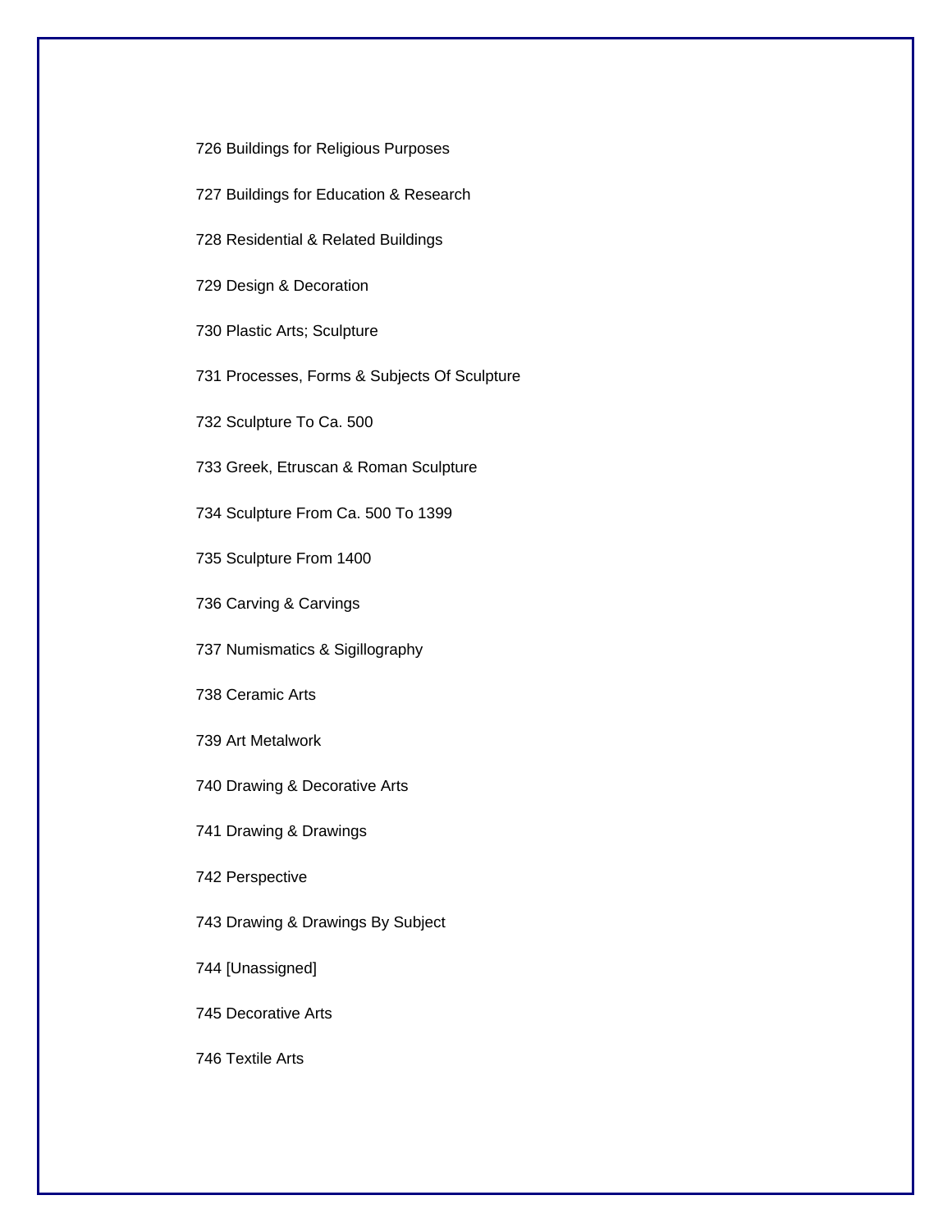726 Buildings for Religious Purposes

727 Buildings for Education & Research

728 Residential & Related Buildings

729 Design & Decoration

730 Plastic Arts; Sculpture

731 Processes, Forms & Subjects Of Sculpture

732 Sculpture To Ca. 500

733 Greek, Etruscan & Roman Sculpture

734 Sculpture From Ca. 500 To 1399

735 Sculpture From 1400

736 Carving & Carvings

737 Numismatics & Sigillography

738 Ceramic Arts

739 Art Metalwork

740 Drawing & Decorative Arts

741 Drawing & Drawings

742 Perspective

743 Drawing & Drawings By Subject

744 [Unassigned]

745 Decorative Arts

746 Textile Arts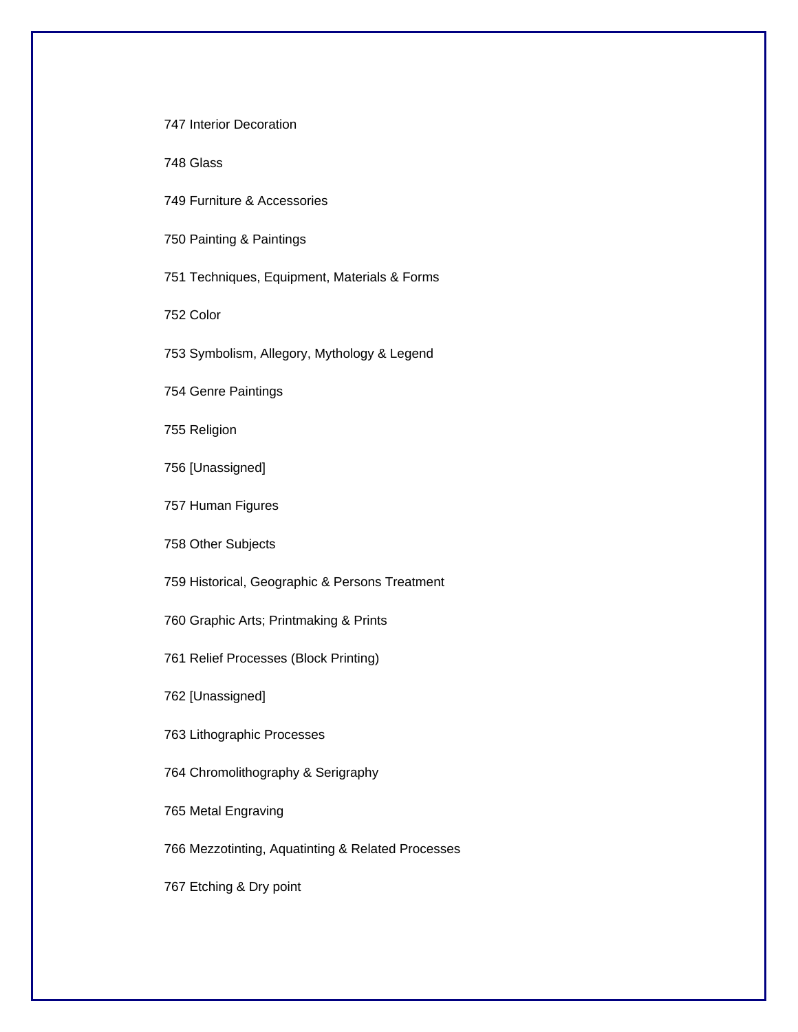747 Interior Decoration

748 Glass

749 Furniture & Accessories

750 Painting & Paintings

751 Techniques, Equipment, Materials & Forms

752 Color

753 Symbolism, Allegory, Mythology & Legend

754 Genre Paintings

755 Religion

756 [Unassigned]

757 Human Figures

758 Other Subjects

759 Historical, Geographic & Persons Treatment

760 Graphic Arts; Printmaking & Prints

761 Relief Processes (Block Printing)

762 [Unassigned]

763 Lithographic Processes

764 Chromolithography & Serigraphy

765 Metal Engraving

766 Mezzotinting, Aquatinting & Related Processes

767 Etching & Dry point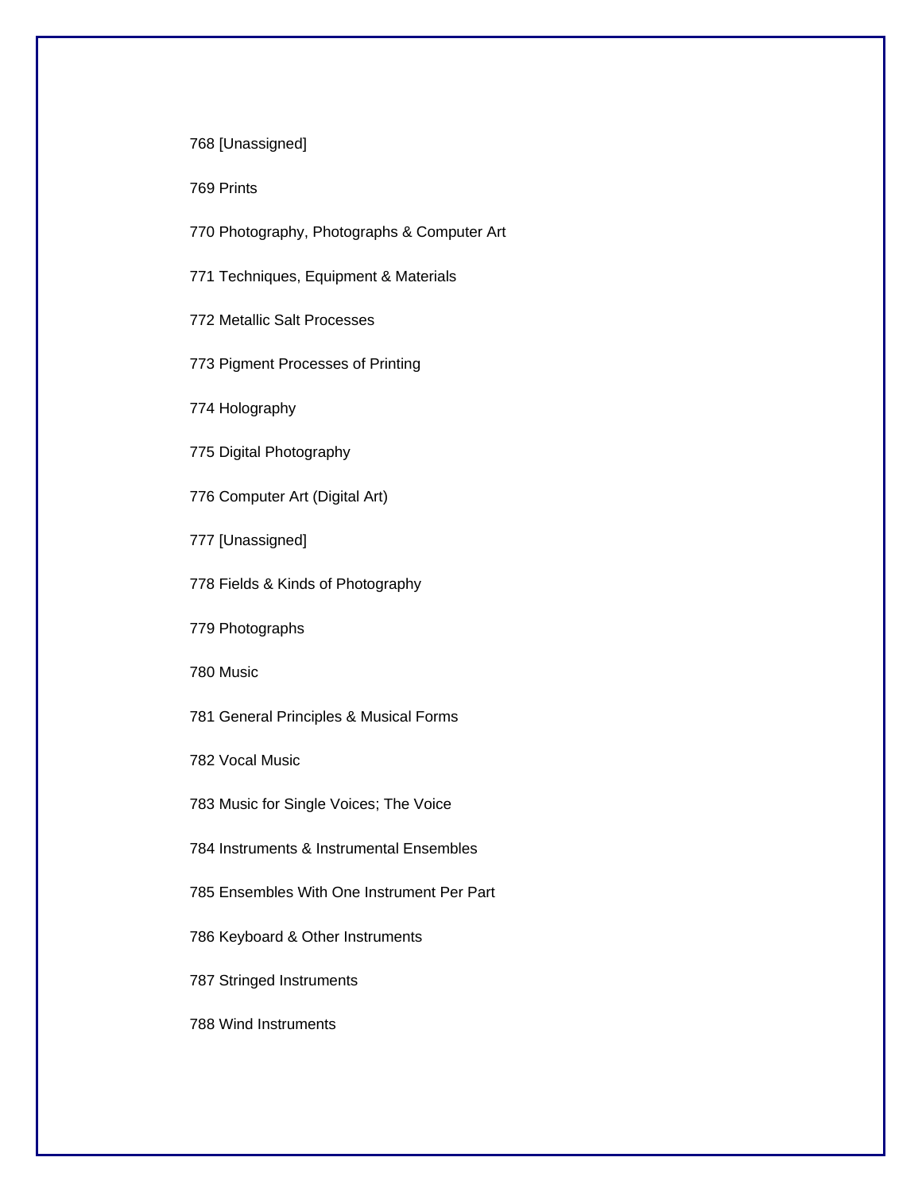768 [Unassigned]

769 Prints

770 Photography, Photographs & Computer Art

771 Techniques, Equipment & Materials

772 Metallic Salt Processes

773 Pigment Processes of Printing

774 Holography

775 Digital Photography

776 Computer Art (Digital Art)

777 [Unassigned]

778 Fields & Kinds of Photography

779 Photographs

780 Music

781 General Principles & Musical Forms

782 Vocal Music

783 Music for Single Voices; The Voice

784 Instruments & Instrumental Ensembles

785 Ensembles With One Instrument Per Part

786 Keyboard & Other Instruments

787 Stringed Instruments

788 Wind Instruments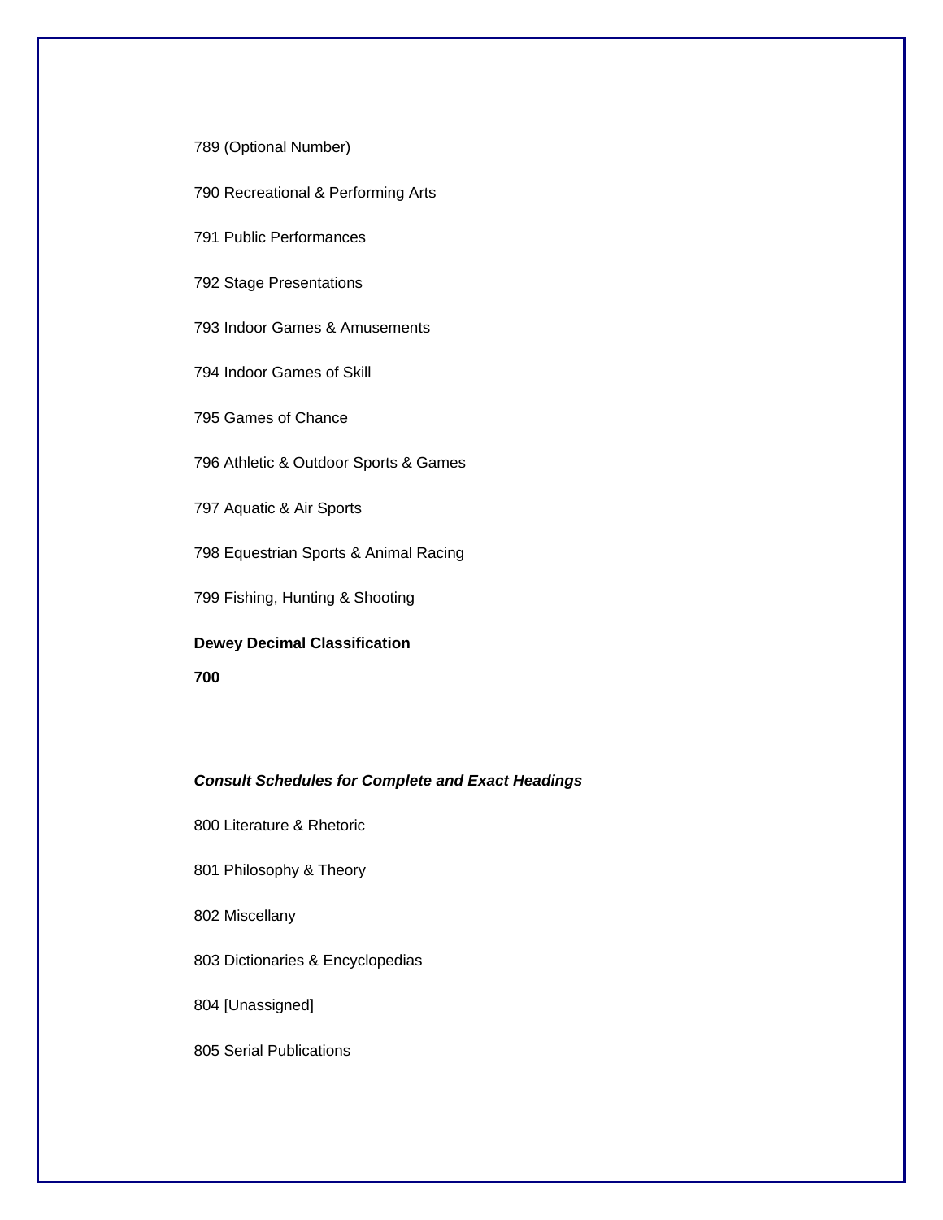789 (Optional Number)

790 Recreational & Performing Arts

791 Public Performances

792 Stage Presentations

793 Indoor Games & Amusements

794 Indoor Games of Skill

795 Games of Chance

796 Athletic & Outdoor Sports & Games

797 Aquatic & Air Sports

798 Equestrian Sports & Animal Racing

799 Fishing, Hunting & Shooting

**Dewey Decimal Classification**

**700**

***Consult Schedules for Complete and Exact Headings***

800 Literature & Rhetoric

801 Philosophy & Theory

802 Miscellany

803 Dictionaries & Encyclopedias

804 [Unassigned]

805 Serial Publications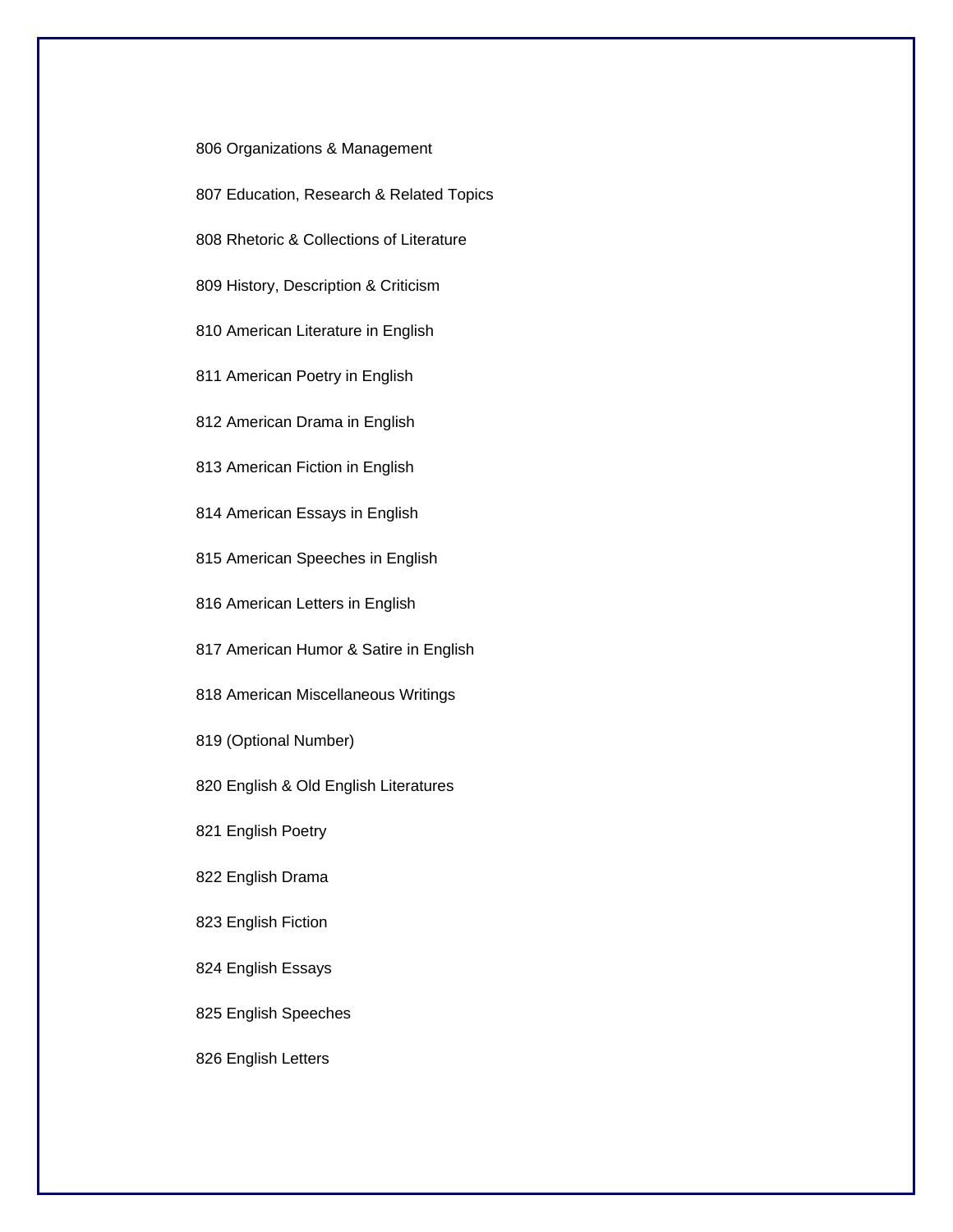806 Organizations & Management

807 Education, Research & Related Topics

808 Rhetoric & Collections of Literature

809 History, Description & Criticism

810 American Literature in English

811 American Poetry in English

812 American Drama in English

813 American Fiction in English

814 American Essays in English

815 American Speeches in English

816 American Letters in English

817 American Humor & Satire in English

818 American Miscellaneous Writings

819 (Optional Number)

820 English & Old English Literatures

821 English Poetry

822 English Drama

823 English Fiction

824 English Essays

825 English Speeches

826 English Letters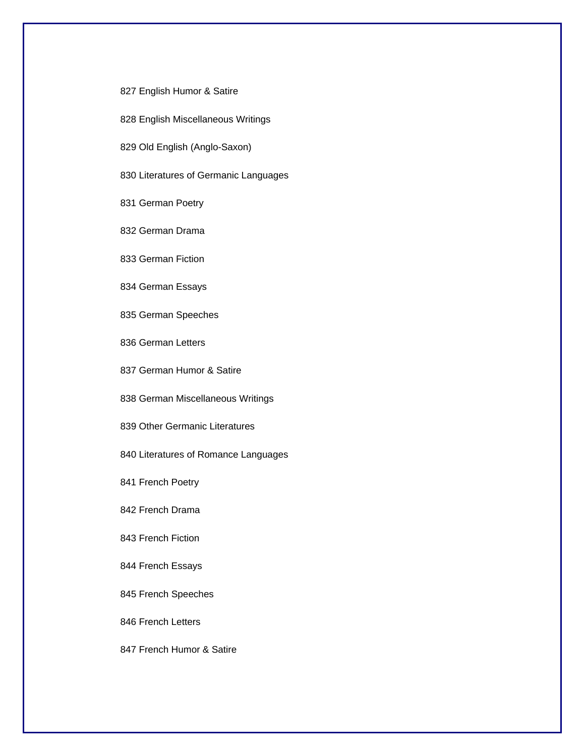827 English Humor & Satire

828 English Miscellaneous Writings

829 Old English (Anglo-Saxon)

830 Literatures of Germanic Languages

831 German Poetry

832 German Drama

833 German Fiction

834 German Essays

835 German Speeches

836 German Letters

837 German Humor & Satire

838 German Miscellaneous Writings

839 Other Germanic Literatures

840 Literatures of Romance Languages

841 French Poetry

842 French Drama

843 French Fiction

844 French Essays

845 French Speeches

846 French Letters

847 French Humor & Satire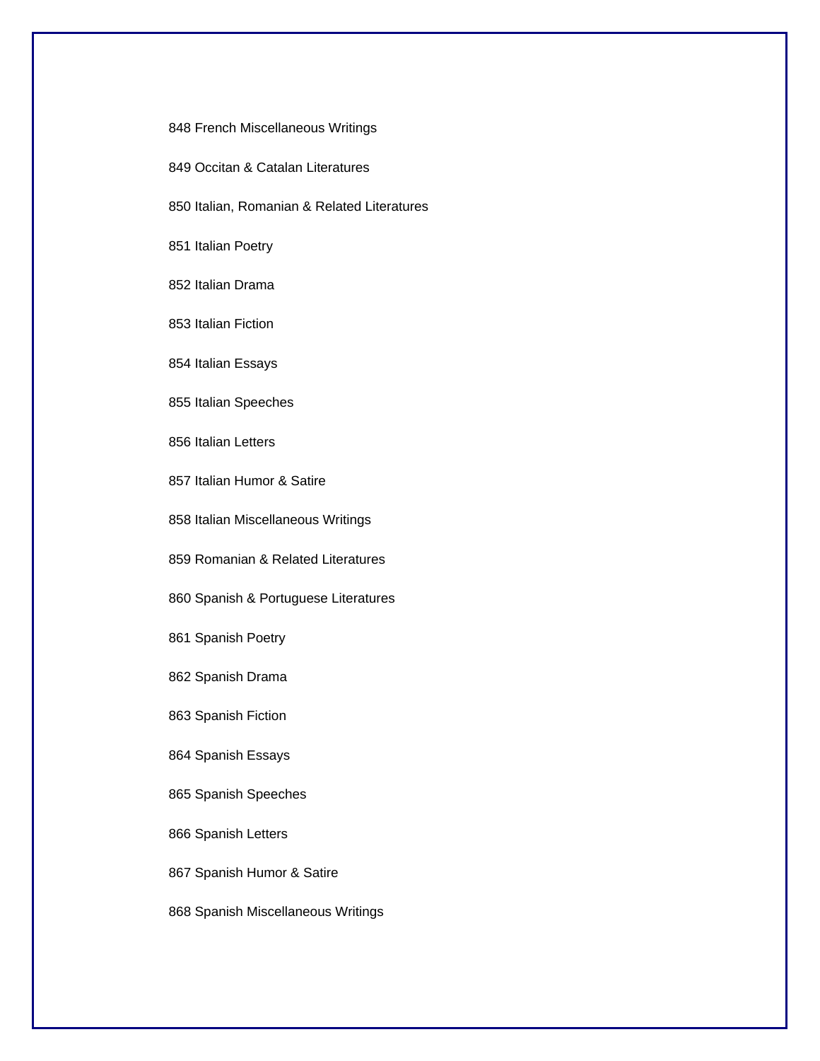848 French Miscellaneous Writings

849 Occitan & Catalan Literatures

850 Italian, Romanian & Related Literatures

851 Italian Poetry

852 Italian Drama

853 Italian Fiction

854 Italian Essays

855 Italian Speeches

856 Italian Letters

857 Italian Humor & Satire

858 Italian Miscellaneous Writings

859 Romanian & Related Literatures

860 Spanish & Portuguese Literatures

861 Spanish Poetry

862 Spanish Drama

863 Spanish Fiction

864 Spanish Essays

865 Spanish Speeches

866 Spanish Letters

867 Spanish Humor & Satire

868 Spanish Miscellaneous Writings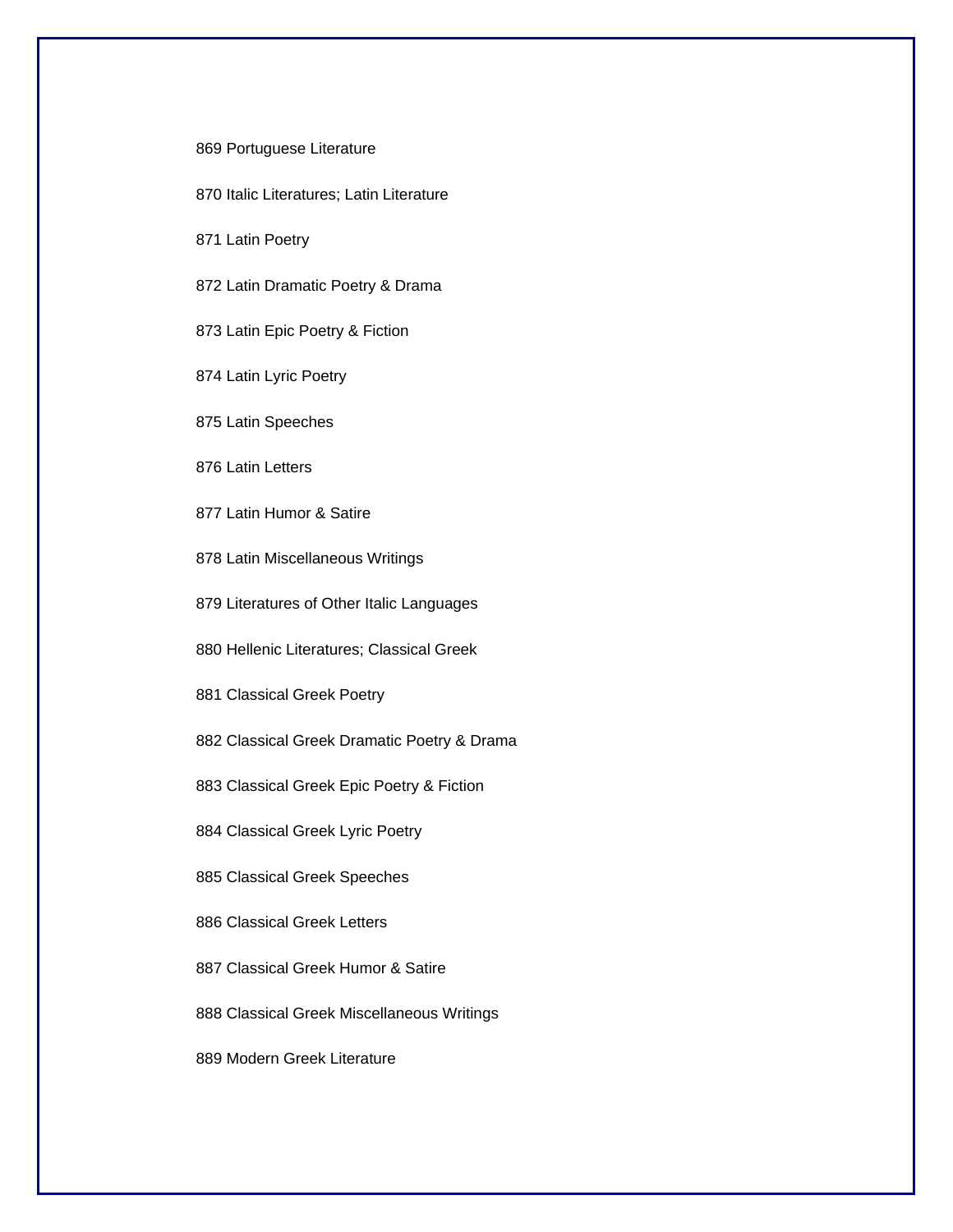869 Portuguese Literature

870 Italic Literatures; Latin Literature

871 Latin Poetry

872 Latin Dramatic Poetry & Drama

873 Latin Epic Poetry & Fiction

874 Latin Lyric Poetry

875 Latin Speeches

876 Latin Letters

877 Latin Humor & Satire

878 Latin Miscellaneous Writings

879 Literatures of Other Italic Languages

880 Hellenic Literatures; Classical Greek

881 Classical Greek Poetry

882 Classical Greek Dramatic Poetry & Drama

883 Classical Greek Epic Poetry & Fiction

884 Classical Greek Lyric Poetry

885 Classical Greek Speeches

886 Classical Greek Letters

887 Classical Greek Humor & Satire

888 Classical Greek Miscellaneous Writings

889 Modern Greek Literature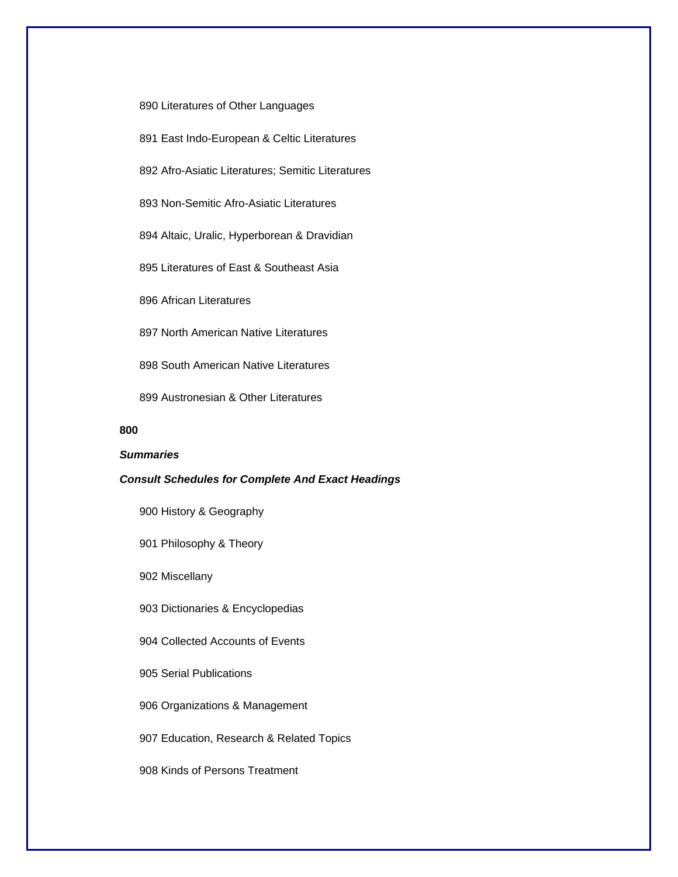890 Literatures of Other Languages

891 East Indo-European & Celtic Literatures

892 Afro-Asiatic Literatures; Semitic Literatures

893 Non-Semitic Afro-Asiatic Literatures

894 Altaic, Uralic, Hyperborean & Dravidian

895 Literatures of East & Southeast Asia

896 African Literatures

897 North American Native Literatures

898 South American Native Literatures

899 Austronesian & Other Literatures

**800**

***Summaries***

***Consult Schedules for Complete And Exact Headings***

900 History & Geography

901 Philosophy & Theory

902 Miscellany

903 Dictionaries & Encyclopedias

904 Collected Accounts of Events

905 Serial Publications

906 Organizations & Management

907 Education, Research & Related Topics

908 Kinds of Persons Treatment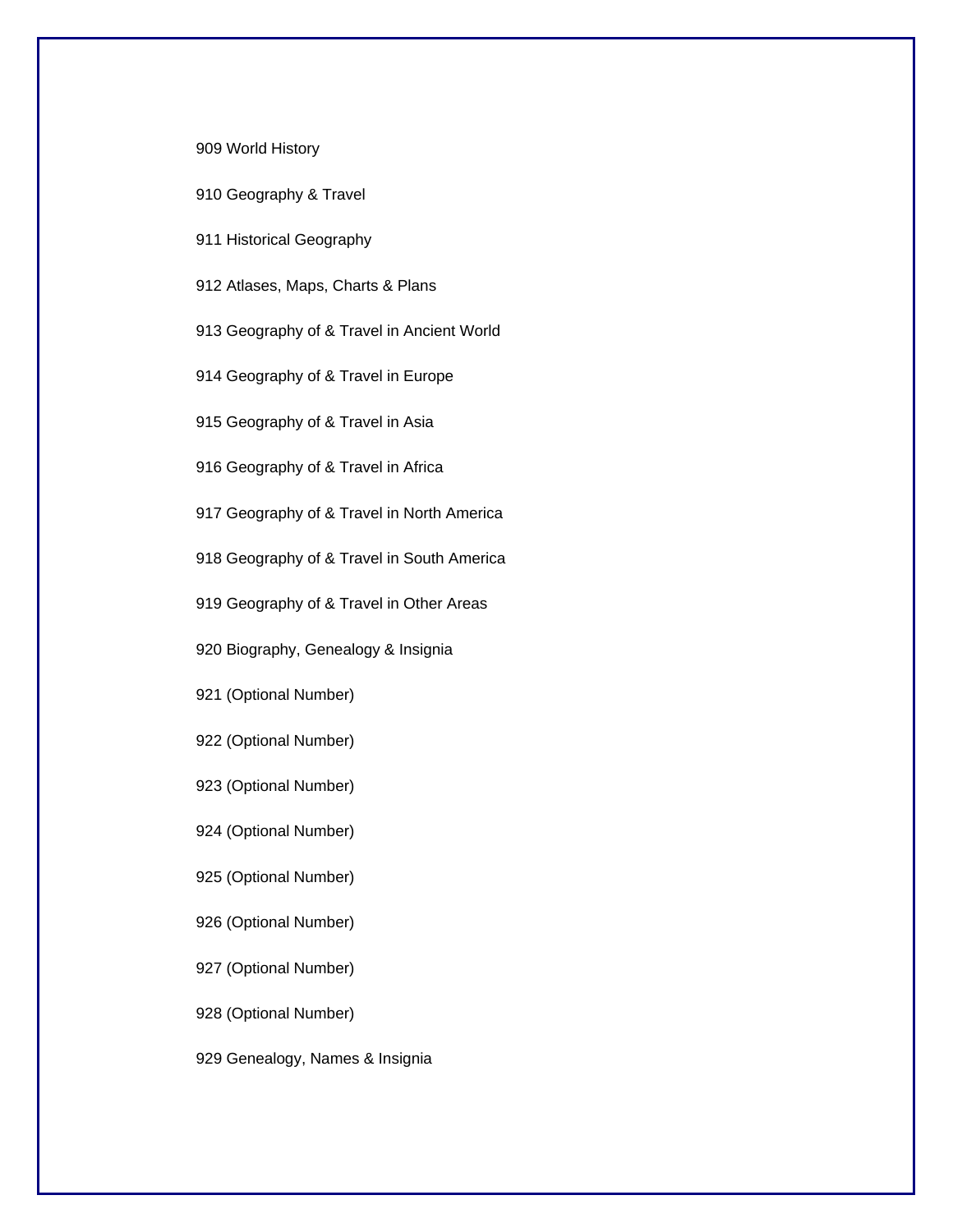909 World History

910 Geography & Travel

911 Historical Geography

912 Atlases, Maps, Charts & Plans

913 Geography of & Travel in Ancient World

914 Geography of & Travel in Europe

915 Geography of & Travel in Asia

916 Geography of & Travel in Africa

917 Geography of & Travel in North America

918 Geography of & Travel in South America

919 Geography of & Travel in Other Areas

920 Biography, Genealogy & Insignia

921 (Optional Number)

922 (Optional Number)

923 (Optional Number)

924 (Optional Number)

925 (Optional Number)

926 (Optional Number)

927 (Optional Number)

928 (Optional Number)

929 Genealogy, Names & Insignia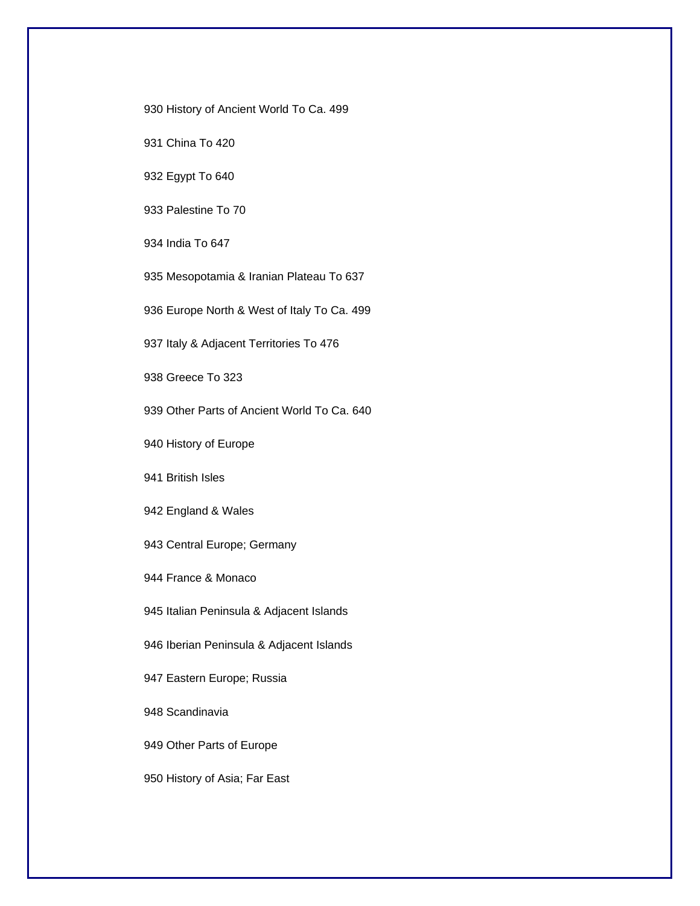930 History of Ancient World To Ca. 499

931 China To 420

932 Egypt To 640

933 Palestine To 70

934 India To 647

935 Mesopotamia & Iranian Plateau To 637

936 Europe North & West of Italy To Ca. 499

937 Italy & Adjacent Territories To 476

938 Greece To 323

939 Other Parts of Ancient World To Ca. 640

940 History of Europe

941 British Isles

942 England & Wales

943 Central Europe; Germany

944 France & Monaco

945 Italian Peninsula & Adjacent Islands

946 Iberian Peninsula & Adjacent Islands

947 Eastern Europe; Russia

948 Scandinavia

949 Other Parts of Europe

950 History of Asia; Far East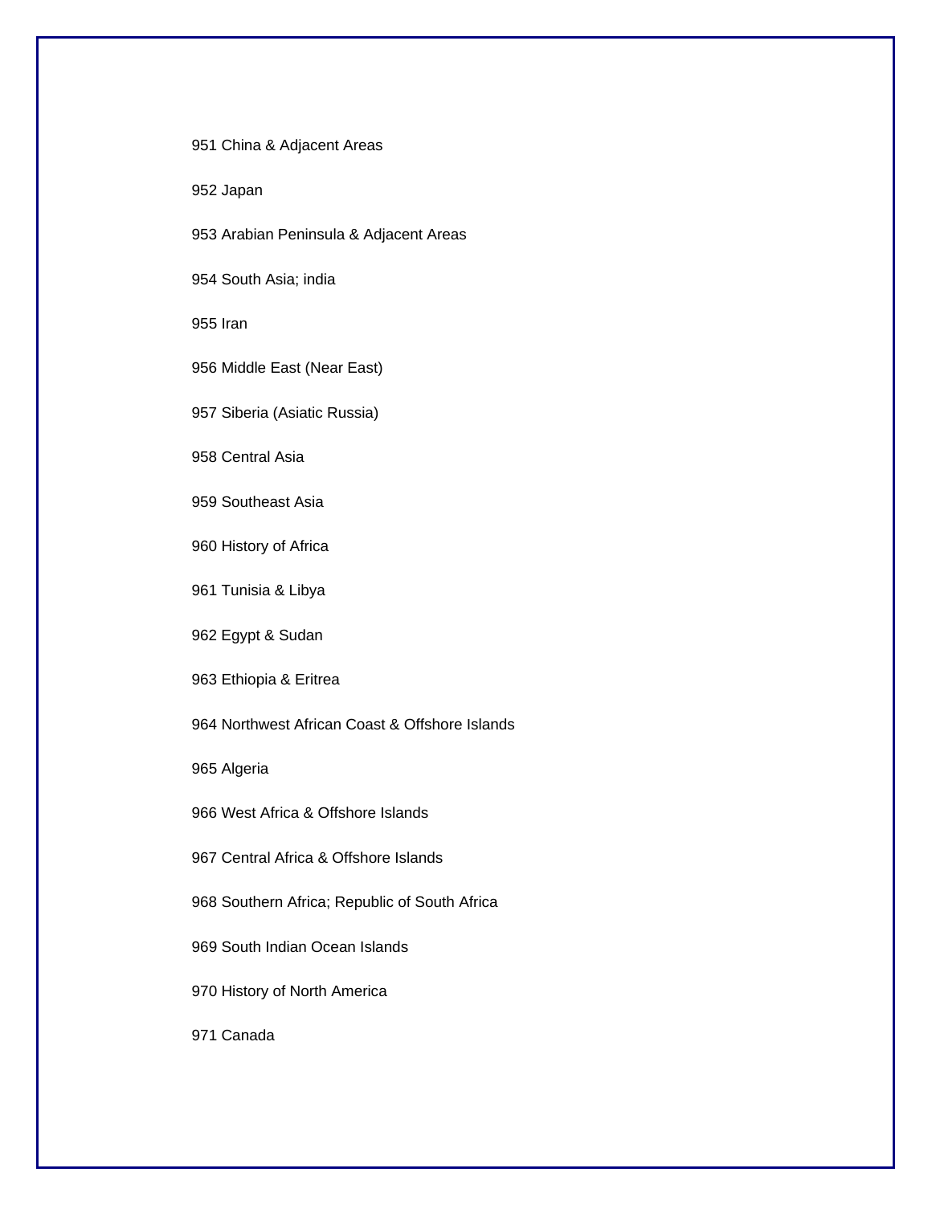951 China & Adjacent Areas

952 Japan

953 Arabian Peninsula & Adjacent Areas

954 South Asia; india

955 Iran

956 Middle East (Near East)

957 Siberia (Asiatic Russia)

958 Central Asia

959 Southeast Asia

960 History of Africa

961 Tunisia & Libya

962 Egypt & Sudan

963 Ethiopia & Eritrea

964 Northwest African Coast & Offshore Islands

965 Algeria

966 West Africa & Offshore Islands

967 Central Africa & Offshore Islands

968 Southern Africa; Republic of South Africa

969 South Indian Ocean Islands

970 History of North America

971 Canada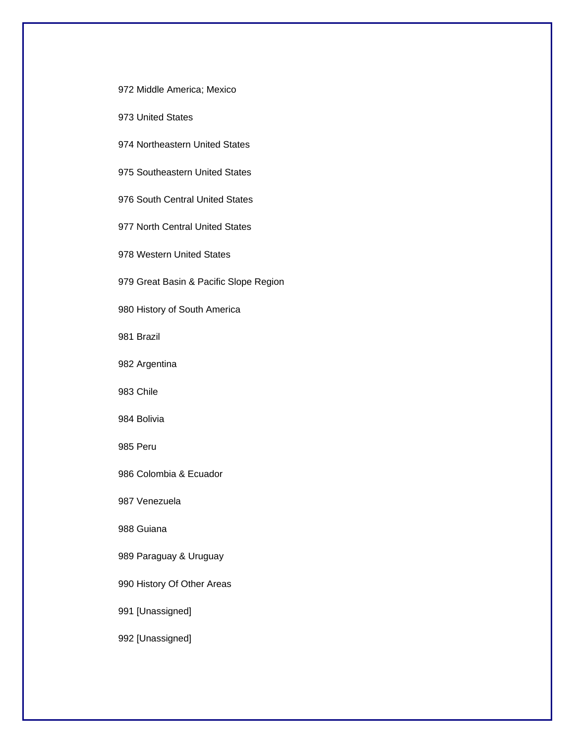972 Middle America; Mexico

973 United States

974 Northeastern United States

975 Southeastern United States

976 South Central United States

977 North Central United States

978 Western United States

979 Great Basin & Pacific Slope Region

980 History of South America

981 Brazil

982 Argentina

983 Chile

984 Bolivia

985 Peru

986 Colombia & Ecuador

987 Venezuela

988 Guiana

989 Paraguay & Uruguay

990 History Of Other Areas

991 [Unassigned]

992 [Unassigned]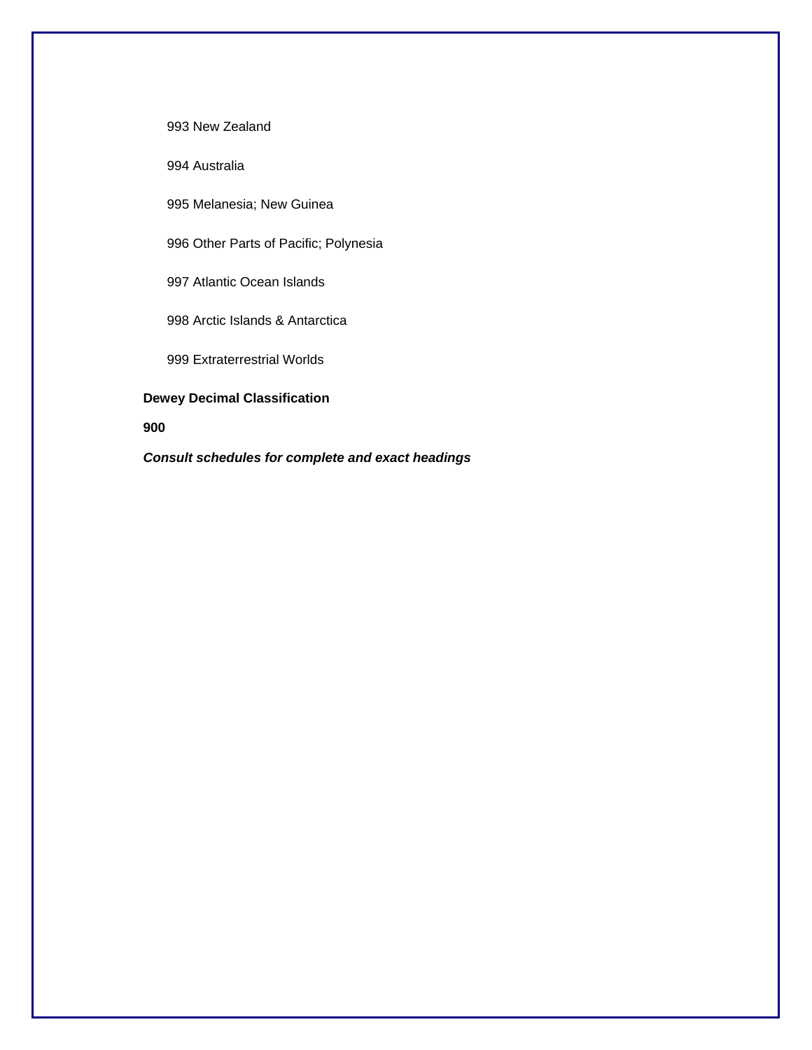993 New Zealand

994 Australia

995 Melanesia; New Guinea

996 Other Parts of Pacific; Polynesia

997 Atlantic Ocean Islands

998 Arctic Islands & Antarctica

999 Extraterrestrial Worlds

**Dewey Decimal Classification**

**900**

***Consult schedules for complete and exact headings***